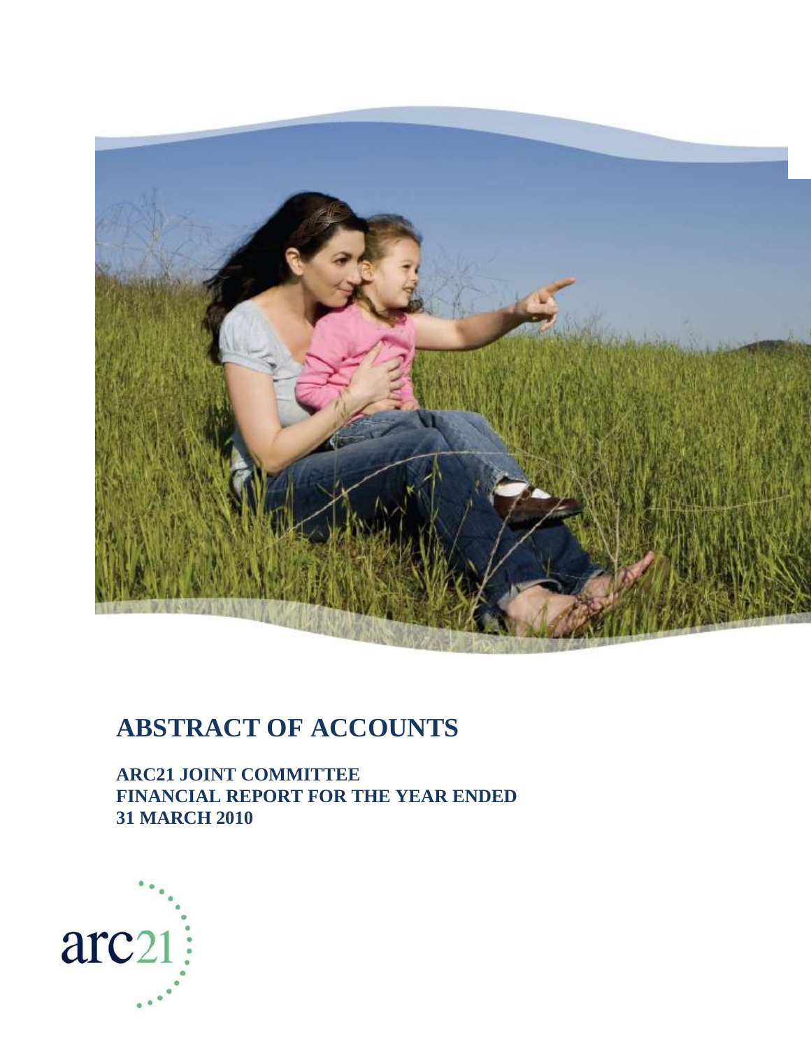# ABSTRACT OF ACCOUNTS

**ARC21 JOINT COMMITTEE**
**FINANCIAL REPORT FOR THE YEAR ENDED**
**31 MARCH 2010**

arc21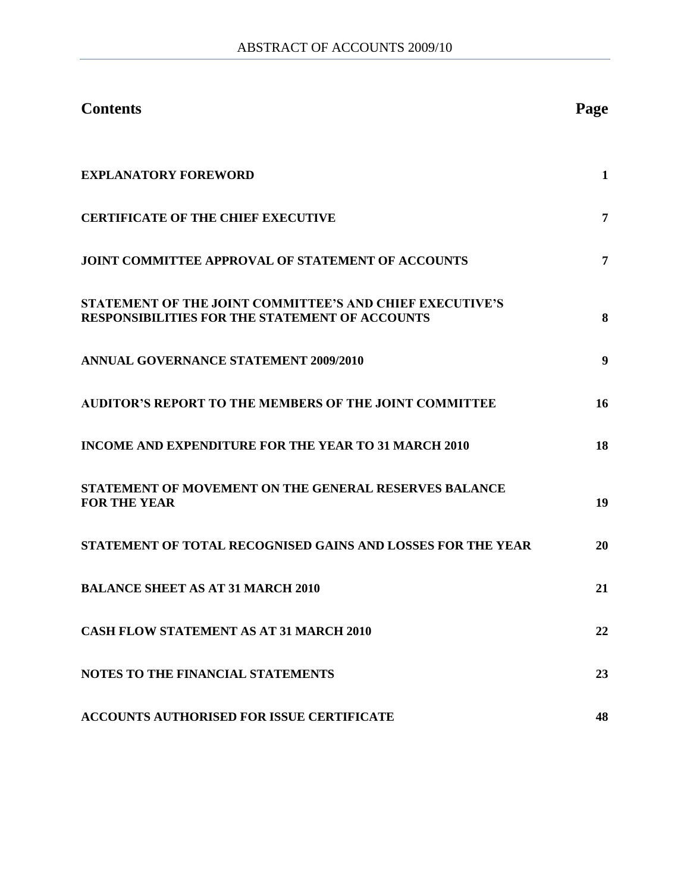## Contents

| Contents | Page |
|---|---|
| **EXPLANATORY FOREWORD** | **1** |
| **CERTIFICATE OF THE CHIEF EXECUTIVE** | **7** |
| **JOINT COMMITTEE APPROVAL OF STATEMENT OF ACCOUNTS** | **7** |
| **STATEMENT OF THE JOINT COMMITTEE'S AND CHIEF EXECUTIVE'S RESPONSIBILITIES FOR THE STATEMENT OF ACCOUNTS** | **8** |
| **ANNUAL GOVERNANCE STATEMENT 2009/2010** | **9** |
| **AUDITOR'S REPORT TO THE MEMBERS OF THE JOINT COMMITTEE** | **16** |
| **INCOME AND EXPENDITURE FOR THE YEAR TO 31 MARCH 2010** | **18** |
| **STATEMENT OF MOVEMENT ON THE GENERAL RESERVES BALANCE FOR THE YEAR** | **19** |
| **STATEMENT OF TOTAL RECOGNISED GAINS AND LOSSES FOR THE YEAR** | **20** |
| **BALANCE SHEET AS AT 31 MARCH 2010** | **21** |
| **CASH FLOW STATEMENT AS AT 31 MARCH 2010** | **22** |
| **NOTES TO THE FINANCIAL STATEMENTS** | **23** |
| **ACCOUNTS AUTHORISED FOR ISSUE CERTIFICATE** | **48** |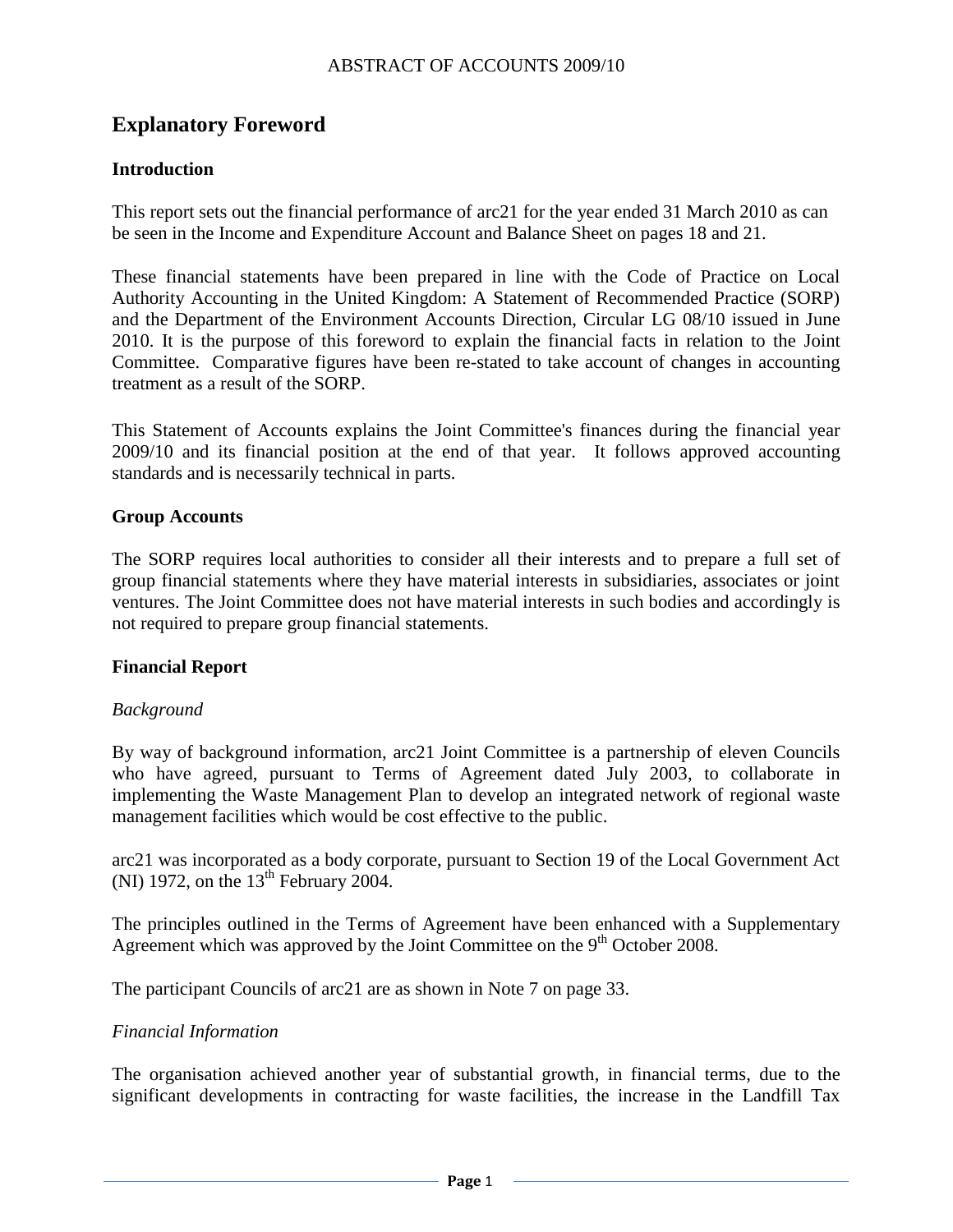# Explanatory Foreword

## Introduction

This report sets out the financial performance of arc21 for the year ended 31 March 2010 as can be seen in the Income and Expenditure Account and Balance Sheet on pages 18 and 21.

These financial statements have been prepared in line with the Code of Practice on Local Authority Accounting in the United Kingdom: A Statement of Recommended Practice (SORP) and the Department of the Environment Accounts Direction, Circular LG 08/10 issued in June 2010. It is the purpose of this foreword to explain the financial facts in relation to the Joint Committee. Comparative figures have been re-stated to take account of changes in accounting treatment as a result of the SORP.

This Statement of Accounts explains the Joint Committee's finances during the financial year 2009/10 and its financial position at the end of that year. It follows approved accounting standards and is necessarily technical in parts.

## Group Accounts

The SORP requires local authorities to consider all their interests and to prepare a full set of group financial statements where they have material interests in subsidiaries, associates or joint ventures. The Joint Committee does not have material interests in such bodies and accordingly is not required to prepare group financial statements.

## Financial Report

### *Background*

By way of background information, arc21 Joint Committee is a partnership of eleven Councils who have agreed, pursuant to Terms of Agreement dated July 2003, to collaborate in implementing the Waste Management Plan to develop an integrated network of regional waste management facilities which would be cost effective to the public.

arc21 was incorporated as a body corporate, pursuant to Section 19 of the Local Government Act (NI) 1972, on the 13th February 2004.

The principles outlined in the Terms of Agreement have been enhanced with a Supplementary Agreement which was approved by the Joint Committee on the 9th October 2008.

The participant Councils of arc21 are as shown in Note 7 on page 33.

### *Financial Information*

The organisation achieved another year of substantial growth, in financial terms, due to the significant developments in contracting for waste facilities, the increase in the Landfill Tax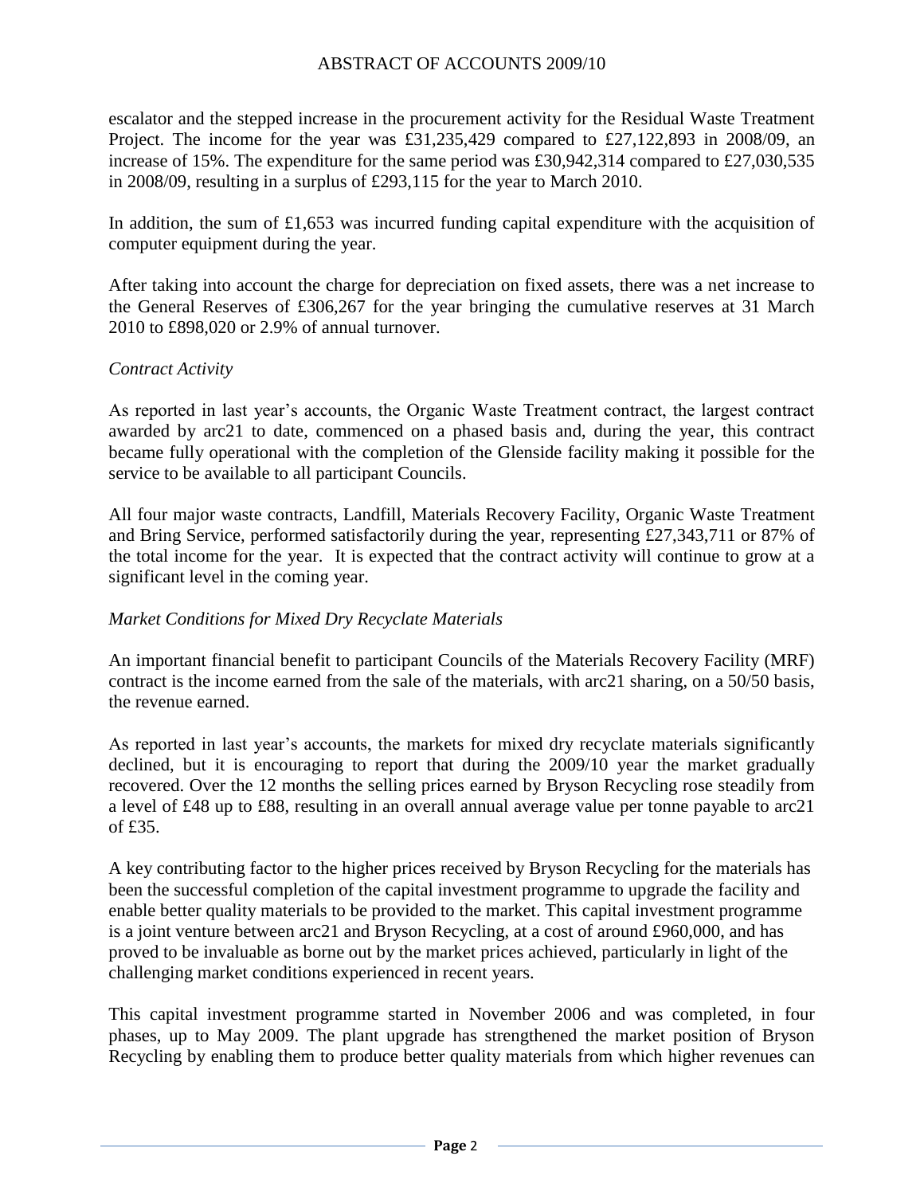escalator and the stepped increase in the procurement activity for the Residual Waste Treatment Project. The income for the year was £31,235,429 compared to £27,122,893 in 2008/09, an increase of 15%. The expenditure for the same period was £30,942,314 compared to £27,030,535 in 2008/09, resulting in a surplus of £293,115 for the year to March 2010.

In addition, the sum of £1,653 was incurred funding capital expenditure with the acquisition of computer equipment during the year.

After taking into account the charge for depreciation on fixed assets, there was a net increase to the General Reserves of £306,267 for the year bringing the cumulative reserves at 31 March 2010 to £898,020 or 2.9% of annual turnover.

*Contract Activity*

As reported in last year's accounts, the Organic Waste Treatment contract, the largest contract awarded by arc21 to date, commenced on a phased basis and, during the year, this contract became fully operational with the completion of the Glenside facility making it possible for the service to be available to all participant Councils.

All four major waste contracts, Landfill, Materials Recovery Facility, Organic Waste Treatment and Bring Service, performed satisfactorily during the year, representing £27,343,711 or 87% of the total income for the year. It is expected that the contract activity will continue to grow at a significant level in the coming year.

*Market Conditions for Mixed Dry Recyclate Materials*

An important financial benefit to participant Councils of the Materials Recovery Facility (MRF) contract is the income earned from the sale of the materials, with arc21 sharing, on a 50/50 basis, the revenue earned.

As reported in last year's accounts, the markets for mixed dry recyclate materials significantly declined, but it is encouraging to report that during the 2009/10 year the market gradually recovered. Over the 12 months the selling prices earned by Bryson Recycling rose steadily from a level of £48 up to £88, resulting in an overall annual average value per tonne payable to arc21 of £35.

A key contributing factor to the higher prices received by Bryson Recycling for the materials has been the successful completion of the capital investment programme to upgrade the facility and enable better quality materials to be provided to the market. This capital investment programme is a joint venture between arc21 and Bryson Recycling, at a cost of around £960,000, and has proved to be invaluable as borne out by the market prices achieved, particularly in light of the challenging market conditions experienced in recent years.

This capital investment programme started in November 2006 and was completed, in four phases, up to May 2009. The plant upgrade has strengthened the market position of Bryson Recycling by enabling them to produce better quality materials from which higher revenues can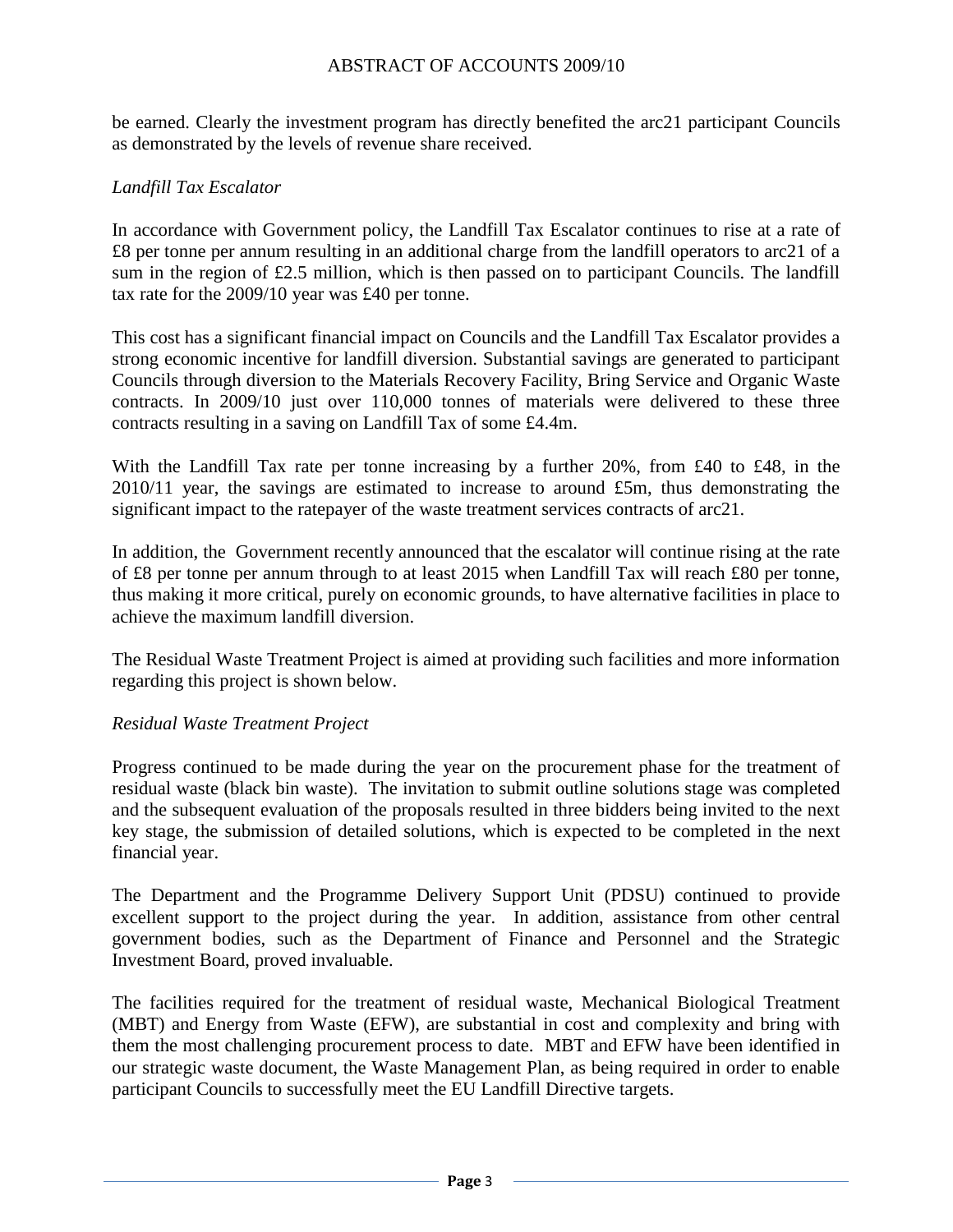be earned. Clearly the investment program has directly benefited the arc21 participant Councils as demonstrated by the levels of revenue share received.

*Landfill Tax Escalator*

In accordance with Government policy, the Landfill Tax Escalator continues to rise at a rate of £8 per tonne per annum resulting in an additional charge from the landfill operators to arc21 of a sum in the region of £2.5 million, which is then passed on to participant Councils. The landfill tax rate for the 2009/10 year was £40 per tonne.

This cost has a significant financial impact on Councils and the Landfill Tax Escalator provides a strong economic incentive for landfill diversion. Substantial savings are generated to participant Councils through diversion to the Materials Recovery Facility, Bring Service and Organic Waste contracts. In 2009/10 just over 110,000 tonnes of materials were delivered to these three contracts resulting in a saving on Landfill Tax of some £4.4m.

With the Landfill Tax rate per tonne increasing by a further 20%, from £40 to £48, in the 2010/11 year, the savings are estimated to increase to around £5m, thus demonstrating the significant impact to the ratepayer of the waste treatment services contracts of arc21.

In addition, the Government recently announced that the escalator will continue rising at the rate of £8 per tonne per annum through to at least 2015 when Landfill Tax will reach £80 per tonne, thus making it more critical, purely on economic grounds, to have alternative facilities in place to achieve the maximum landfill diversion.

The Residual Waste Treatment Project is aimed at providing such facilities and more information regarding this project is shown below.

*Residual Waste Treatment Project*

Progress continued to be made during the year on the procurement phase for the treatment of residual waste (black bin waste). The invitation to submit outline solutions stage was completed and the subsequent evaluation of the proposals resulted in three bidders being invited to the next key stage, the submission of detailed solutions, which is expected to be completed in the next financial year.

The Department and the Programme Delivery Support Unit (PDSU) continued to provide excellent support to the project during the year. In addition, assistance from other central government bodies, such as the Department of Finance and Personnel and the Strategic Investment Board, proved invaluable.

The facilities required for the treatment of residual waste, Mechanical Biological Treatment (MBT) and Energy from Waste (EFW), are substantial in cost and complexity and bring with them the most challenging procurement process to date. MBT and EFW have been identified in our strategic waste document, the Waste Management Plan, as being required in order to enable participant Councils to successfully meet the EU Landfill Directive targets.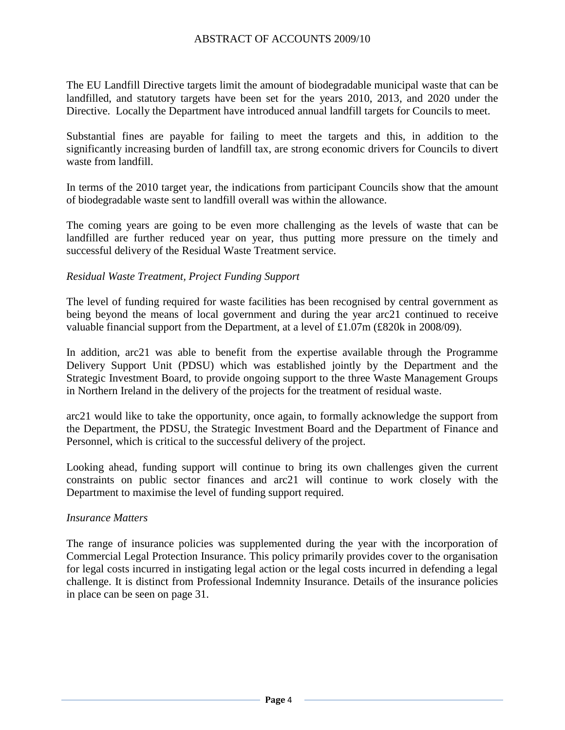The EU Landfill Directive targets limit the amount of biodegradable municipal waste that can be landfilled, and statutory targets have been set for the years 2010, 2013, and 2020 under the Directive. Locally the Department have introduced annual landfill targets for Councils to meet.

Substantial fines are payable for failing to meet the targets and this, in addition to the significantly increasing burden of landfill tax, are strong economic drivers for Councils to divert waste from landfill.

In terms of the 2010 target year, the indications from participant Councils show that the amount of biodegradable waste sent to landfill overall was within the allowance.

The coming years are going to be even more challenging as the levels of waste that can be landfilled are further reduced year on year, thus putting more pressure on the timely and successful delivery of the Residual Waste Treatment service.

*Residual Waste Treatment, Project Funding Support*

The level of funding required for waste facilities has been recognised by central government as being beyond the means of local government and during the year arc21 continued to receive valuable financial support from the Department, at a level of £1.07m (£820k in 2008/09).

In addition, arc21 was able to benefit from the expertise available through the Programme Delivery Support Unit (PDSU) which was established jointly by the Department and the Strategic Investment Board, to provide ongoing support to the three Waste Management Groups in Northern Ireland in the delivery of the projects for the treatment of residual waste.

arc21 would like to take the opportunity, once again, to formally acknowledge the support from the Department, the PDSU, the Strategic Investment Board and the Department of Finance and Personnel, which is critical to the successful delivery of the project.

Looking ahead, funding support will continue to bring its own challenges given the current constraints on public sector finances and arc21 will continue to work closely with the Department to maximise the level of funding support required.

*Insurance Matters*

The range of insurance policies was supplemented during the year with the incorporation of Commercial Legal Protection Insurance. This policy primarily provides cover to the organisation for legal costs incurred in instigating legal action or the legal costs incurred in defending a legal challenge. It is distinct from Professional Indemnity Insurance. Details of the insurance policies in place can be seen on page 31.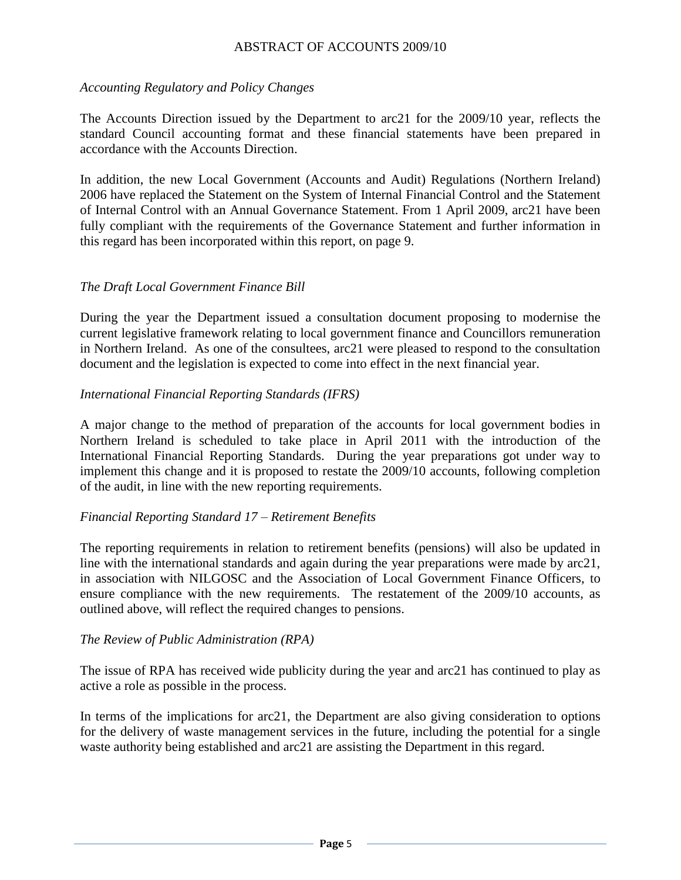*Accounting Regulatory and Policy Changes*

The Accounts Direction issued by the Department to arc21 for the 2009/10 year, reflects the standard Council accounting format and these financial statements have been prepared in accordance with the Accounts Direction.

In addition, the new Local Government (Accounts and Audit) Regulations (Northern Ireland) 2006 have replaced the Statement on the System of Internal Financial Control and the Statement of Internal Control with an Annual Governance Statement. From 1 April 2009, arc21 have been fully compliant with the requirements of the Governance Statement and further information in this regard has been incorporated within this report, on page 9.

*The Draft Local Government Finance Bill*

During the year the Department issued a consultation document proposing to modernise the current legislative framework relating to local government finance and Councillors remuneration in Northern Ireland. As one of the consultees, arc21 were pleased to respond to the consultation document and the legislation is expected to come into effect in the next financial year.

*International Financial Reporting Standards (IFRS)*

A major change to the method of preparation of the accounts for local government bodies in Northern Ireland is scheduled to take place in April 2011 with the introduction of the International Financial Reporting Standards. During the year preparations got under way to implement this change and it is proposed to restate the 2009/10 accounts, following completion of the audit, in line with the new reporting requirements.

*Financial Reporting Standard 17 – Retirement Benefits*

The reporting requirements in relation to retirement benefits (pensions) will also be updated in line with the international standards and again during the year preparations were made by arc21, in association with NILGOSC and the Association of Local Government Finance Officers, to ensure compliance with the new requirements. The restatement of the 2009/10 accounts, as outlined above, will reflect the required changes to pensions.

*The Review of Public Administration (RPA)*

The issue of RPA has received wide publicity during the year and arc21 has continued to play as active a role as possible in the process.

In terms of the implications for arc21, the Department are also giving consideration to options for the delivery of waste management services in the future, including the potential for a single waste authority being established and arc21 are assisting the Department in this regard.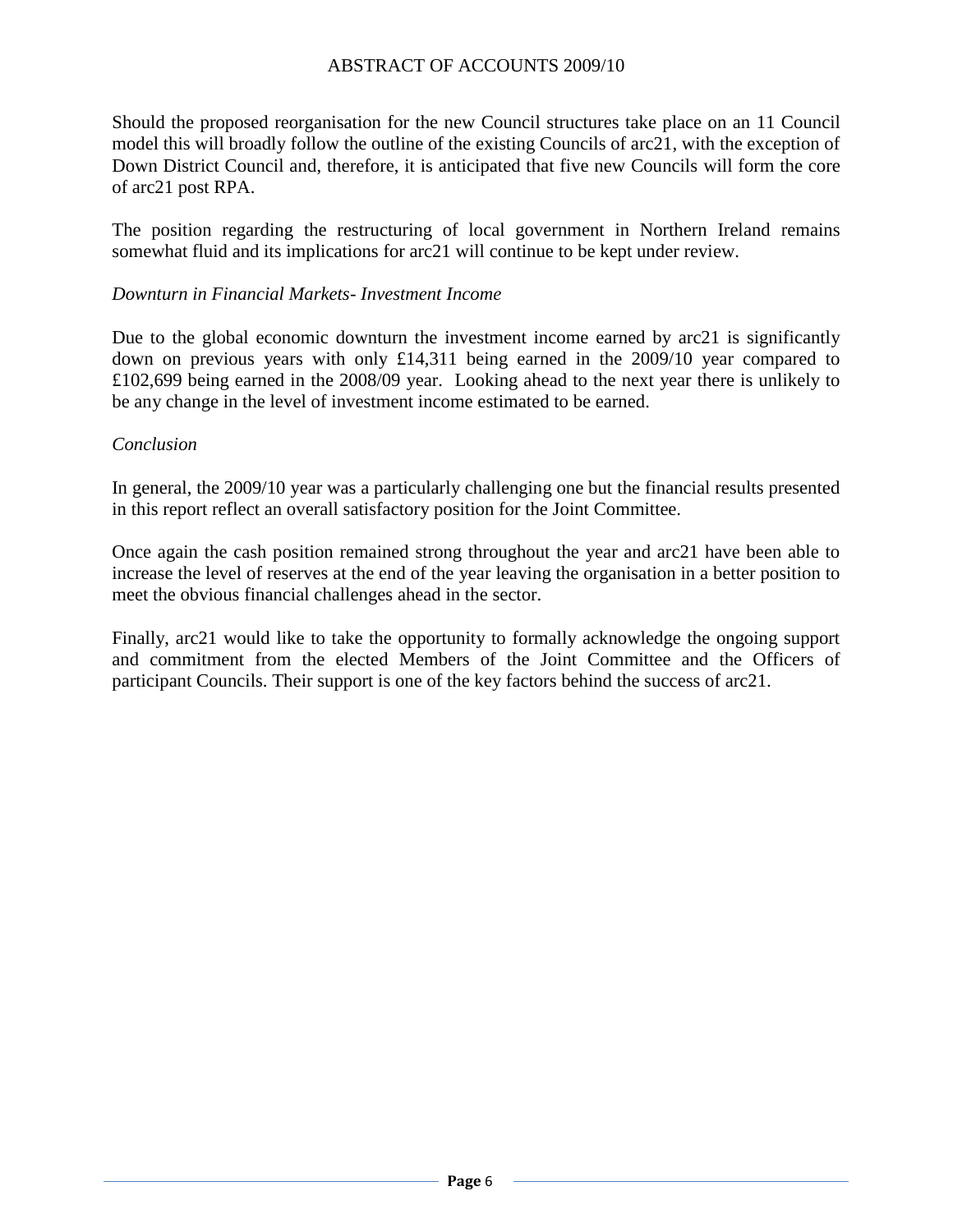Should the proposed reorganisation for the new Council structures take place on an 11 Council model this will broadly follow the outline of the existing Councils of arc21, with the exception of Down District Council and, therefore, it is anticipated that five new Councils will form the core of arc21 post RPA.

The position regarding the restructuring of local government in Northern Ireland remains somewhat fluid and its implications for arc21 will continue to be kept under review.

*Downturn in Financial Markets- Investment Income*

Due to the global economic downturn the investment income earned by arc21 is significantly down on previous years with only £14,311 being earned in the 2009/10 year compared to £102,699 being earned in the 2008/09 year. Looking ahead to the next year there is unlikely to be any change in the level of investment income estimated to be earned.

*Conclusion*

In general, the 2009/10 year was a particularly challenging one but the financial results presented in this report reflect an overall satisfactory position for the Joint Committee.

Once again the cash position remained strong throughout the year and arc21 have been able to increase the level of reserves at the end of the year leaving the organisation in a better position to meet the obvious financial challenges ahead in the sector.

Finally, arc21 would like to take the opportunity to formally acknowledge the ongoing support and commitment from the elected Members of the Joint Committee and the Officers of participant Councils. Their support is one of the key factors behind the success of arc21.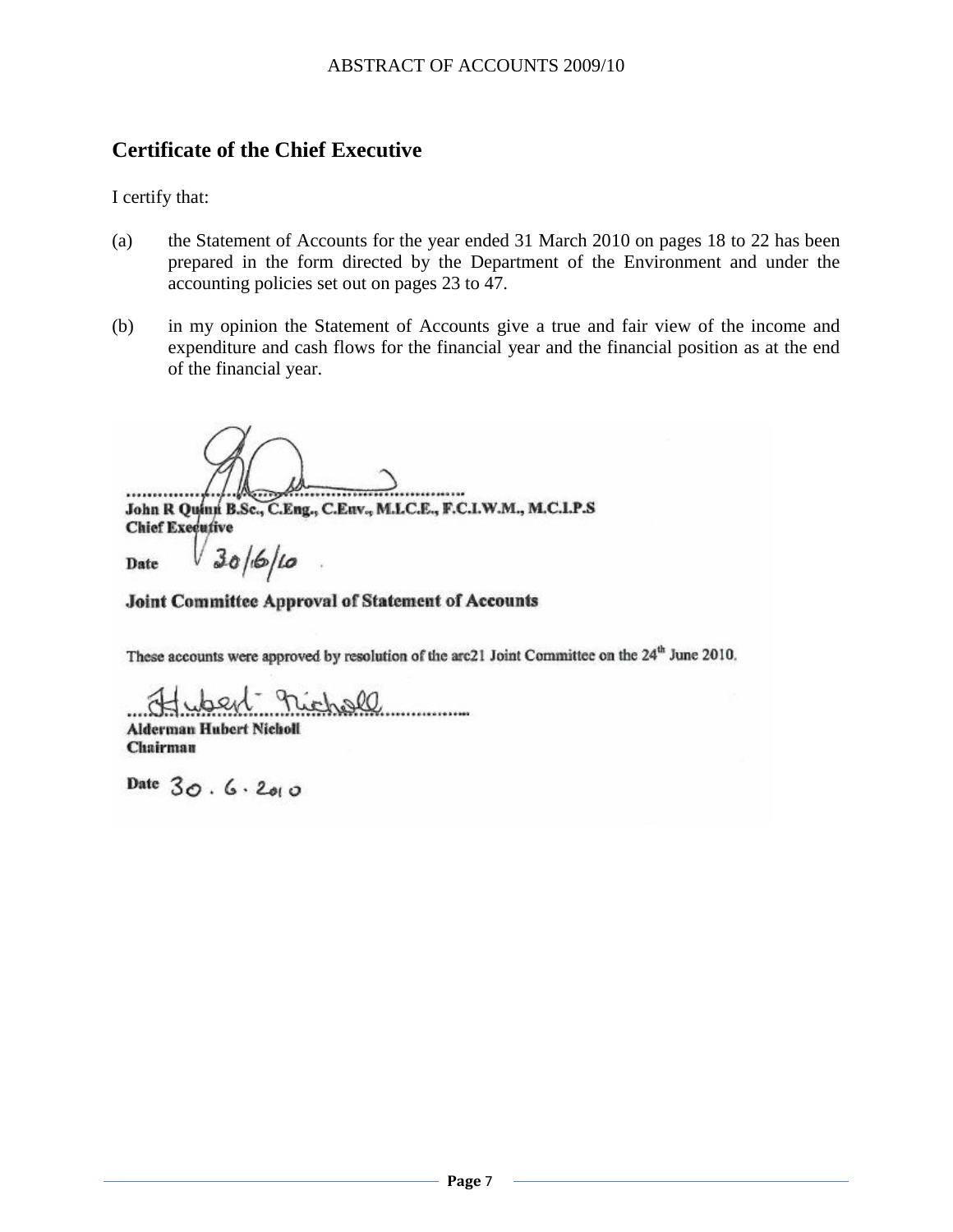## Certificate of the Chief Executive

I certify that:

(a) the Statement of Accounts for the year ended 31 March 2010 on pages 18 to 22 has been prepared in the form directed by the Department of the Environment and under the accounting policies set out on pages 23 to 47.

(b) in my opinion the Statement of Accounts give a true and fair view of the income and expenditure and cash flows for the financial year and the financial position as at the end of the financial year.

..........................................................................

**John R Quinn B.Sc., C.Eng., C.Env., M.I.C.E., F.C.I.W.M., M.C.I.P.S**
**Chief Executive**

**Date** 30/6/10

**Joint Committee Approval of Statement of Accounts**

These accounts were approved by resolution of the arc21 Joint Committee on the 24th June 2010.

Hubert Nicholl..........................

**Alderman Hubert Nicholl**
**Chairman**

**Date** 30 . 6 . 2010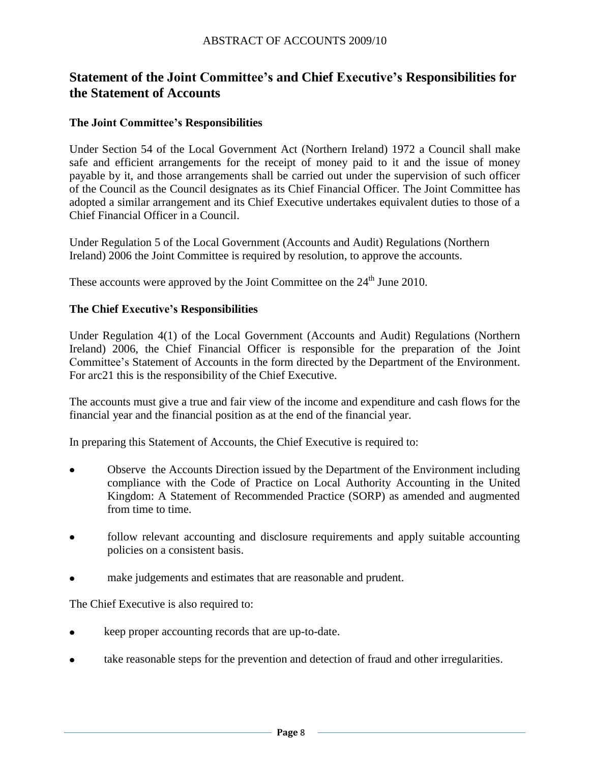## Statement of the Joint Committee's and Chief Executive's Responsibilities for the Statement of Accounts

### The Joint Committee's Responsibilities

Under Section 54 of the Local Government Act (Northern Ireland) 1972 a Council shall make safe and efficient arrangements for the receipt of money paid to it and the issue of money payable by it, and those arrangements shall be carried out under the supervision of such officer of the Council as the Council designates as its Chief Financial Officer. The Joint Committee has adopted a similar arrangement and its Chief Executive undertakes equivalent duties to those of a Chief Financial Officer in a Council.

Under Regulation 5 of the Local Government (Accounts and Audit) Regulations (Northern Ireland) 2006 the Joint Committee is required by resolution, to approve the accounts.

These accounts were approved by the Joint Committee on the 24th June 2010.

### The Chief Executive's Responsibilities

Under Regulation 4(1) of the Local Government (Accounts and Audit) Regulations (Northern Ireland) 2006, the Chief Financial Officer is responsible for the preparation of the Joint Committee's Statement of Accounts in the form directed by the Department of the Environment. For arc21 this is the responsibility of the Chief Executive.

The accounts must give a true and fair view of the income and expenditure and cash flows for the financial year and the financial position as at the end of the financial year.

In preparing this Statement of Accounts, the Chief Executive is required to:

- Observe the Accounts Direction issued by the Department of the Environment including compliance with the Code of Practice on Local Authority Accounting in the United Kingdom: A Statement of Recommended Practice (SORP) as amended and augmented from time to time.
- follow relevant accounting and disclosure requirements and apply suitable accounting policies on a consistent basis.
- make judgements and estimates that are reasonable and prudent.

The Chief Executive is also required to:

- keep proper accounting records that are up-to-date.
- take reasonable steps for the prevention and detection of fraud and other irregularities.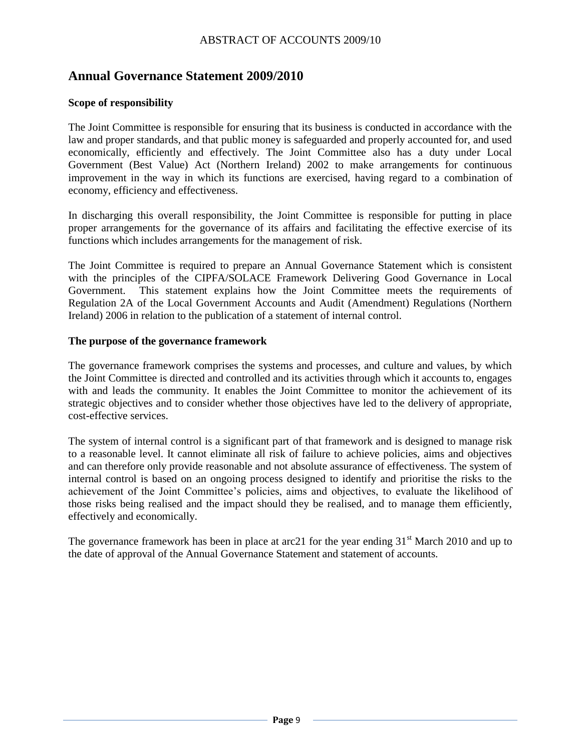# Annual Governance Statement 2009/2010

**Scope of responsibility**

The Joint Committee is responsible for ensuring that its business is conducted in accordance with the law and proper standards, and that public money is safeguarded and properly accounted for, and used economically, efficiently and effectively. The Joint Committee also has a duty under Local Government (Best Value) Act (Northern Ireland) 2002 to make arrangements for continuous improvement in the way in which its functions are exercised, having regard to a combination of economy, efficiency and effectiveness.

In discharging this overall responsibility, the Joint Committee is responsible for putting in place proper arrangements for the governance of its affairs and facilitating the effective exercise of its functions which includes arrangements for the management of risk.

The Joint Committee is required to prepare an Annual Governance Statement which is consistent with the principles of the CIPFA/SOLACE Framework Delivering Good Governance in Local Government. This statement explains how the Joint Committee meets the requirements of Regulation 2A of the Local Government Accounts and Audit (Amendment) Regulations (Northern Ireland) 2006 in relation to the publication of a statement of internal control.

**The purpose of the governance framework**

The governance framework comprises the systems and processes, and culture and values, by which the Joint Committee is directed and controlled and its activities through which it accounts to, engages with and leads the community. It enables the Joint Committee to monitor the achievement of its strategic objectives and to consider whether those objectives have led to the delivery of appropriate, cost-effective services.

The system of internal control is a significant part of that framework and is designed to manage risk to a reasonable level. It cannot eliminate all risk of failure to achieve policies, aims and objectives and can therefore only provide reasonable and not absolute assurance of effectiveness. The system of internal control is based on an ongoing process designed to identify and prioritise the risks to the achievement of the Joint Committee's policies, aims and objectives, to evaluate the likelihood of those risks being realised and the impact should they be realised, and to manage them efficiently, effectively and economically.

The governance framework has been in place at arc21 for the year ending 31st March 2010 and up to the date of approval of the Annual Governance Statement and statement of accounts.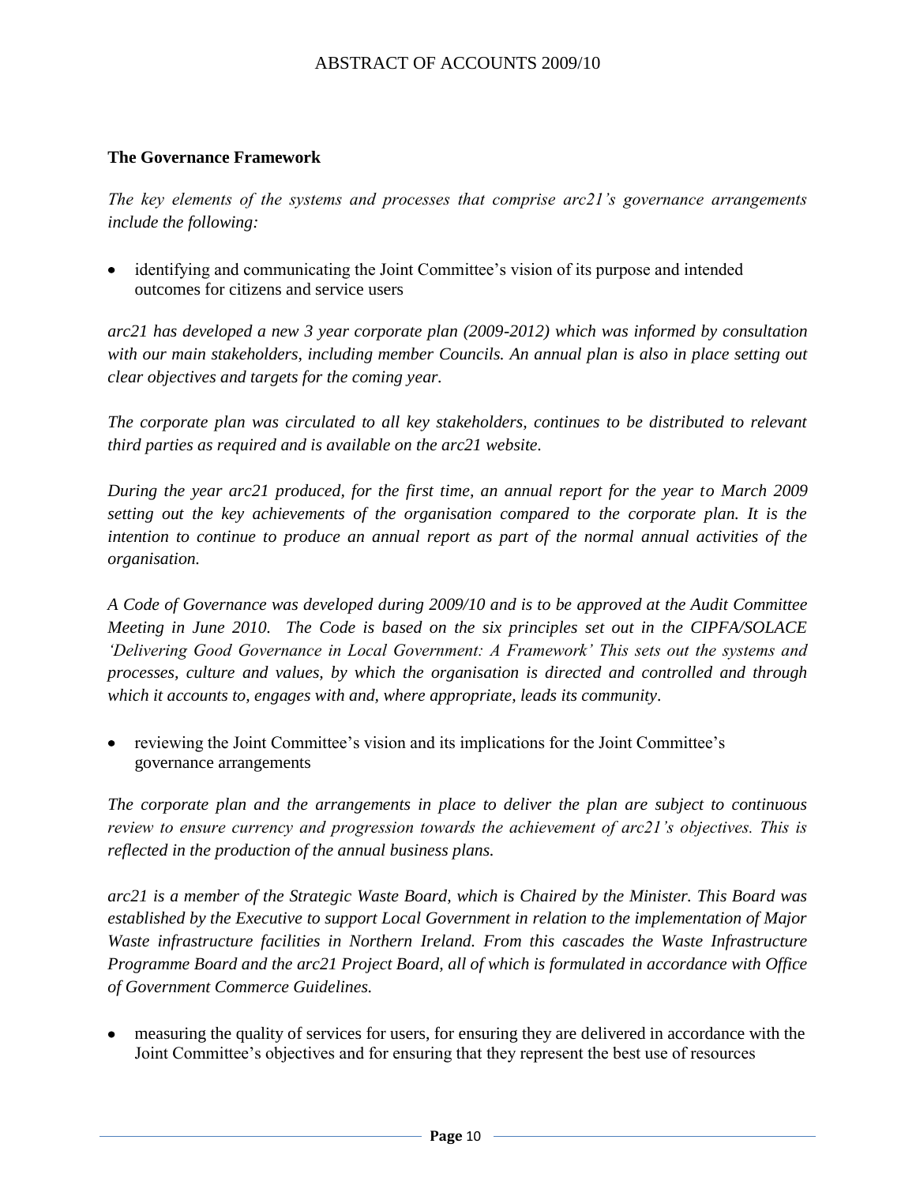### The Governance Framework

*The key elements of the systems and processes that comprise arc21's governance arrangements include the following:*

- identifying and communicating the Joint Committee's vision of its purpose and intended outcomes for citizens and service users

*arc21 has developed a new 3 year corporate plan (2009-2012) which was informed by consultation with our main stakeholders, including member Councils. An annual plan is also in place setting out clear objectives and targets for the coming year.*

*The corporate plan was circulated to all key stakeholders, continues to be distributed to relevant third parties as required and is available on the arc21 website.*

*During the year arc21 produced, for the first time, an annual report for the year to March 2009 setting out the key achievements of the organisation compared to the corporate plan. It is the intention to continue to produce an annual report as part of the normal annual activities of the organisation.*

*A Code of Governance was developed during 2009/10 and is to be approved at the Audit Committee Meeting in June 2010. The Code is based on the six principles set out in the CIPFA/SOLACE 'Delivering Good Governance in Local Government: A Framework' This sets out the systems and processes, culture and values, by which the organisation is directed and controlled and through which it accounts to, engages with and, where appropriate, leads its community.*

- reviewing the Joint Committee's vision and its implications for the Joint Committee's governance arrangements

*The corporate plan and the arrangements in place to deliver the plan are subject to continuous review to ensure currency and progression towards the achievement of arc21's objectives. This is reflected in the production of the annual business plans.*

*arc21 is a member of the Strategic Waste Board, which is Chaired by the Minister. This Board was established by the Executive to support Local Government in relation to the implementation of Major Waste infrastructure facilities in Northern Ireland. From this cascades the Waste Infrastructure Programme Board and the arc21 Project Board, all of which is formulated in accordance with Office of Government Commerce Guidelines.*

- measuring the quality of services for users, for ensuring they are delivered in accordance with the Joint Committee's objectives and for ensuring that they represent the best use of resources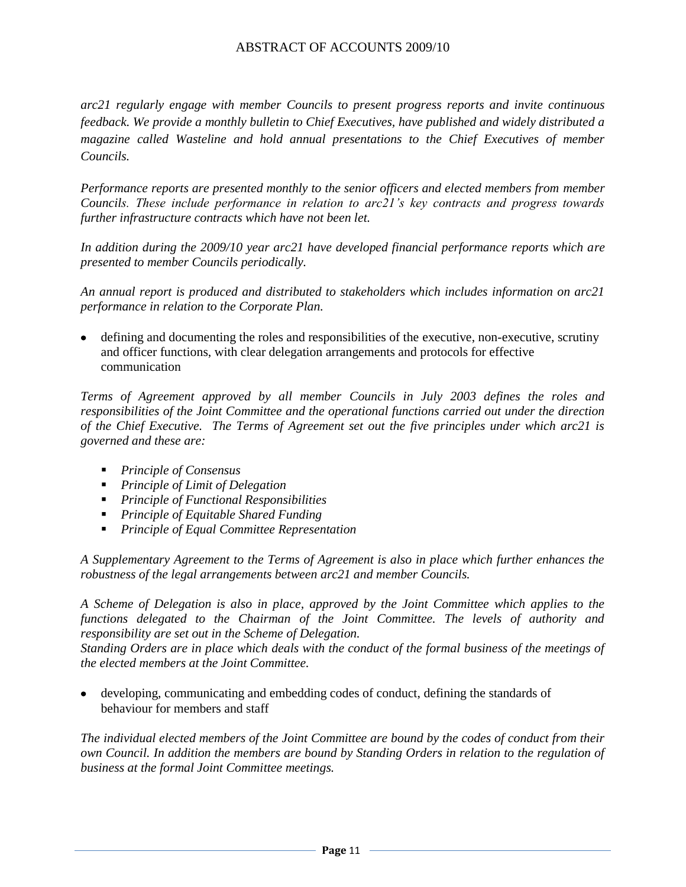*arc21 regularly engage with member Councils to present progress reports and invite continuous feedback. We provide a monthly bulletin to Chief Executives, have published and widely distributed a magazine called Wasteline and hold annual presentations to the Chief Executives of member Councils.*

*Performance reports are presented monthly to the senior officers and elected members from member Councils. These include performance in relation to arc21's key contracts and progress towards further infrastructure contracts which have not been let.*

*In addition during the 2009/10 year arc21 have developed financial performance reports which are presented to member Councils periodically.*

*An annual report is produced and distributed to stakeholders which includes information on arc21 performance in relation to the Corporate Plan.*

- defining and documenting the roles and responsibilities of the executive, non-executive, scrutiny and officer functions, with clear delegation arrangements and protocols for effective communication

*Terms of Agreement approved by all member Councils in July 2003 defines the roles and responsibilities of the Joint Committee and the operational functions carried out under the direction of the Chief Executive. The Terms of Agreement set out the five principles under which arc21 is governed and these are:*

- *Principle of Consensus*
- *Principle of Limit of Delegation*
- *Principle of Functional Responsibilities*
- *Principle of Equitable Shared Funding*
- *Principle of Equal Committee Representation*

*A Supplementary Agreement to the Terms of Agreement is also in place which further enhances the robustness of the legal arrangements between arc21 and member Councils.*

*A Scheme of Delegation is also in place, approved by the Joint Committee which applies to the functions delegated to the Chairman of the Joint Committee. The levels of authority and responsibility are set out in the Scheme of Delegation.*
*Standing Orders are in place which deals with the conduct of the formal business of the meetings of the elected members at the Joint Committee.*

- developing, communicating and embedding codes of conduct, defining the standards of behaviour for members and staff

*The individual elected members of the Joint Committee are bound by the codes of conduct from their own Council. In addition the members are bound by Standing Orders in relation to the regulation of business at the formal Joint Committee meetings.*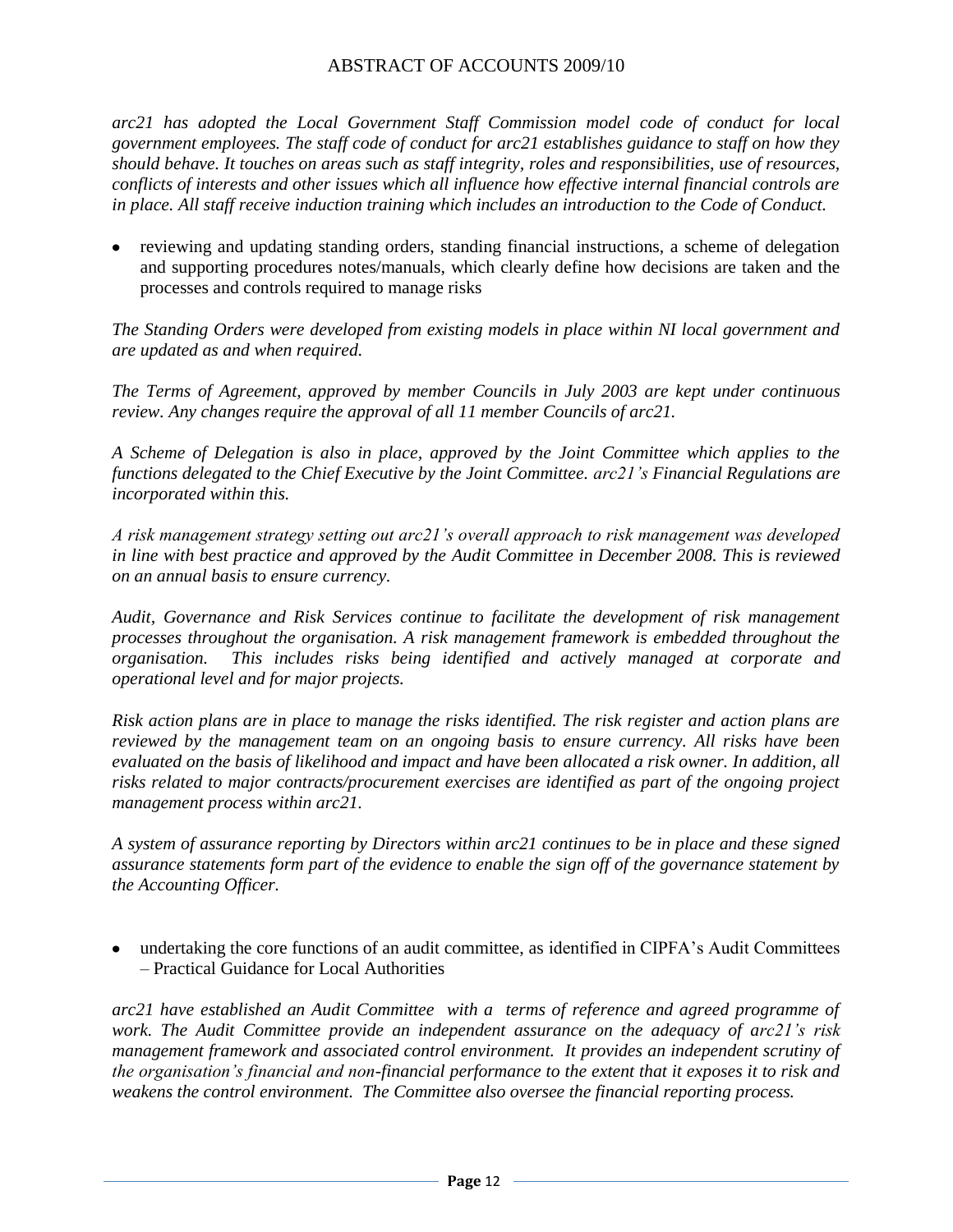*arc21 has adopted the Local Government Staff Commission model code of conduct for local government employees. The staff code of conduct for arc21 establishes guidance to staff on how they should behave. It touches on areas such as staff integrity, roles and responsibilities, use of resources, conflicts of interests and other issues which all influence how effective internal financial controls are in place. All staff receive induction training which includes an introduction to the Code of Conduct.*

- reviewing and updating standing orders, standing financial instructions, a scheme of delegation and supporting procedures notes/manuals, which clearly define how decisions are taken and the processes and controls required to manage risks

*The Standing Orders were developed from existing models in place within NI local government and are updated as and when required.*

*The Terms of Agreement, approved by member Councils in July 2003 are kept under continuous review. Any changes require the approval of all 11 member Councils of arc21.*

*A Scheme of Delegation is also in place, approved by the Joint Committee which applies to the functions delegated to the Chief Executive by the Joint Committee. arc21's Financial Regulations are incorporated within this.*

*A risk management strategy setting out arc21's overall approach to risk management was developed in line with best practice and approved by the Audit Committee in December 2008. This is reviewed on an annual basis to ensure currency.*

*Audit, Governance and Risk Services continue to facilitate the development of risk management processes throughout the organisation. A risk management framework is embedded throughout the organisation. This includes risks being identified and actively managed at corporate and operational level and for major projects.*

*Risk action plans are in place to manage the risks identified. The risk register and action plans are reviewed by the management team on an ongoing basis to ensure currency. All risks have been evaluated on the basis of likelihood and impact and have been allocated a risk owner. In addition, all risks related to major contracts/procurement exercises are identified as part of the ongoing project management process within arc21.*

*A system of assurance reporting by Directors within arc21 continues to be in place and these signed assurance statements form part of the evidence to enable the sign off of the governance statement by the Accounting Officer.*

- undertaking the core functions of an audit committee, as identified in CIPFA's Audit Committees – Practical Guidance for Local Authorities

*arc21 have established an Audit Committee with a terms of reference and agreed programme of work. The Audit Committee provide an independent assurance on the adequacy of arc21's risk management framework and associated control environment. It provides an independent scrutiny of the organisation's financial and non-financial performance to the extent that it exposes it to risk and weakens the control environment. The Committee also oversee the financial reporting process.*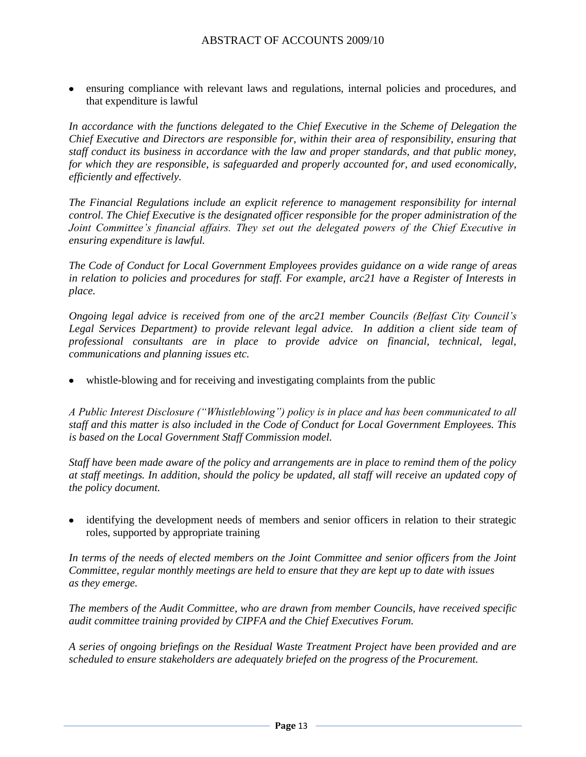- ensuring compliance with relevant laws and regulations, internal policies and procedures, and that expenditure is lawful

*In accordance with the functions delegated to the Chief Executive in the Scheme of Delegation the Chief Executive and Directors are responsible for, within their area of responsibility, ensuring that staff conduct its business in accordance with the law and proper standards, and that public money, for which they are responsible, is safeguarded and properly accounted for, and used economically, efficiently and effectively.*

*The Financial Regulations include an explicit reference to management responsibility for internal control. The Chief Executive is the designated officer responsible for the proper administration of the Joint Committee's financial affairs. They set out the delegated powers of the Chief Executive in ensuring expenditure is lawful.*

*The Code of Conduct for Local Government Employees provides guidance on a wide range of areas in relation to policies and procedures for staff. For example, arc21 have a Register of Interests in place.*

*Ongoing legal advice is received from one of the arc21 member Councils (Belfast City Council's Legal Services Department) to provide relevant legal advice. In addition a client side team of professional consultants are in place to provide advice on financial, technical, legal, communications and planning issues etc.*

- whistle-blowing and for receiving and investigating complaints from the public

*A Public Interest Disclosure ("Whistleblowing") policy is in place and has been communicated to all staff and this matter is also included in the Code of Conduct for Local Government Employees. This is based on the Local Government Staff Commission model.*

*Staff have been made aware of the policy and arrangements are in place to remind them of the policy at staff meetings. In addition, should the policy be updated, all staff will receive an updated copy of the policy document.*

- identifying the development needs of members and senior officers in relation to their strategic roles, supported by appropriate training

*In terms of the needs of elected members on the Joint Committee and senior officers from the Joint Committee, regular monthly meetings are held to ensure that they are kept up to date with issues as they emerge.*

*The members of the Audit Committee, who are drawn from member Councils, have received specific audit committee training provided by CIPFA and the Chief Executives Forum.*

*A series of ongoing briefings on the Residual Waste Treatment Project have been provided and are scheduled to ensure stakeholders are adequately briefed on the progress of the Procurement.*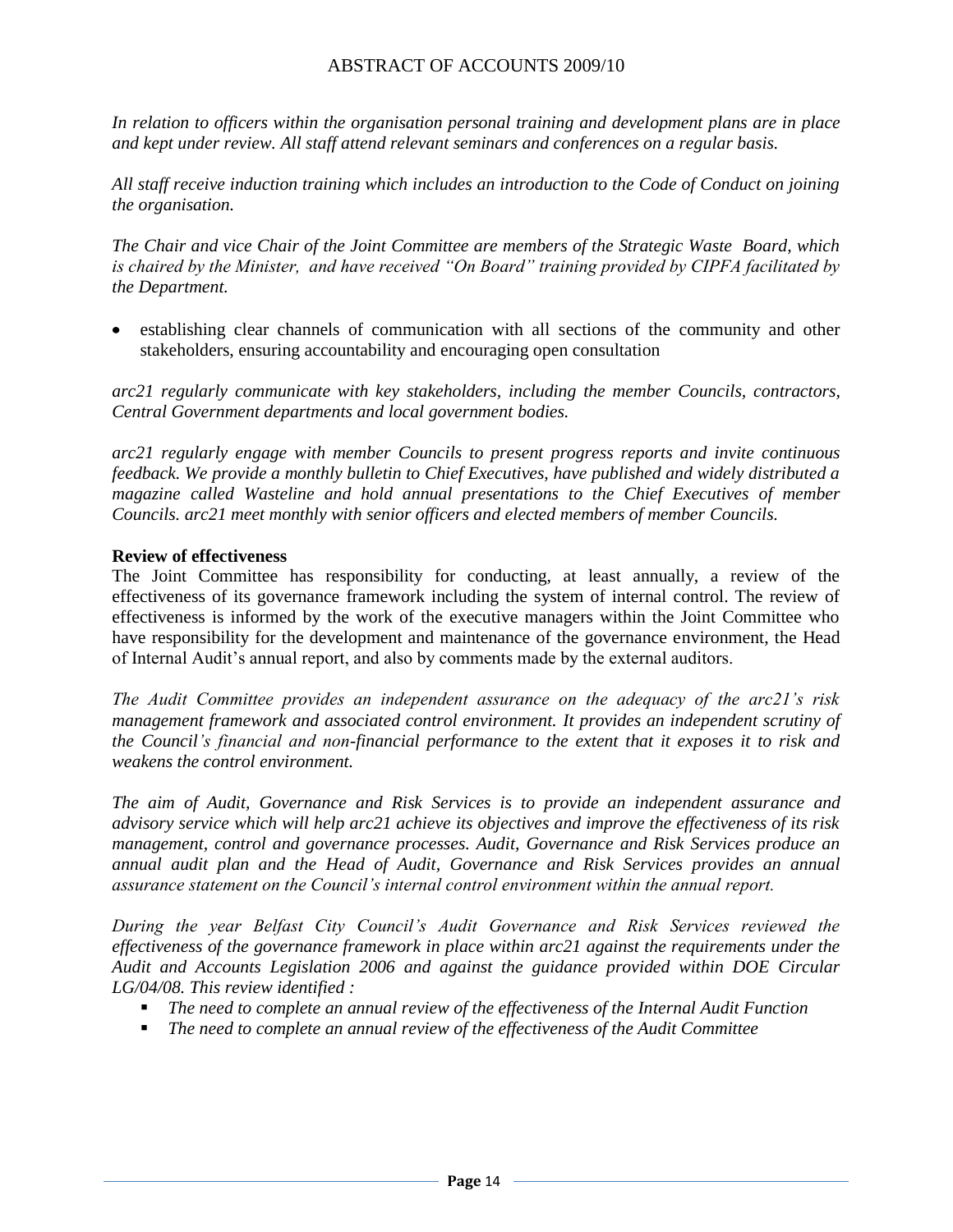*In relation to officers within the organisation personal training and development plans are in place and kept under review. All staff attend relevant seminars and conferences on a regular basis.*

*All staff receive induction training which includes an introduction to the Code of Conduct on joining the organisation.*

*The Chair and vice Chair of the Joint Committee are members of the Strategic Waste Board, which is chaired by the Minister, and have received "On Board" training provided by CIPFA facilitated by the Department.*

- establishing clear channels of communication with all sections of the community and other stakeholders, ensuring accountability and encouraging open consultation

*arc21 regularly communicate with key stakeholders, including the member Councils, contractors, Central Government departments and local government bodies.*

*arc21 regularly engage with member Councils to present progress reports and invite continuous feedback. We provide a monthly bulletin to Chief Executives, have published and widely distributed a magazine called Wasteline and hold annual presentations to the Chief Executives of member Councils. arc21 meet monthly with senior officers and elected members of member Councils.*

**Review of effectiveness**

The Joint Committee has responsibility for conducting, at least annually, a review of the effectiveness of its governance framework including the system of internal control. The review of effectiveness is informed by the work of the executive managers within the Joint Committee who have responsibility for the development and maintenance of the governance environment, the Head of Internal Audit's annual report, and also by comments made by the external auditors.

*The Audit Committee provides an independent assurance on the adequacy of the arc21's risk management framework and associated control environment. It provides an independent scrutiny of the Council's financial and non-financial performance to the extent that it exposes it to risk and weakens the control environment.*

*The aim of Audit, Governance and Risk Services is to provide an independent assurance and advisory service which will help arc21 achieve its objectives and improve the effectiveness of its risk management, control and governance processes. Audit, Governance and Risk Services produce an annual audit plan and the Head of Audit, Governance and Risk Services provides an annual assurance statement on the Council's internal control environment within the annual report.*

*During the year Belfast City Council's Audit Governance and Risk Services reviewed the effectiveness of the governance framework in place within arc21 against the requirements under the Audit and Accounts Legislation 2006 and against the guidance provided within DOE Circular LG/04/08. This review identified :*

- *The need to complete an annual review of the effectiveness of the Internal Audit Function*
- *The need to complete an annual review of the effectiveness of the Audit Committee*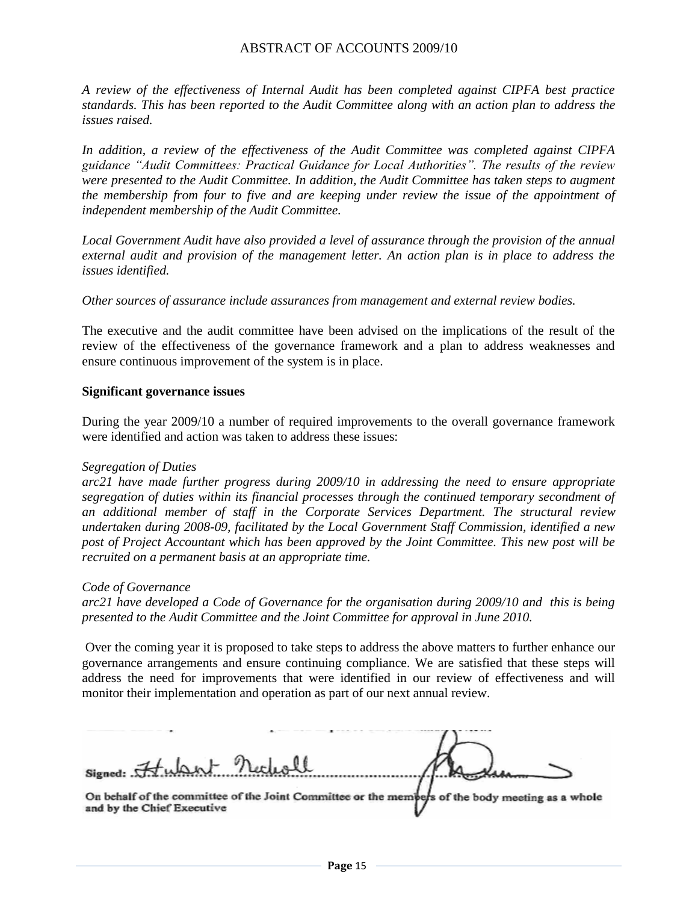*A review of the effectiveness of Internal Audit has been completed against CIPFA best practice standards. This has been reported to the Audit Committee along with an action plan to address the issues raised.*

*In addition, a review of the effectiveness of the Audit Committee was completed against CIPFA guidance "Audit Committees: Practical Guidance for Local Authorities". The results of the review were presented to the Audit Committee. In addition, the Audit Committee has taken steps to augment the membership from four to five and are keeping under review the issue of the appointment of independent membership of the Audit Committee.*

*Local Government Audit have also provided a level of assurance through the provision of the annual external audit and provision of the management letter. An action plan is in place to address the issues identified.*

*Other sources of assurance include assurances from management and external review bodies.*

The executive and the audit committee have been advised on the implications of the result of the review of the effectiveness of the governance framework and a plan to address weaknesses and ensure continuous improvement of the system is in place.

**Significant governance issues**

During the year 2009/10 a number of required improvements to the overall governance framework were identified and action was taken to address these issues:

*Segregation of Duties*
*arc21 have made further progress during 2009/10 in addressing the need to ensure appropriate segregation of duties within its financial processes through the continued temporary secondment of an additional member of staff in the Corporate Services Department. The structural review undertaken during 2008-09, facilitated by the Local Government Staff Commission, identified a new post of Project Accountant which has been approved by the Joint Committee. This new post will be recruited on a permanent basis at an appropriate time.*

*Code of Governance*
*arc21 have developed a Code of Governance for the organisation during 2009/10 and this is being presented to the Audit Committee and the Joint Committee for approval in June 2010.*

Over the coming year it is proposed to take steps to address the above matters to further enhance our governance arrangements and ensure continuing compliance. We are satisfied that these steps will address the need for improvements that were identified in our review of effectiveness and will monitor their implementation and operation as part of our next annual review.

Signed: Hubert Nicholl ..............................................

On behalf of the committee of the Joint Committee or the members of the body meeting as a whole and by the Chief Executive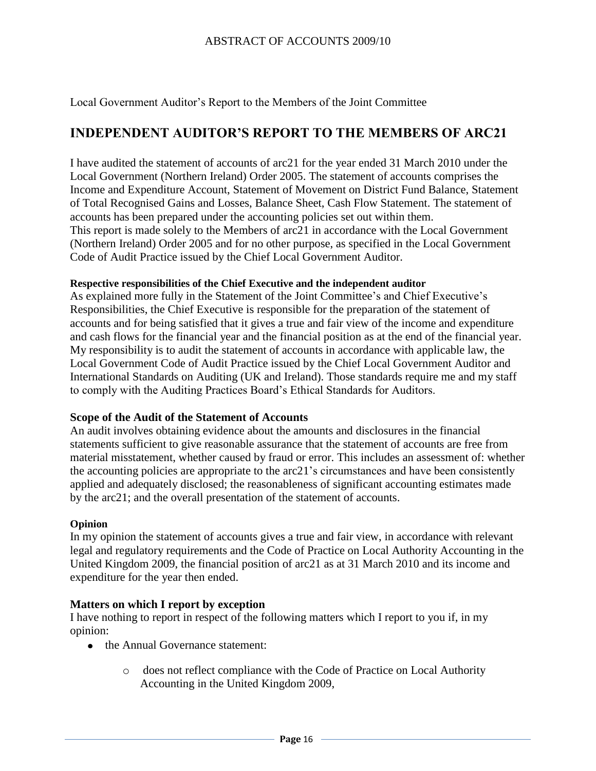Local Government Auditor's Report to the Members of the Joint Committee

## INDEPENDENT AUDITOR'S REPORT TO THE MEMBERS OF ARC21

I have audited the statement of accounts of arc21 for the year ended 31 March 2010 under the Local Government (Northern Ireland) Order 2005. The statement of accounts comprises the Income and Expenditure Account, Statement of Movement on District Fund Balance, Statement of Total Recognised Gains and Losses, Balance Sheet, Cash Flow Statement. The statement of accounts has been prepared under the accounting policies set out within them.
This report is made solely to the Members of arc21 in accordance with the Local Government (Northern Ireland) Order 2005 and for no other purpose, as specified in the Local Government Code of Audit Practice issued by the Chief Local Government Auditor.

**Respective responsibilities of the Chief Executive and the independent auditor**
As explained more fully in the Statement of the Joint Committee's and Chief Executive's Responsibilities, the Chief Executive is responsible for the preparation of the statement of accounts and for being satisfied that it gives a true and fair view of the income and expenditure and cash flows for the financial year and the financial position as at the end of the financial year. My responsibility is to audit the statement of accounts in accordance with applicable law, the Local Government Code of Audit Practice issued by the Chief Local Government Auditor and International Standards on Auditing (UK and Ireland). Those standards require me and my staff to comply with the Auditing Practices Board's Ethical Standards for Auditors.

**Scope of the Audit of the Statement of Accounts**
An audit involves obtaining evidence about the amounts and disclosures in the financial statements sufficient to give reasonable assurance that the statement of accounts are free from material misstatement, whether caused by fraud or error. This includes an assessment of: whether the accounting policies are appropriate to the arc21's circumstances and have been consistently applied and adequately disclosed; the reasonableness of significant accounting estimates made by the arc21; and the overall presentation of the statement of accounts.

**Opinion**
In my opinion the statement of accounts gives a true and fair view, in accordance with relevant legal and regulatory requirements and the Code of Practice on Local Authority Accounting in the United Kingdom 2009, the financial position of arc21 as at 31 March 2010 and its income and expenditure for the year then ended.

**Matters on which I report by exception**
I have nothing to report in respect of the following matters which I report to you if, in my opinion:

- the Annual Governance statement:
    - does not reflect compliance with the Code of Practice on Local Authority Accounting in the United Kingdom 2009,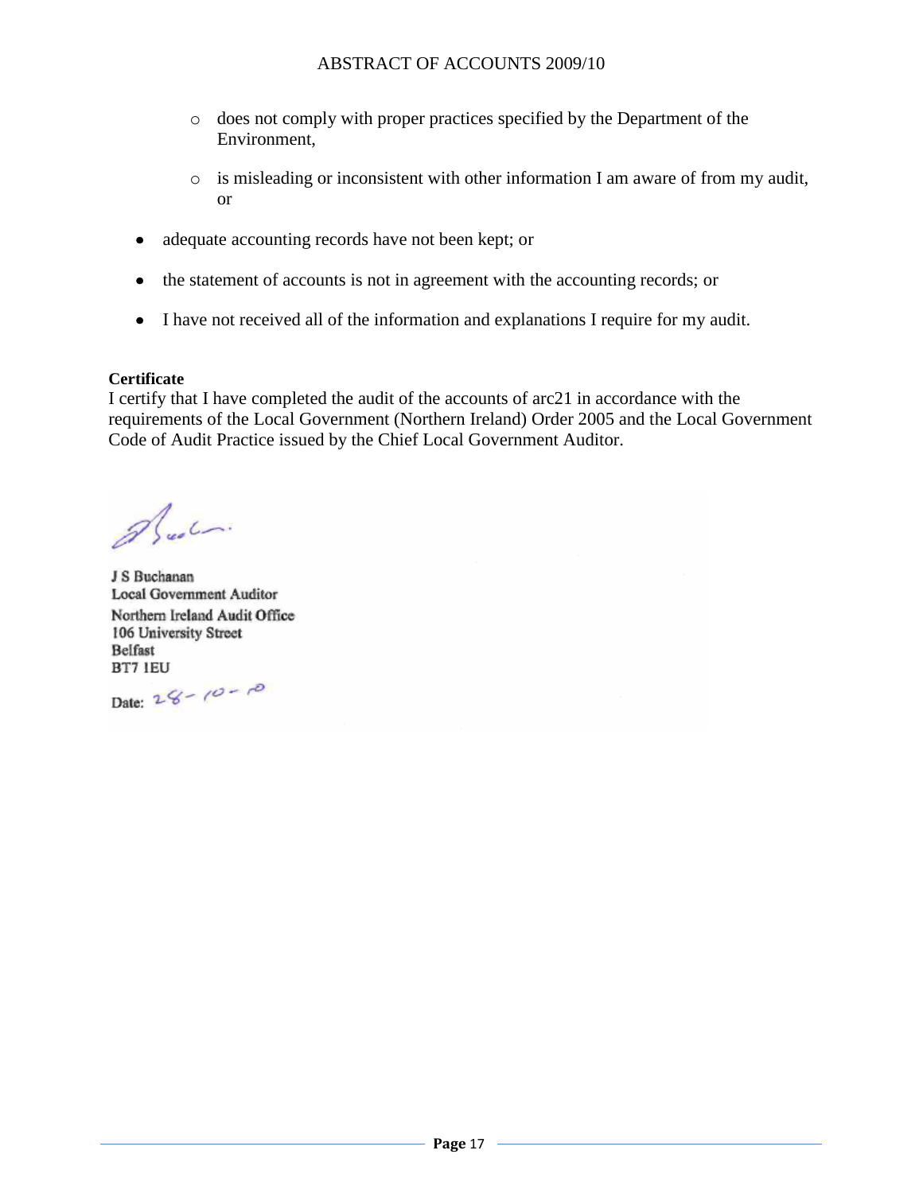- does not comply with proper practices specified by the Department of the Environment,

  - is misleading or inconsistent with other information I am aware of from my audit, or

- adequate accounting records have not been kept; or

- the statement of accounts is not in agreement with the accounting records; or

- I have not received all of the information and explanations I require for my audit.

**Certificate**

I certify that I have completed the audit of the accounts of arc21 in accordance with the requirements of the Local Government (Northern Ireland) Order 2005 and the Local Government Code of Audit Practice issued by the Chief Local Government Auditor.

J S Buchanan
Local Government Auditor
Northern Ireland Audit Office
106 University Street
Belfast
BT7 1EU

Date: 28-10-10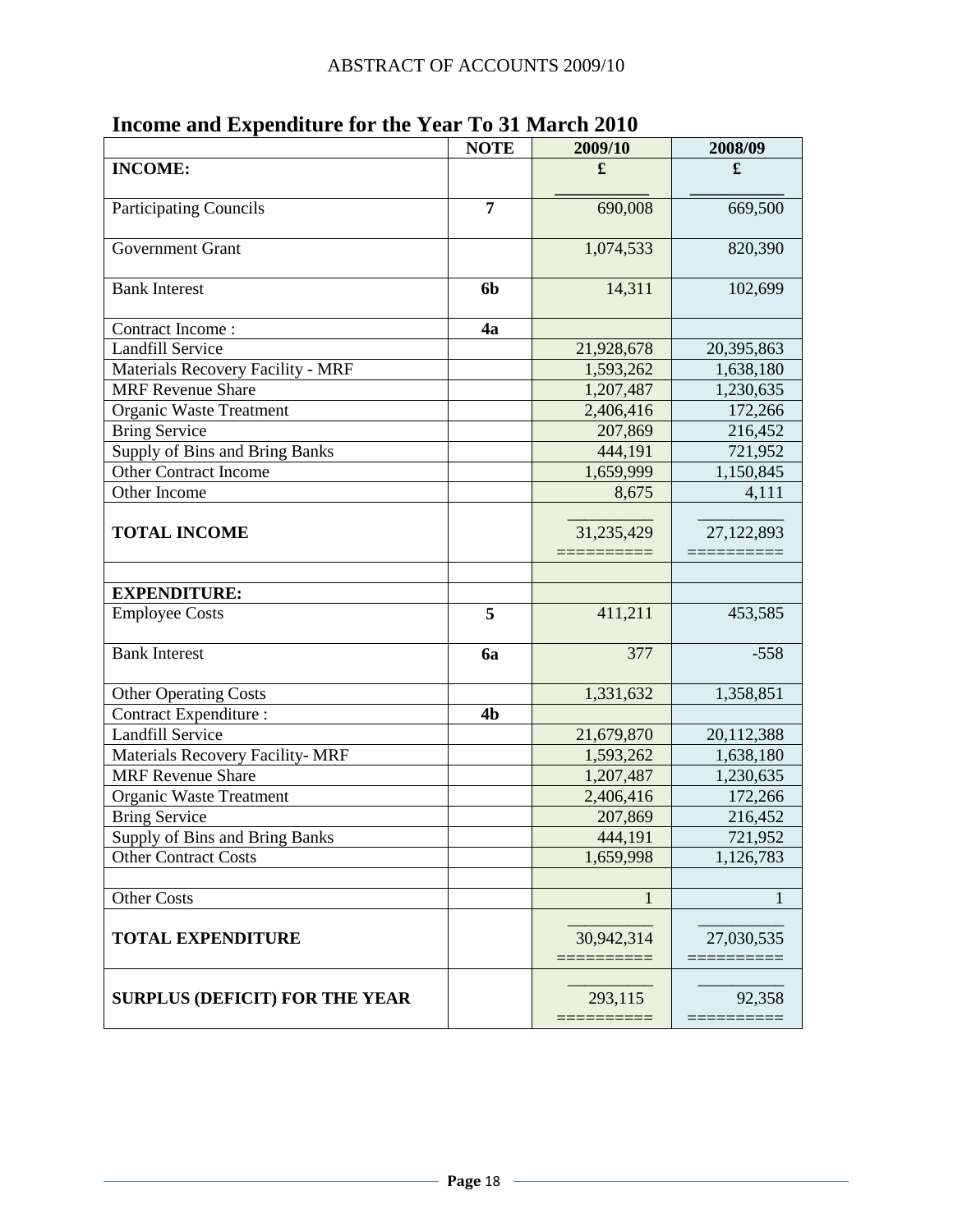ABSTRACT OF ACCOUNTS 2009/10

# Income and Expenditure for the Year To 31 March 2010

| | NOTE | 2009/10 | 2008/09 |
|---|---|---|---|
| **INCOME:** | | £ | £ |
| Participating Councils | 7 | 690,008 | 669,500 |
| Government Grant | | 1,074,533 | 820,390 |
| Bank Interest | 6b | 14,311 | 102,699 |
| Contract Income : | 4a | | |
| Landfill Service | | 21,928,678 | 20,395,863 |
| Materials Recovery Facility - MRF | | 1,593,262 | 1,638,180 |
| MRF Revenue Share | | 1,207,487 | 1,230,635 |
| Organic Waste Treatment | | 2,406,416 | 172,266 |
| Bring Service | | 207,869 | 216,452 |
| Supply of Bins and Bring Banks | | 444,191 | 721,952 |
| Other Contract Income | | 1,659,999 | 1,150,845 |
| Other Income | | 8,675 | 4,111 |
| **TOTAL INCOME** | | 31,235,429 | 27,122,893 |
| | | | |
| **EXPENDITURE:** | | | |
| Employee Costs | 5 | 411,211 | 453,585 |
| Bank Interest | 6a | 377 | -558 |
| Other Operating Costs | | 1,331,632 | 1,358,851 |
| Contract Expenditure : | 4b | | |
| Landfill Service | | 21,679,870 | 20,112,388 |
| Materials Recovery Facility- MRF | | 1,593,262 | 1,638,180 |
| MRF Revenue Share | | 1,207,487 | 1,230,635 |
| Organic Waste Treatment | | 2,406,416 | 172,266 |
| Bring Service | | 207,869 | 216,452 |
| Supply of Bins and Bring Banks | | 444,191 | 721,952 |
| Other Contract Costs | | 1,659,998 | 1,126,783 |
| | | | |
| Other Costs | | 1 | 1 |
| **TOTAL EXPENDITURE** | | 30,942,314 | 27,030,535 |
| **SURPLUS (DEFICIT) FOR THE YEAR** | | 293,115 | 92,358 |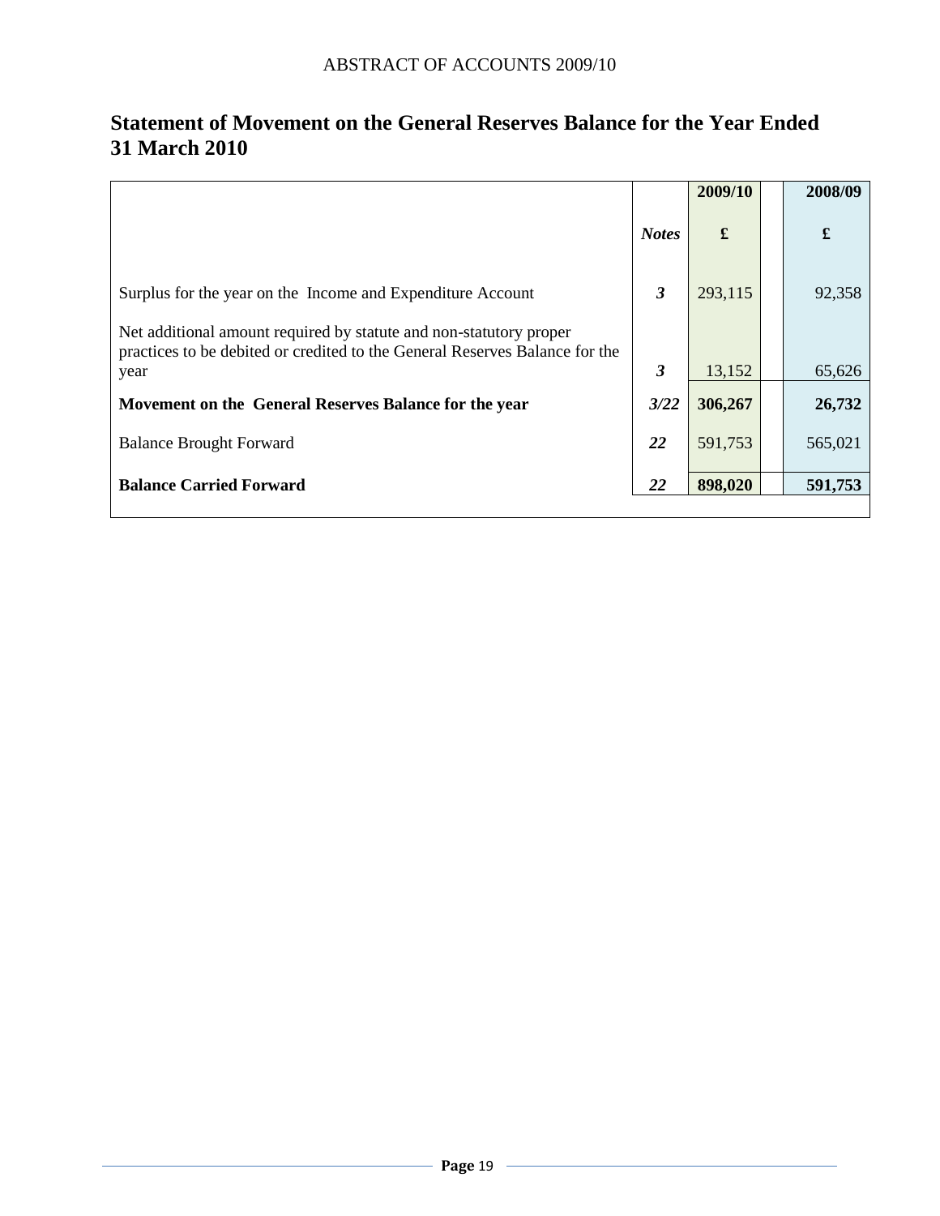# Statement of Movement on the General Reserves Balance for the Year Ended 31 March 2010

| | *Notes* | 2009/10<br>£ | 2008/09<br>£ |
|---|---|---|---|
| Surplus for the year on the Income and Expenditure Account | *3* | 293,115 | 92,358 |
| Net additional amount required by statute and non-statutory proper practices to be debited or credited to the General Reserves Balance for the year | *3* | 13,152 | 65,626 |
| **Movement on the General Reserves Balance for the year** | *3/22* | **306,267** | **26,732** |
| Balance Brought Forward | *22* | 591,753 | 565,021 |
| **Balance Carried Forward** | *22* | **898,020** | **591,753** |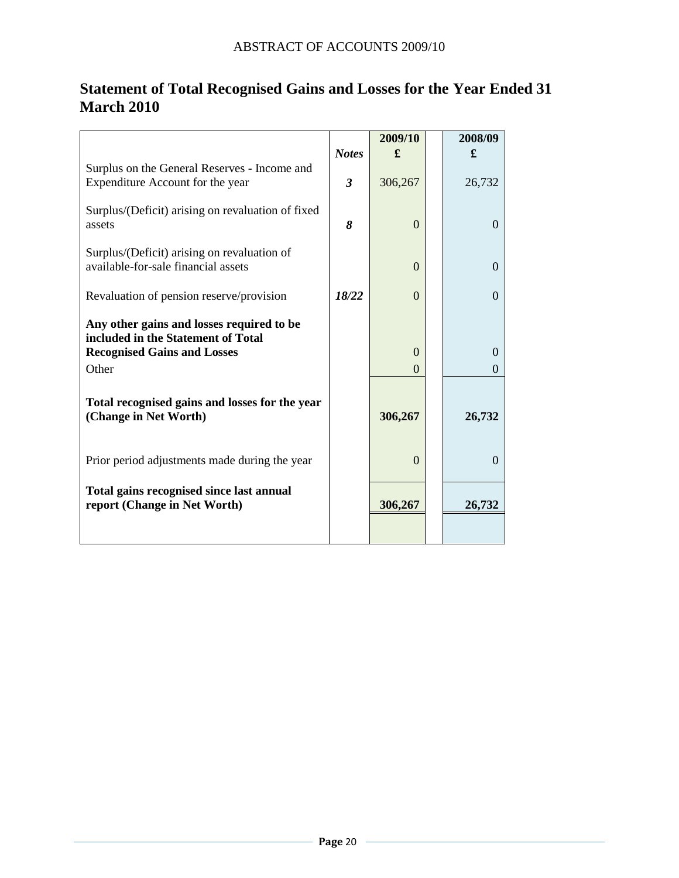## Statement of Total Recognised Gains and Losses for the Year Ended 31 March 2010

| | *Notes* | 2009/10 £ | 2008/09 £ |
|---|---|---|---|
| Surplus on the General Reserves - Income and Expenditure Account for the year | ***3*** | 306,267 | 26,732 |
| Surplus/(Deficit) arising on revaluation of fixed assets | ***8*** | 0 | 0 |
| Surplus/(Deficit) arising on revaluation of available-for-sale financial assets | | 0 | 0 |
| Revaluation of pension reserve/provision | ***18/22*** | 0 | 0 |
| **Any other gains and losses required to be included in the Statement of Total Recognised Gains and Losses** | | 0 | 0 |
| Other | | 0 | 0 |
| **Total recognised gains and losses for the year (Change in Net Worth)** | | **306,267** | **26,732** |
| Prior period adjustments made during the year | | 0 | 0 |
| **Total gains recognised since last annual report (Change in Net Worth)** | | **306,267** | **26,732** |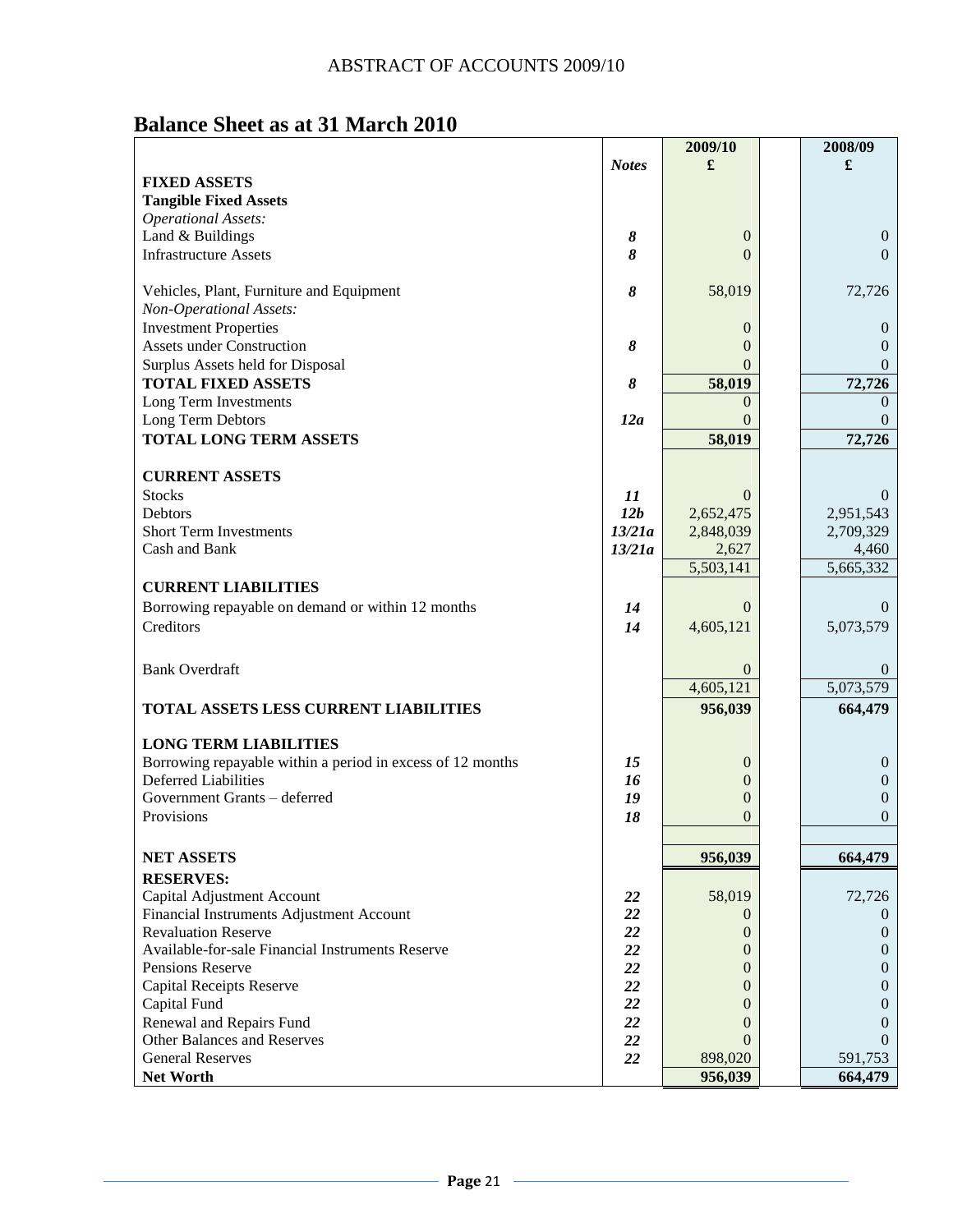ABSTRACT OF ACCOUNTS 2009/10

## Balance Sheet as at 31 March 2010

| | *Notes* | 2009/10 £ | 2008/09 £ |
|---|---|---|---|
| **FIXED ASSETS** | | | |
| **Tangible Fixed Assets** | | | |
| *Operational Assets:* | | | |
| Land & Buildings | *8* | 0 | 0 |
| Infrastructure Assets | *8* | 0 | 0 |
| Vehicles, Plant, Furniture and Equipment | *8* | 58,019 | 72,726 |
| *Non-Operational Assets:* | | | |
| Investment Properties | | 0 | 0 |
| Assets under Construction | *8* | 0 | 0 |
| Surplus Assets held for Disposal | | 0 | 0 |
| **TOTAL FIXED ASSETS** | *8* | **58,019** | **72,726** |
| Long Term Investments | | 0 | 0 |
| Long Term Debtors | *12a* | 0 | 0 |
| **TOTAL LONG TERM ASSETS** | | **58,019** | **72,726** |
| **CURRENT ASSETS** | | | |
| Stocks | *11* | 0 | 0 |
| Debtors | *12b* | 2,652,475 | 2,951,543 |
| Short Term Investments | *13/21a* | 2,848,039 | 2,709,329 |
| Cash and Bank | *13/21a* | 2,627 | 4,460 |
| | | 5,503,141 | 5,665,332 |
| **CURRENT LIABILITIES** | | | |
| Borrowing repayable on demand or within 12 months | *14* | 0 | 0 |
| Creditors | *14* | 4,605,121 | 5,073,579 |
| Bank Overdraft | | 0 | 0 |
| | | 4,605,121 | 5,073,579 |
| **TOTAL ASSETS LESS CURRENT LIABILITIES** | | **956,039** | **664,479** |
| **LONG TERM LIABILITIES** | | | |
| Borrowing repayable within a period in excess of 12 months | *15* | 0 | 0 |
| Deferred Liabilities | *16* | 0 | 0 |
| Government Grants – deferred | *19* | 0 | 0 |
| Provisions | *18* | 0 | 0 |
| **NET ASSETS** | | **956,039** | **664,479** |
| **RESERVES:** | | | |
| Capital Adjustment Account | *22* | 58,019 | 72,726 |
| Financial Instruments Adjustment Account | *22* | 0 | 0 |
| Revaluation Reserve | *22* | 0 | 0 |
| Available-for-sale Financial Instruments Reserve | *22* | 0 | 0 |
| Pensions Reserve | *22* | 0 | 0 |
| Capital Receipts Reserve | *22* | 0 | 0 |
| Capital Fund | *22* | 0 | 0 |
| Renewal and Repairs Fund | *22* | 0 | 0 |
| Other Balances and Reserves | *22* | 0 | 0 |
| General Reserves | *22* | 898,020 | 591,753 |
| **Net Worth** | | **956,039** | **664,479** |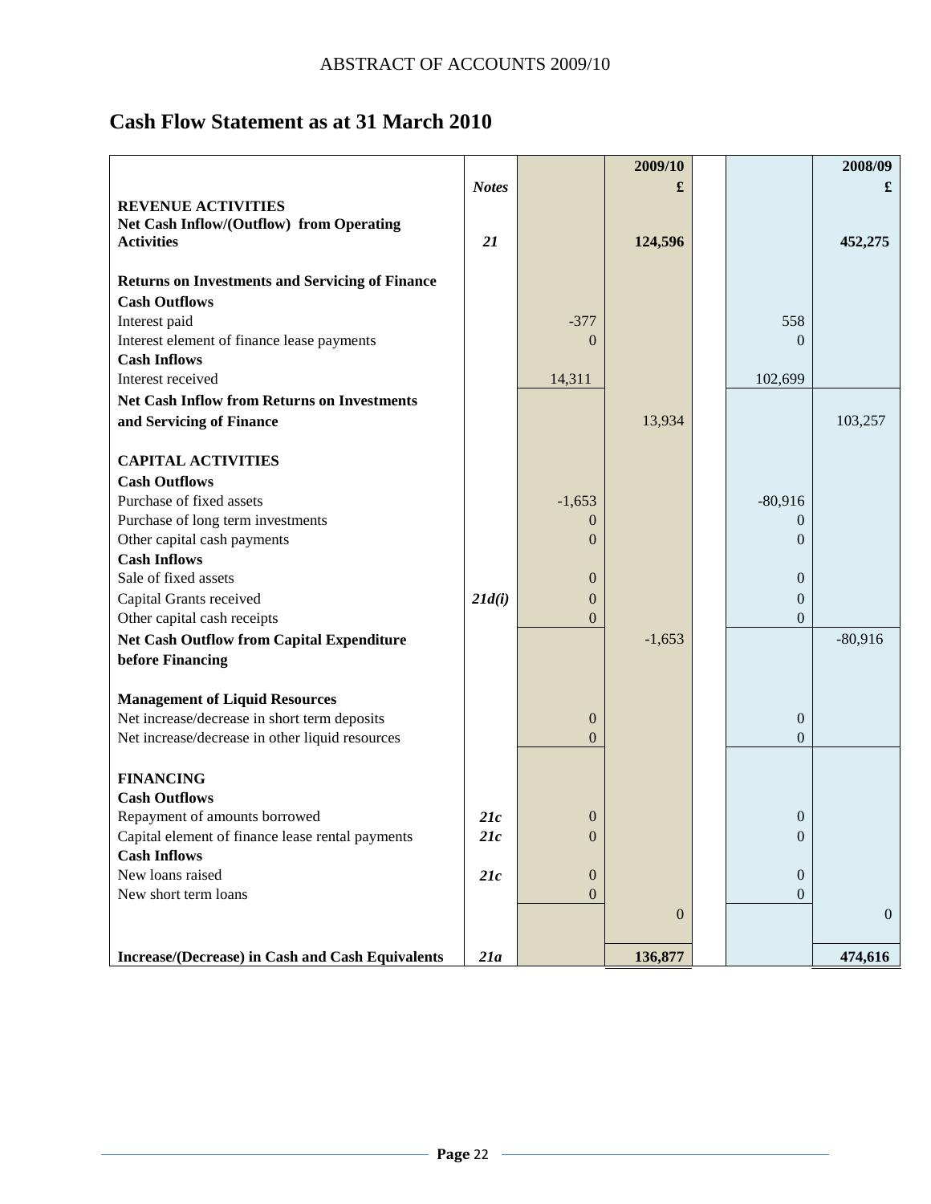ABSTRACT OF ACCOUNTS 2009/10

## Cash Flow Statement as at 31 March 2010

| | Notes | | 2009/10 £ | | 2008/09 £ |
|---|---|---|---|---|---|
| **REVENUE ACTIVITIES** | | | | | |
| **Net Cash Inflow/(Outflow) from Operating Activities** | ***21*** | | **124,596** | | **452,275** |
| | | | | | |
| **Returns on Investments and Servicing of Finance** | | | | | |
| **Cash Outflows** | | | | | |
| Interest paid | | -377 | | 558 | |
| Interest element of finance lease payments | | 0 | | 0 | |
| **Cash Inflows** | | | | | |
| Interest received | | 14,311 | | 102,699 | |
| **Net Cash Inflow from Returns on Investments and Servicing of Finance** | | | 13,934 | | 103,257 |
| | | | | | |
| **CAPITAL ACTIVITIES** | | | | | |
| **Cash Outflows** | | | | | |
| Purchase of fixed assets | | -1,653 | | -80,916 | |
| Purchase of long term investments | | 0 | | 0 | |
| Other capital cash payments | | 0 | | 0 | |
| **Cash Inflows** | | | | | |
| Sale of fixed assets | | 0 | | 0 | |
| Capital Grants received | ***21d(i)*** | 0 | | 0 | |
| Other capital cash receipts | | 0 | | 0 | |
| **Net Cash Outflow from Capital Expenditure before Financing** | | | -1,653 | | -80,916 |
| | | | | | |
| **Management of Liquid Resources** | | | | | |
| Net increase/decrease in short term deposits | | 0 | | 0 | |
| Net increase/decrease in other liquid resources | | 0 | | 0 | |
| | | | | | |
| **FINANCING** | | | | | |
| **Cash Outflows** | | | | | |
| Repayment of amounts borrowed | ***21c*** | 0 | | 0 | |
| Capital element of finance lease rental payments | ***21c*** | 0 | | 0 | |
| **Cash Inflows** | | | | | |
| New loans raised | ***21c*** | 0 | | 0 | |
| New short term loans | | 0 | | 0 | |
| | | | 0 | | 0 |
| | | | | | |
| **Increase/(Decrease) in Cash and Cash Equivalents** | ***21a*** | | **136,877** | | **474,616** |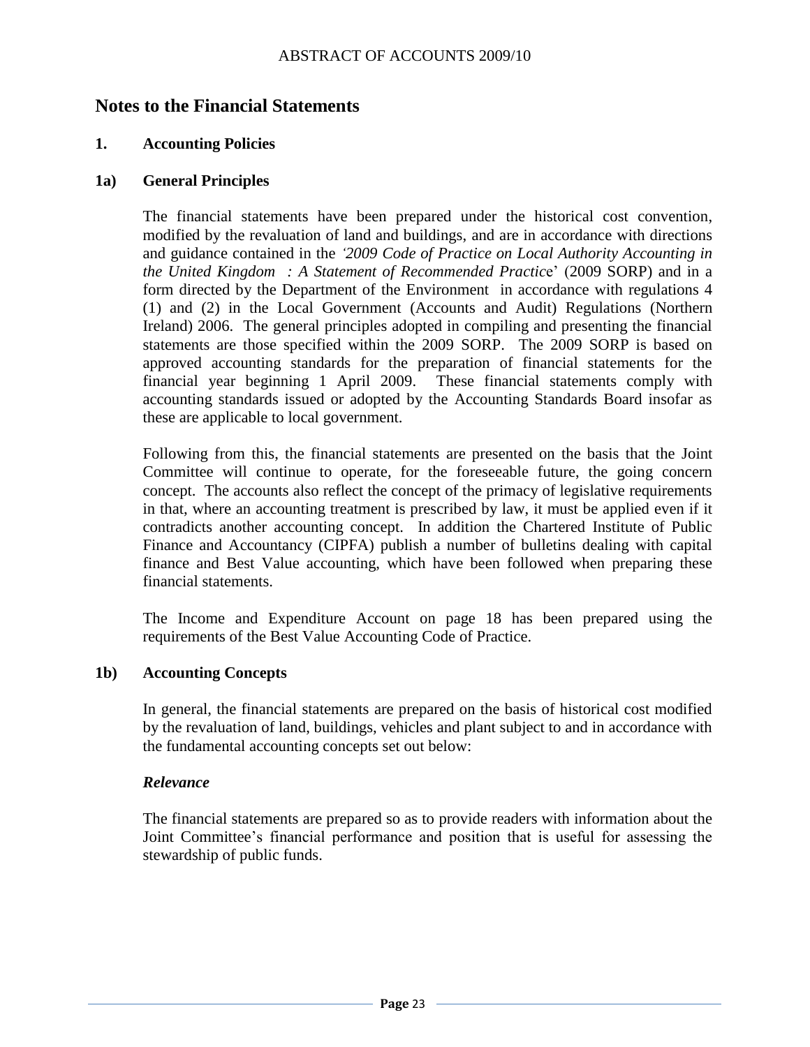# Notes to the Financial Statements

## 1. Accounting Policies

### 1a) General Principles

The financial statements have been prepared under the historical cost convention, modified by the revaluation of land and buildings, and are in accordance with directions and guidance contained in the *'2009 Code of Practice on Local Authority Accounting in the United Kingdom : A Statement of Recommended Practice*' (2009 SORP) and in a form directed by the Department of the Environment in accordance with regulations 4 (1) and (2) in the Local Government (Accounts and Audit) Regulations (Northern Ireland) 2006. The general principles adopted in compiling and presenting the financial statements are those specified within the 2009 SORP. The 2009 SORP is based on approved accounting standards for the preparation of financial statements for the financial year beginning 1 April 2009. These financial statements comply with accounting standards issued or adopted by the Accounting Standards Board insofar as these are applicable to local government.

Following from this, the financial statements are presented on the basis that the Joint Committee will continue to operate, for the foreseeable future, the going concern concept. The accounts also reflect the concept of the primacy of legislative requirements in that, where an accounting treatment is prescribed by law, it must be applied even if it contradicts another accounting concept. In addition the Chartered Institute of Public Finance and Accountancy (CIPFA) publish a number of bulletins dealing with capital finance and Best Value accounting, which have been followed when preparing these financial statements.

The Income and Expenditure Account on page 18 has been prepared using the requirements of the Best Value Accounting Code of Practice.

### 1b) Accounting Concepts

In general, the financial statements are prepared on the basis of historical cost modified by the revaluation of land, buildings, vehicles and plant subject to and in accordance with the fundamental accounting concepts set out below:

***Relevance***

The financial statements are prepared so as to provide readers with information about the Joint Committee's financial performance and position that is useful for assessing the stewardship of public funds.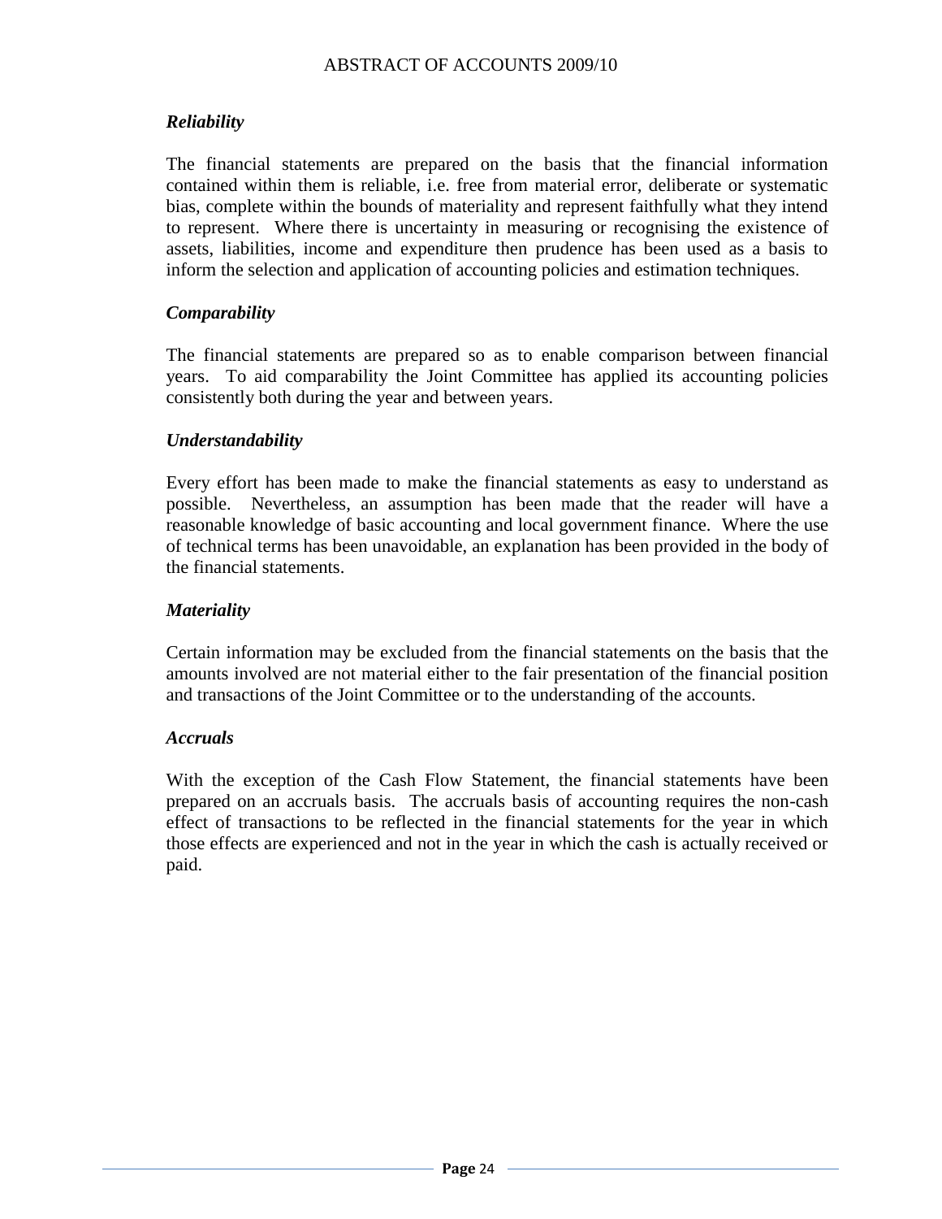### *Reliability*

The financial statements are prepared on the basis that the financial information contained within them is reliable, i.e. free from material error, deliberate or systematic bias, complete within the bounds of materiality and represent faithfully what they intend to represent. Where there is uncertainty in measuring or recognising the existence of assets, liabilities, income and expenditure then prudence has been used as a basis to inform the selection and application of accounting policies and estimation techniques.

### *Comparability*

The financial statements are prepared so as to enable comparison between financial years. To aid comparability the Joint Committee has applied its accounting policies consistently both during the year and between years.

### *Understandability*

Every effort has been made to make the financial statements as easy to understand as possible. Nevertheless, an assumption has been made that the reader will have a reasonable knowledge of basic accounting and local government finance. Where the use of technical terms has been unavoidable, an explanation has been provided in the body of the financial statements.

### *Materiality*

Certain information may be excluded from the financial statements on the basis that the amounts involved are not material either to the fair presentation of the financial position and transactions of the Joint Committee or to the understanding of the accounts.

### *Accruals*

With the exception of the Cash Flow Statement, the financial statements have been prepared on an accruals basis. The accruals basis of accounting requires the non-cash effect of transactions to be reflected in the financial statements for the year in which those effects are experienced and not in the year in which the cash is actually received or paid.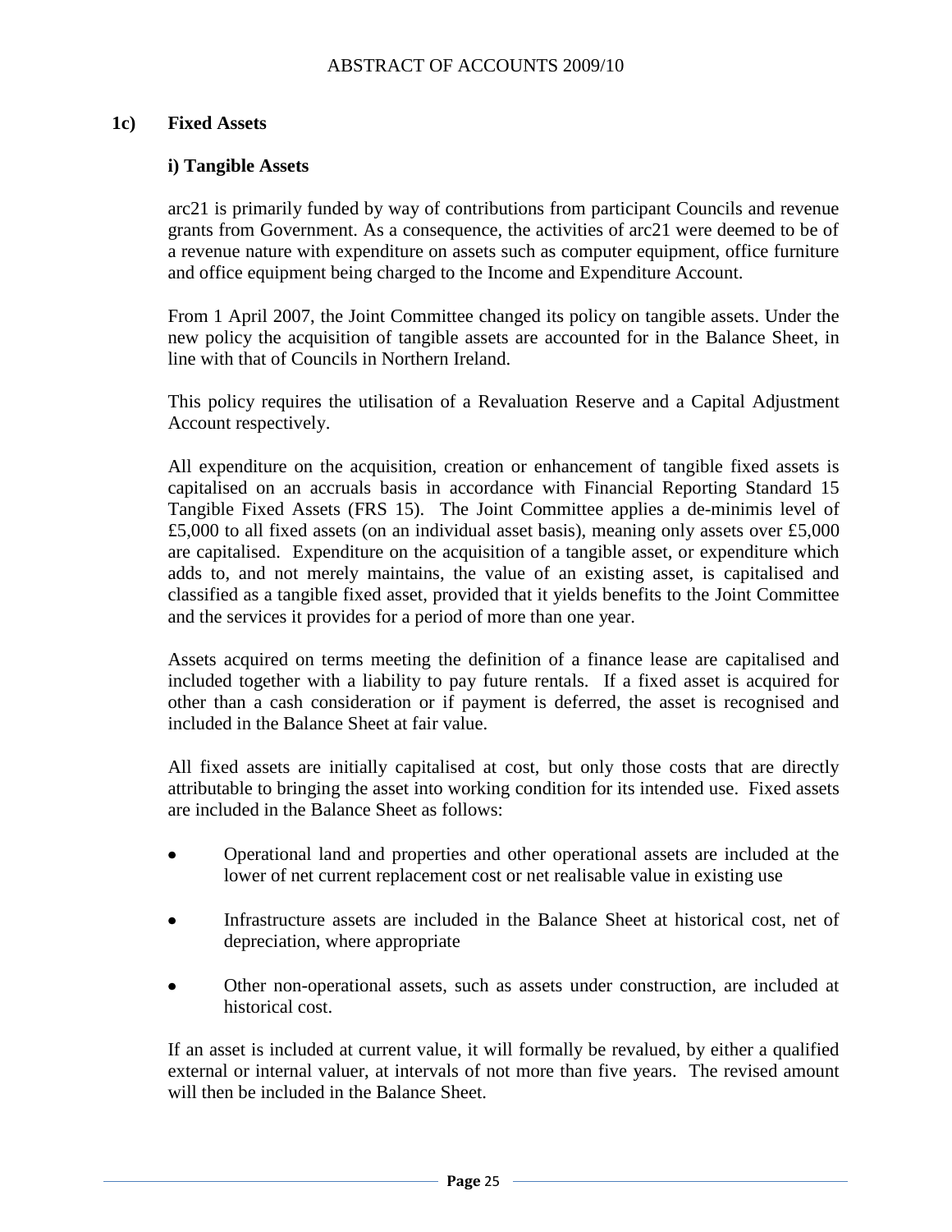## 1c) Fixed Assets

### i) Tangible Assets

arc21 is primarily funded by way of contributions from participant Councils and revenue grants from Government. As a consequence, the activities of arc21 were deemed to be of a revenue nature with expenditure on assets such as computer equipment, office furniture and office equipment being charged to the Income and Expenditure Account.

From 1 April 2007, the Joint Committee changed its policy on tangible assets. Under the new policy the acquisition of tangible assets are accounted for in the Balance Sheet, in line with that of Councils in Northern Ireland.

This policy requires the utilisation of a Revaluation Reserve and a Capital Adjustment Account respectively.

All expenditure on the acquisition, creation or enhancement of tangible fixed assets is capitalised on an accruals basis in accordance with Financial Reporting Standard 15 Tangible Fixed Assets (FRS 15). The Joint Committee applies a de-minimis level of £5,000 to all fixed assets (on an individual asset basis), meaning only assets over £5,000 are capitalised. Expenditure on the acquisition of a tangible asset, or expenditure which adds to, and not merely maintains, the value of an existing asset, is capitalised and classified as a tangible fixed asset, provided that it yields benefits to the Joint Committee and the services it provides for a period of more than one year.

Assets acquired on terms meeting the definition of a finance lease are capitalised and included together with a liability to pay future rentals. If a fixed asset is acquired for other than a cash consideration or if payment is deferred, the asset is recognised and included in the Balance Sheet at fair value.

All fixed assets are initially capitalised at cost, but only those costs that are directly attributable to bringing the asset into working condition for its intended use. Fixed assets are included in the Balance Sheet as follows:

- Operational land and properties and other operational assets are included at the lower of net current replacement cost or net realisable value in existing use
- Infrastructure assets are included in the Balance Sheet at historical cost, net of depreciation, where appropriate
- Other non-operational assets, such as assets under construction, are included at historical cost.

If an asset is included at current value, it will formally be revalued, by either a qualified external or internal valuer, at intervals of not more than five years. The revised amount will then be included in the Balance Sheet.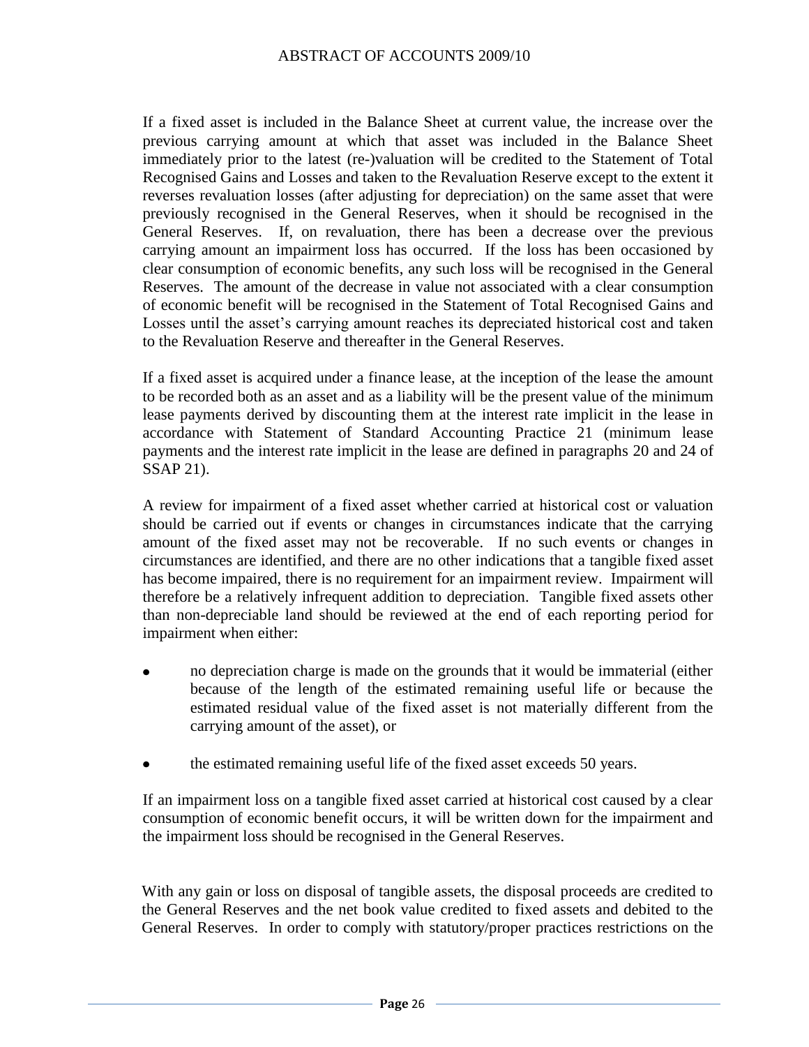If a fixed asset is included in the Balance Sheet at current value, the increase over the previous carrying amount at which that asset was included in the Balance Sheet immediately prior to the latest (re-)valuation will be credited to the Statement of Total Recognised Gains and Losses and taken to the Revaluation Reserve except to the extent it reverses revaluation losses (after adjusting for depreciation) on the same asset that were previously recognised in the General Reserves, when it should be recognised in the General Reserves. If, on revaluation, there has been a decrease over the previous carrying amount an impairment loss has occurred. If the loss has been occasioned by clear consumption of economic benefits, any such loss will be recognised in the General Reserves. The amount of the decrease in value not associated with a clear consumption of economic benefit will be recognised in the Statement of Total Recognised Gains and Losses until the asset's carrying amount reaches its depreciated historical cost and taken to the Revaluation Reserve and thereafter in the General Reserves.

If a fixed asset is acquired under a finance lease, at the inception of the lease the amount to be recorded both as an asset and as a liability will be the present value of the minimum lease payments derived by discounting them at the interest rate implicit in the lease in accordance with Statement of Standard Accounting Practice 21 (minimum lease payments and the interest rate implicit in the lease are defined in paragraphs 20 and 24 of SSAP 21).

A review for impairment of a fixed asset whether carried at historical cost or valuation should be carried out if events or changes in circumstances indicate that the carrying amount of the fixed asset may not be recoverable. If no such events or changes in circumstances are identified, and there are no other indications that a tangible fixed asset has become impaired, there is no requirement for an impairment review. Impairment will therefore be a relatively infrequent addition to depreciation. Tangible fixed assets other than non-depreciable land should be reviewed at the end of each reporting period for impairment when either:

- no depreciation charge is made on the grounds that it would be immaterial (either because of the length of the estimated remaining useful life or because the estimated residual value of the fixed asset is not materially different from the carrying amount of the asset), or
- the estimated remaining useful life of the fixed asset exceeds 50 years.

If an impairment loss on a tangible fixed asset carried at historical cost caused by a clear consumption of economic benefit occurs, it will be written down for the impairment and the impairment loss should be recognised in the General Reserves.

With any gain or loss on disposal of tangible assets, the disposal proceeds are credited to the General Reserves and the net book value credited to fixed assets and debited to the General Reserves. In order to comply with statutory/proper practices restrictions on the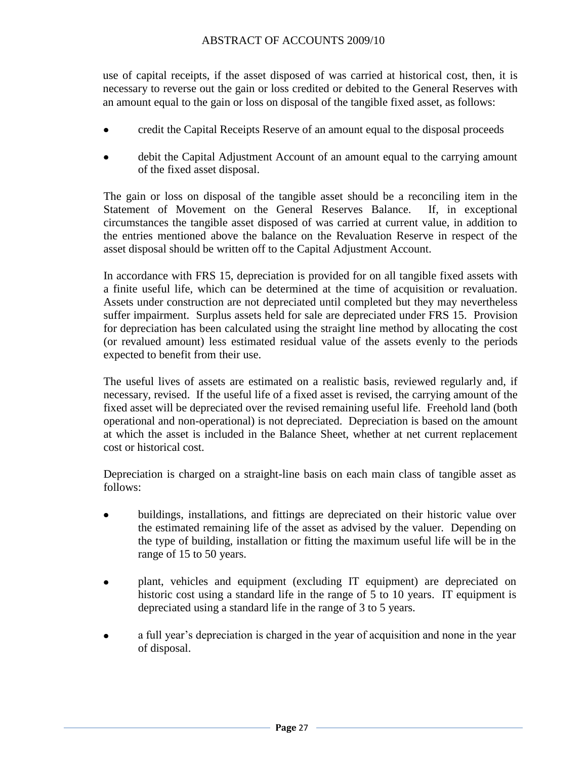use of capital receipts, if the asset disposed of was carried at historical cost, then, it is necessary to reverse out the gain or loss credited or debited to the General Reserves with an amount equal to the gain or loss on disposal of the tangible fixed asset, as follows:

- credit the Capital Receipts Reserve of an amount equal to the disposal proceeds
- debit the Capital Adjustment Account of an amount equal to the carrying amount of the fixed asset disposal.

The gain or loss on disposal of the tangible asset should be a reconciling item in the Statement of Movement on the General Reserves Balance. If, in exceptional circumstances the tangible asset disposed of was carried at current value, in addition to the entries mentioned above the balance on the Revaluation Reserve in respect of the asset disposal should be written off to the Capital Adjustment Account.

In accordance with FRS 15, depreciation is provided for on all tangible fixed assets with a finite useful life, which can be determined at the time of acquisition or revaluation. Assets under construction are not depreciated until completed but they may nevertheless suffer impairment. Surplus assets held for sale are depreciated under FRS 15. Provision for depreciation has been calculated using the straight line method by allocating the cost (or revalued amount) less estimated residual value of the assets evenly to the periods expected to benefit from their use.

The useful lives of assets are estimated on a realistic basis, reviewed regularly and, if necessary, revised. If the useful life of a fixed asset is revised, the carrying amount of the fixed asset will be depreciated over the revised remaining useful life. Freehold land (both operational and non-operational) is not depreciated. Depreciation is based on the amount at which the asset is included in the Balance Sheet, whether at net current replacement cost or historical cost.

Depreciation is charged on a straight-line basis on each main class of tangible asset as follows:

- buildings, installations, and fittings are depreciated on their historic value over the estimated remaining life of the asset as advised by the valuer. Depending on the type of building, installation or fitting the maximum useful life will be in the range of 15 to 50 years.
- plant, vehicles and equipment (excluding IT equipment) are depreciated on historic cost using a standard life in the range of 5 to 10 years. IT equipment is depreciated using a standard life in the range of 3 to 5 years.
- a full year's depreciation is charged in the year of acquisition and none in the year of disposal.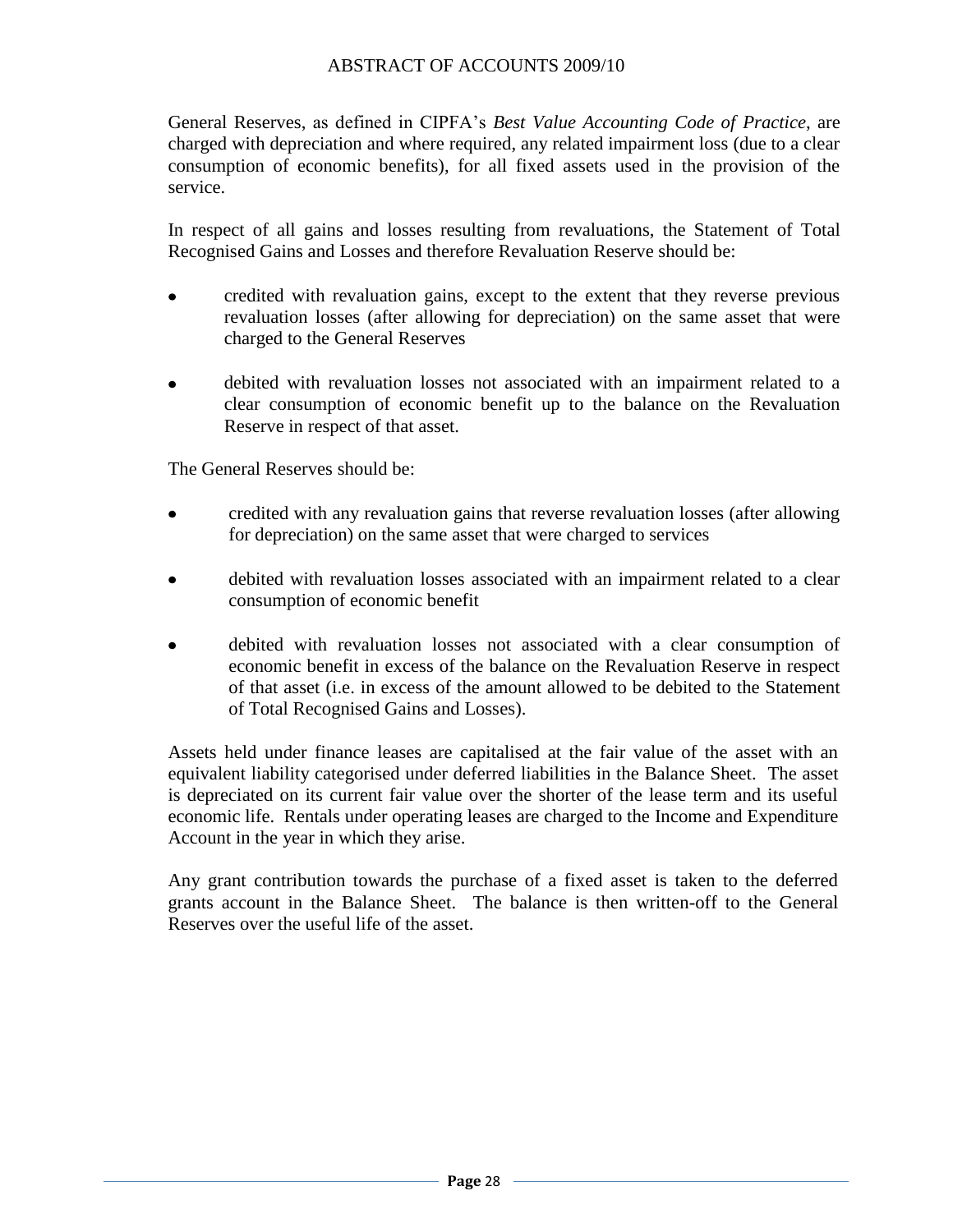General Reserves, as defined in CIPFA's *Best Value Accounting Code of Practice*, are charged with depreciation and where required, any related impairment loss (due to a clear consumption of economic benefits), for all fixed assets used in the provision of the service.

In respect of all gains and losses resulting from revaluations, the Statement of Total Recognised Gains and Losses and therefore Revaluation Reserve should be:

- credited with revaluation gains, except to the extent that they reverse previous revaluation losses (after allowing for depreciation) on the same asset that were charged to the General Reserves
- debited with revaluation losses not associated with an impairment related to a clear consumption of economic benefit up to the balance on the Revaluation Reserve in respect of that asset.

The General Reserves should be:

- credited with any revaluation gains that reverse revaluation losses (after allowing for depreciation) on the same asset that were charged to services
- debited with revaluation losses associated with an impairment related to a clear consumption of economic benefit
- debited with revaluation losses not associated with a clear consumption of economic benefit in excess of the balance on the Revaluation Reserve in respect of that asset (i.e. in excess of the amount allowed to be debited to the Statement of Total Recognised Gains and Losses).

Assets held under finance leases are capitalised at the fair value of the asset with an equivalent liability categorised under deferred liabilities in the Balance Sheet. The asset is depreciated on its current fair value over the shorter of the lease term and its useful economic life. Rentals under operating leases are charged to the Income and Expenditure Account in the year in which they arise.

Any grant contribution towards the purchase of a fixed asset is taken to the deferred grants account in the Balance Sheet. The balance is then written-off to the General Reserves over the useful life of the asset.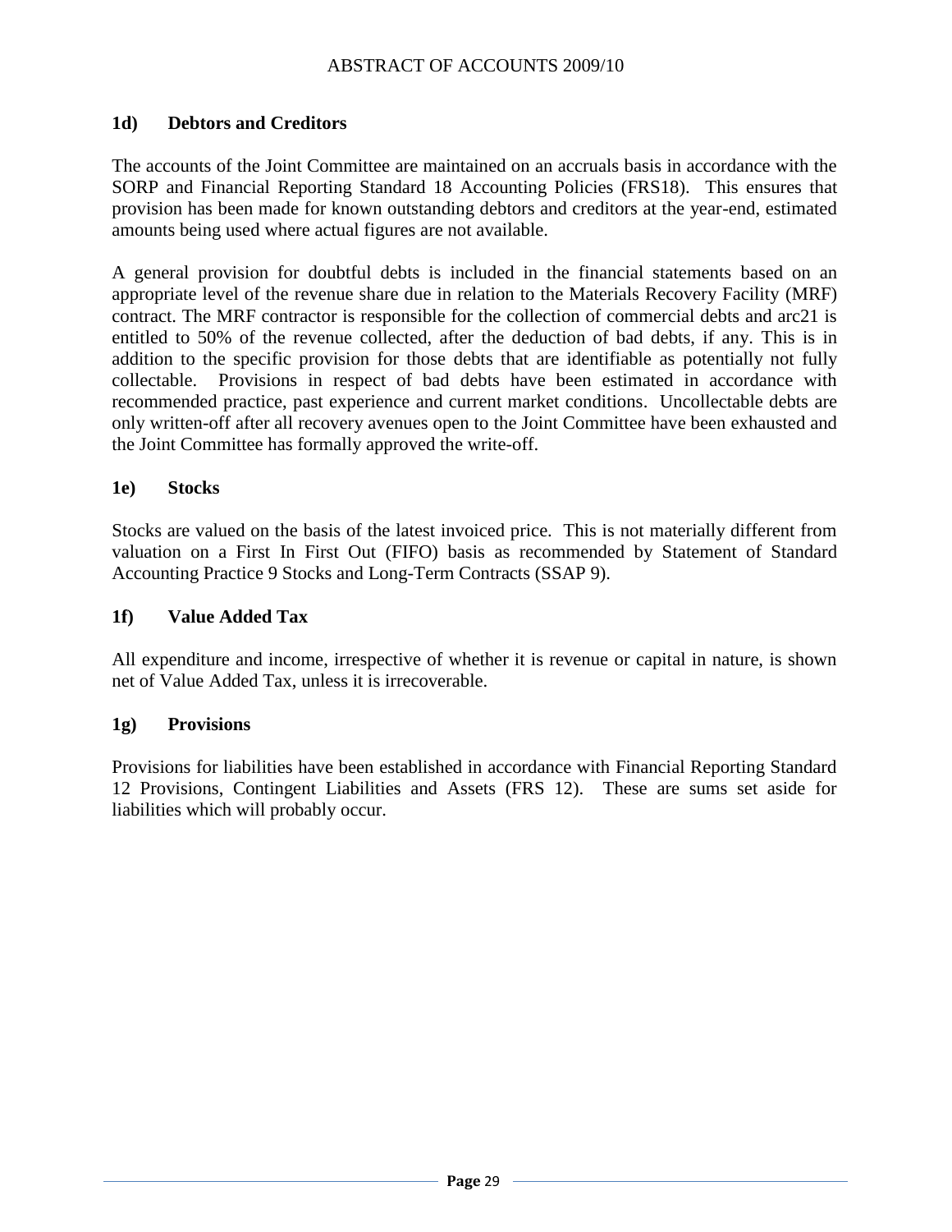### 1d) Debtors and Creditors

The accounts of the Joint Committee are maintained on an accruals basis in accordance with the SORP and Financial Reporting Standard 18 Accounting Policies (FRS18). This ensures that provision has been made for known outstanding debtors and creditors at the year-end, estimated amounts being used where actual figures are not available.

A general provision for doubtful debts is included in the financial statements based on an appropriate level of the revenue share due in relation to the Materials Recovery Facility (MRF) contract. The MRF contractor is responsible for the collection of commercial debts and arc21 is entitled to 50% of the revenue collected, after the deduction of bad debts, if any. This is in addition to the specific provision for those debts that are identifiable as potentially not fully collectable. Provisions in respect of bad debts have been estimated in accordance with recommended practice, past experience and current market conditions. Uncollectable debts are only written-off after all recovery avenues open to the Joint Committee have been exhausted and the Joint Committee has formally approved the write-off.

### 1e) Stocks

Stocks are valued on the basis of the latest invoiced price. This is not materially different from valuation on a First In First Out (FIFO) basis as recommended by Statement of Standard Accounting Practice 9 Stocks and Long-Term Contracts (SSAP 9).

### 1f) Value Added Tax

All expenditure and income, irrespective of whether it is revenue or capital in nature, is shown net of Value Added Tax, unless it is irrecoverable.

### 1g) Provisions

Provisions for liabilities have been established in accordance with Financial Reporting Standard 12 Provisions, Contingent Liabilities and Assets (FRS 12). These are sums set aside for liabilities which will probably occur.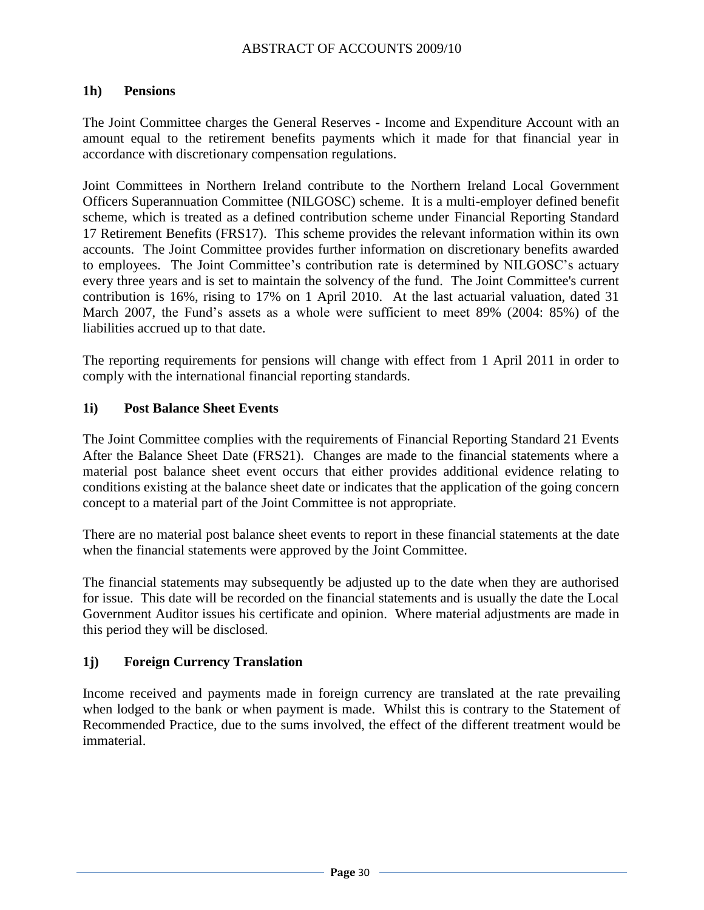### 1h) Pensions

The Joint Committee charges the General Reserves - Income and Expenditure Account with an amount equal to the retirement benefits payments which it made for that financial year in accordance with discretionary compensation regulations.

Joint Committees in Northern Ireland contribute to the Northern Ireland Local Government Officers Superannuation Committee (NILGOSC) scheme. It is a multi-employer defined benefit scheme, which is treated as a defined contribution scheme under Financial Reporting Standard 17 Retirement Benefits (FRS17). This scheme provides the relevant information within its own accounts. The Joint Committee provides further information on discretionary benefits awarded to employees. The Joint Committee's contribution rate is determined by NILGOSC's actuary every three years and is set to maintain the solvency of the fund. The Joint Committee's current contribution is 16%, rising to 17% on 1 April 2010. At the last actuarial valuation, dated 31 March 2007, the Fund's assets as a whole were sufficient to meet 89% (2004: 85%) of the liabilities accrued up to that date.

The reporting requirements for pensions will change with effect from 1 April 2011 in order to comply with the international financial reporting standards.

### 1i) Post Balance Sheet Events

The Joint Committee complies with the requirements of Financial Reporting Standard 21 Events After the Balance Sheet Date (FRS21). Changes are made to the financial statements where a material post balance sheet event occurs that either provides additional evidence relating to conditions existing at the balance sheet date or indicates that the application of the going concern concept to a material part of the Joint Committee is not appropriate.

There are no material post balance sheet events to report in these financial statements at the date when the financial statements were approved by the Joint Committee.

The financial statements may subsequently be adjusted up to the date when they are authorised for issue. This date will be recorded on the financial statements and is usually the date the Local Government Auditor issues his certificate and opinion. Where material adjustments are made in this period they will be disclosed.

### 1j) Foreign Currency Translation

Income received and payments made in foreign currency are translated at the rate prevailing when lodged to the bank or when payment is made. Whilst this is contrary to the Statement of Recommended Practice, due to the sums involved, the effect of the different treatment would be immaterial.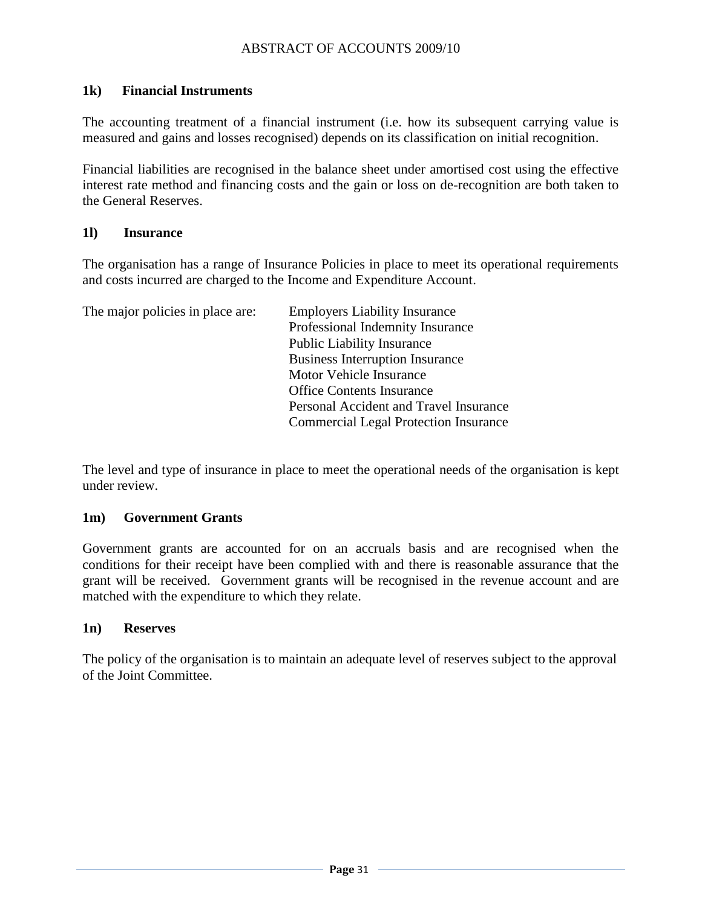### 1k) Financial Instruments

The accounting treatment of a financial instrument (i.e. how its subsequent carrying value is measured and gains and losses recognised) depends on its classification on initial recognition.

Financial liabilities are recognised in the balance sheet under amortised cost using the effective interest rate method and financing costs and the gain or loss on de-recognition are both taken to the General Reserves.

### 1l) Insurance

The organisation has a range of Insurance Policies in place to meet its operational requirements and costs incurred are charged to the Income and Expenditure Account.

The major policies in place are:

- Employers Liability Insurance
- Professional Indemnity Insurance
- Public Liability Insurance
- Business Interruption Insurance
- Motor Vehicle Insurance
- Office Contents Insurance
- Personal Accident and Travel Insurance
- Commercial Legal Protection Insurance

The level and type of insurance in place to meet the operational needs of the organisation is kept under review.

### 1m) Government Grants

Government grants are accounted for on an accruals basis and are recognised when the conditions for their receipt have been complied with and there is reasonable assurance that the grant will be received. Government grants will be recognised in the revenue account and are matched with the expenditure to which they relate.

### 1n) Reserves

The policy of the organisation is to maintain an adequate level of reserves subject to the approval of the Joint Committee.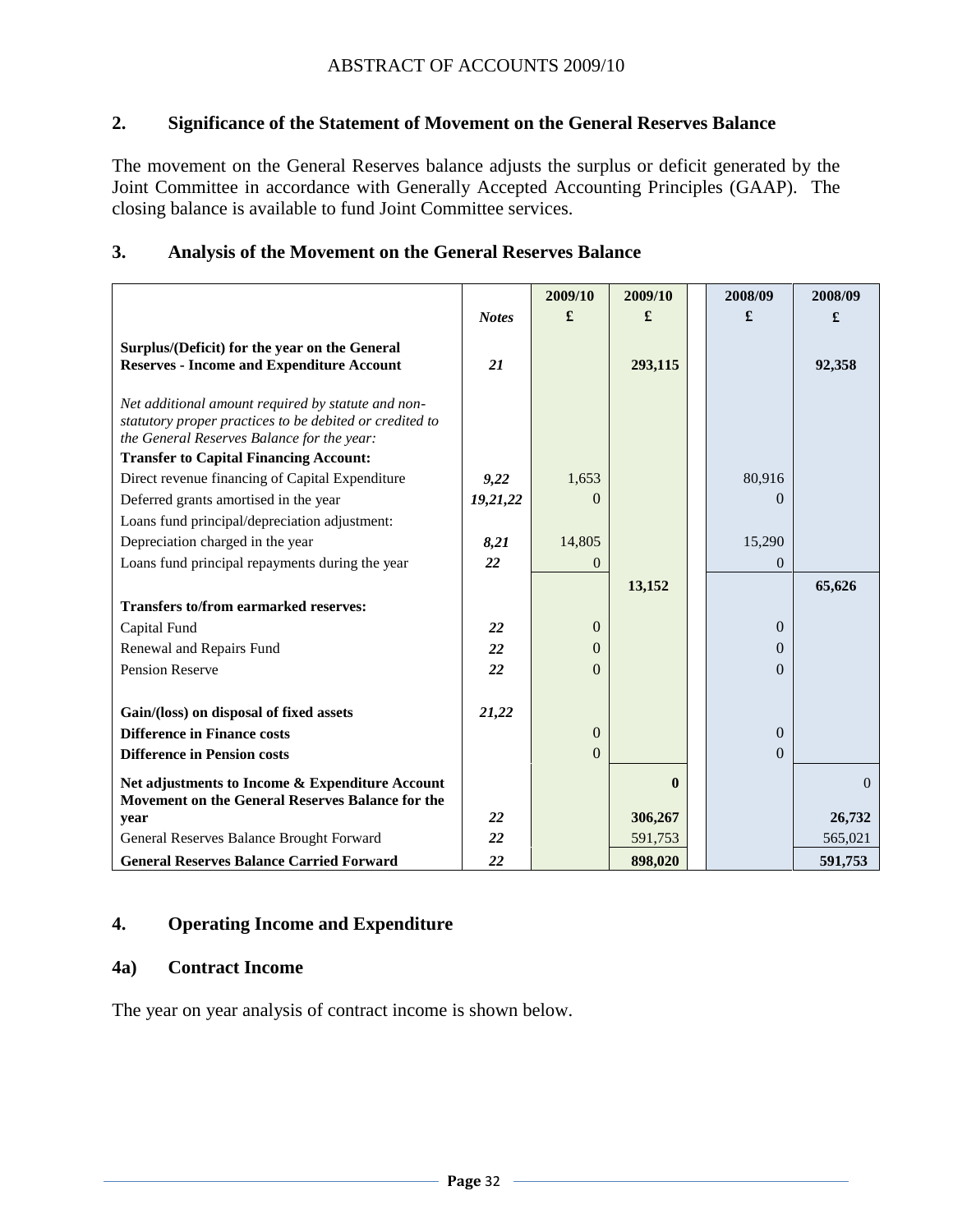## 2. Significance of the Statement of Movement on the General Reserves Balance

The movement on the General Reserves balance adjusts the surplus or deficit generated by the Joint Committee in accordance with Generally Accepted Accounting Principles (GAAP). The closing balance is available to fund Joint Committee services.

## 3. Analysis of the Movement on the General Reserves Balance

| | *Notes* | 2009/10 £ | 2009/10 £ | 2008/09 £ | 2008/09 £ |
|---|---|---|---|---|---|
| **Surplus/(Deficit) for the year on the General Reserves - Income and Expenditure Account** | ***21*** | | **293,115** | | **92,358** |
| *Net additional amount required by statute and non-statutory proper practices to be debited or credited to the General Reserves Balance for the year:* | | | | | |
| **Transfer to Capital Financing Account:** | | | | | |
| Direct revenue financing of Capital Expenditure | ***9,22*** | 1,653 | | 80,916 | |
| Deferred grants amortised in the year | ***19,21,22*** | 0 | | 0 | |
| Loans fund principal/depreciation adjustment: | | | | | |
| Depreciation charged in the year | ***8,21*** | 14,805 | | 15,290 | |
| Loans fund principal repayments during the year | ***22*** | 0 | | 0 | |
| | | | **13,152** | | **65,626** |
| **Transfers to/from earmarked reserves:** | | | | | |
| Capital Fund | ***22*** | 0 | | 0 | |
| Renewal and Repairs Fund | ***22*** | 0 | | 0 | |
| Pension Reserve | ***22*** | 0 | | 0 | |
| **Gain/(loss) on disposal of fixed assets** | ***21,22*** | | | | |
| **Difference in Finance costs** | | 0 | | 0 | |
| **Difference in Pension costs** | | 0 | | 0 | |
| **Net adjustments to Income & Expenditure Account** | | | **0** | | 0 |
| **Movement on the General Reserves Balance for the year** | ***22*** | | **306,267** | | **26,732** |
| General Reserves Balance Brought Forward | ***22*** | | 591,753 | | 565,021 |
| **General Reserves Balance Carried Forward** | ***22*** | | **898,020** | | **591,753** |

## 4. Operating Income and Expenditure

### 4a) Contract Income

The year on year analysis of contract income is shown below.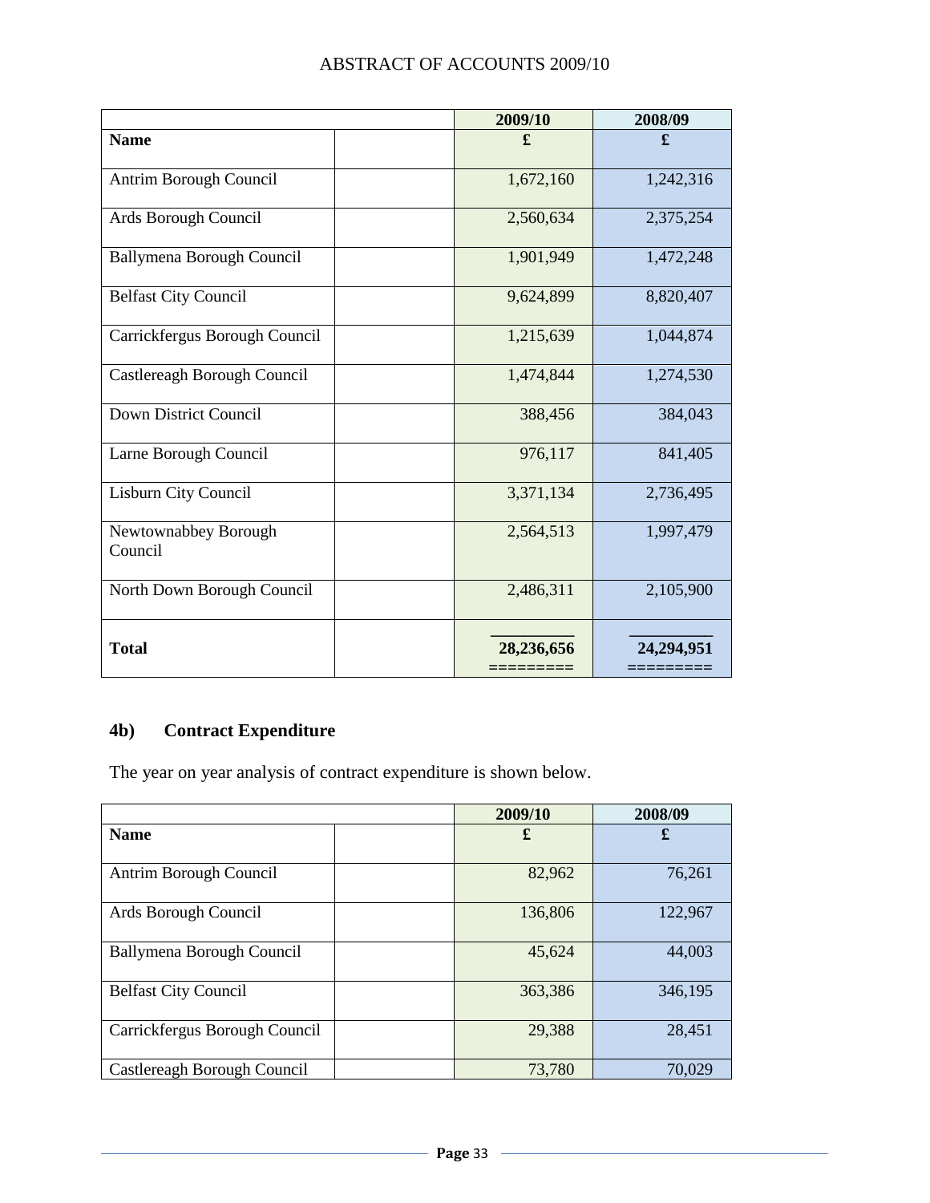| | | 2009/10 | 2008/09 |
|---|---|---|---|
| **Name** | | **£** | **£** |
| Antrim Borough Council | | 1,672,160 | 1,242,316 |
| Ards Borough Council | | 2,560,634 | 2,375,254 |
| Ballymena Borough Council | | 1,901,949 | 1,472,248 |
| Belfast City Council | | 9,624,899 | 8,820,407 |
| Carrickfergus Borough Council | | 1,215,639 | 1,044,874 |
| Castlereagh Borough Council | | 1,474,844 | 1,274,530 |
| Down District Council | | 388,456 | 384,043 |
| Larne Borough Council | | 976,117 | 841,405 |
| Lisburn City Council | | 3,371,134 | 2,736,495 |
| Newtownabbey Borough Council | | 2,564,513 | 1,997,479 |
| North Down Borough Council | | 2,486,311 | 2,105,900 |
| **Total** | | **28,236,656** | **24,294,951** |

## 4b) Contract Expenditure

The year on year analysis of contract expenditure is shown below.

| | | 2009/10 | 2008/09 |
|---|---|---|---|
| **Name** | | **£** | **£** |
| Antrim Borough Council | | 82,962 | 76,261 |
| Ards Borough Council | | 136,806 | 122,967 |
| Ballymena Borough Council | | 45,624 | 44,003 |
| Belfast City Council | | 363,386 | 346,195 |
| Carrickfergus Borough Council | | 29,388 | 28,451 |
| Castlereagh Borough Council | | 73,780 | 70,029 |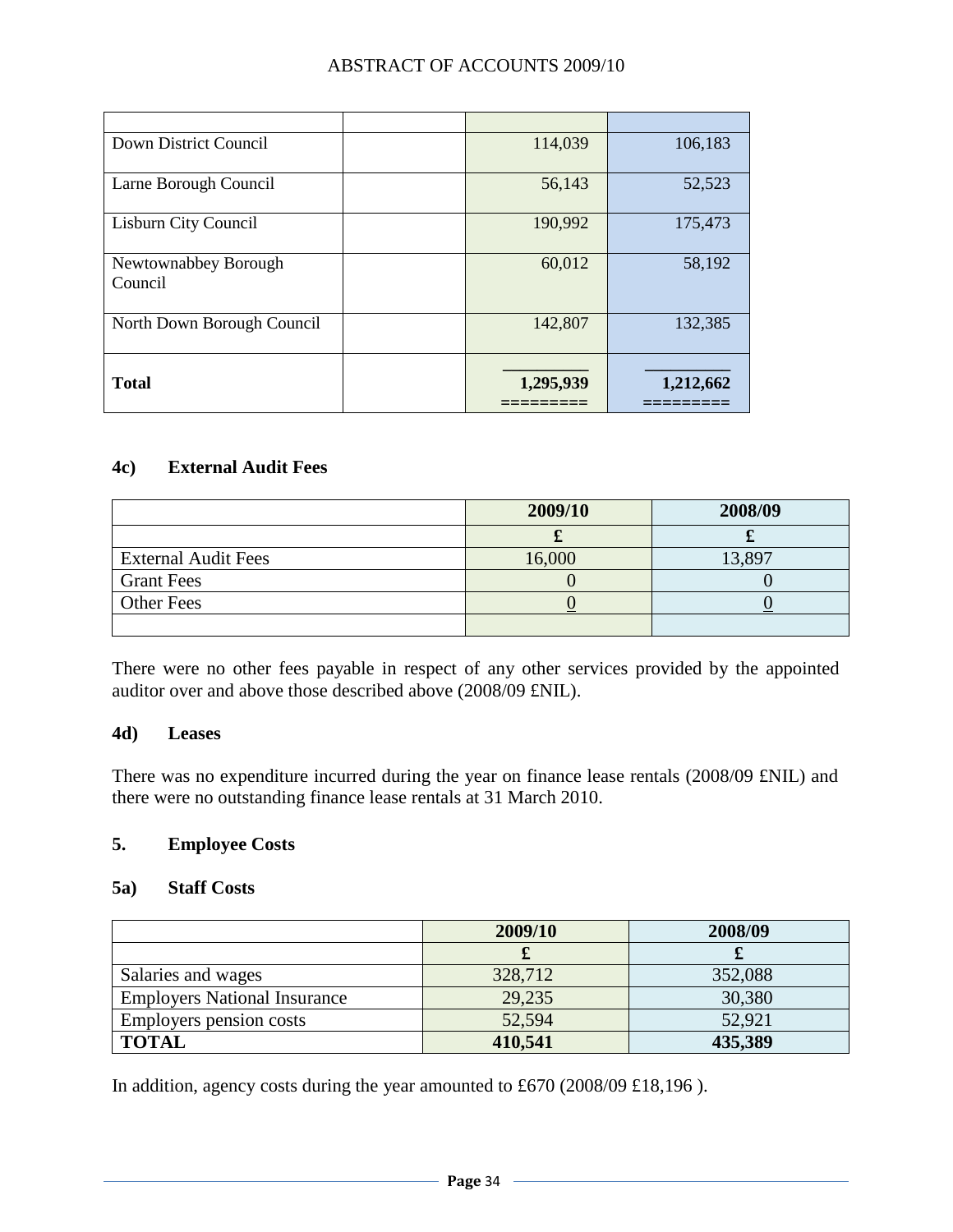| | | | |
|---|---|---|---|
| Down District Council | | 114,039 | 106,183 |
| Larne Borough Council | | 56,143 | 52,523 |
| Lisburn City Council | | 190,992 | 175,473 |
| Newtownabbey Borough Council | | 60,012 | 58,192 |
| North Down Borough Council | | 142,807 | 132,385 |
| **Total** | | **1,295,939** | **1,212,662** |

### 4c) External Audit Fees

| | 2009/10 | 2008/09 |
|---|---|---|
| | £ | £ |
| External Audit Fees | 16,000 | 13,897 |
| Grant Fees | 0 | 0 |
| Other Fees | 0 | 0 |
| | | |

There were no other fees payable in respect of any other services provided by the appointed auditor over and above those described above (2008/09 £NIL).

### 4d) Leases

There was no expenditure incurred during the year on finance lease rentals (2008/09 £NIL) and there were no outstanding finance lease rentals at 31 March 2010.

## 5. Employee Costs

### 5a) Staff Costs

| | 2009/10 | 2008/09 |
|---|---|---|
| | £ | £ |
| Salaries and wages | 328,712 | 352,088 |
| Employers National Insurance | 29,235 | 30,380 |
| Employers pension costs | 52,594 | 52,921 |
| **TOTAL** | **410,541** | **435,389** |

In addition, agency costs during the year amounted to £670 (2008/09 £18,196 ).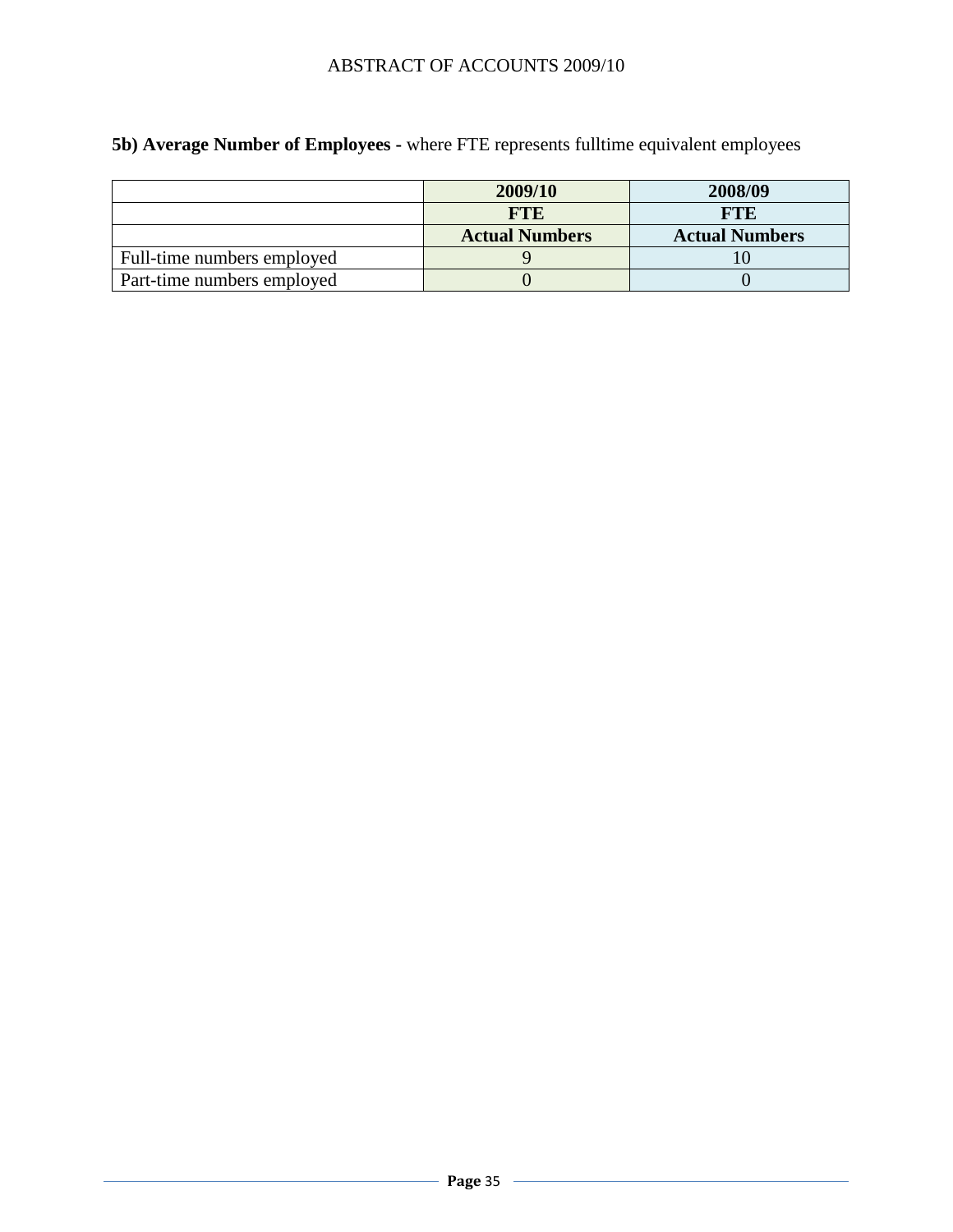**5b) Average Number of Employees -** where FTE represents fulltime equivalent employees

| | 2009/10 | 2008/09 |
|---|---|---|
| | **FTE** | **FTE** |
| | **Actual Numbers** | **Actual Numbers** |
| Full-time numbers employed | 9 | 10 |
| Part-time numbers employed | 0 | 0 |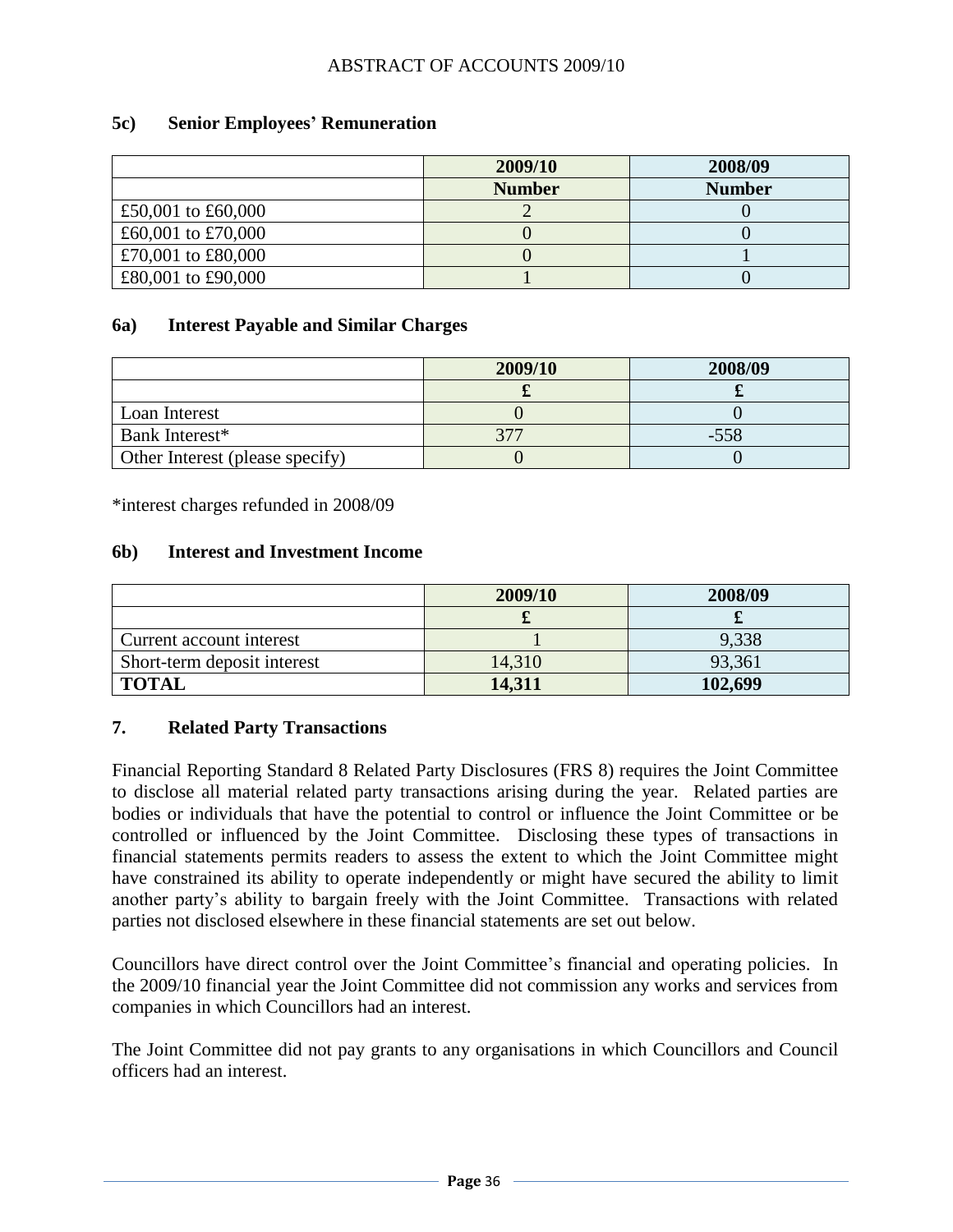### 5c) Senior Employees' Remuneration

| | 2009/10 | 2008/09 |
|---|---|---|
| | **Number** | **Number** |
| £50,001 to £60,000 | 2 | 0 |
| £60,001 to £70,000 | 0 | 0 |
| £70,001 to £80,000 | 0 | 1 |
| £80,001 to £90,000 | 1 | 0 |

### 6a) Interest Payable and Similar Charges

| | 2009/10 | 2008/09 |
|---|---|---|
| | **£** | **£** |
| Loan Interest | 0 | 0 |
| Bank Interest* | 377 | -558 |
| Other Interest (please specify) | 0 | 0 |

*interest charges refunded in 2008/09

### 6b) Interest and Investment Income

| | 2009/10 | 2008/09 |
|---|---|---|
| | **£** | **£** |
| Current account interest | 1 | 9,338 |
| Short-term deposit interest | 14,310 | 93,361 |
| **TOTAL** | **14,311** | **102,699** |

### 7. Related Party Transactions

Financial Reporting Standard 8 Related Party Disclosures (FRS 8) requires the Joint Committee to disclose all material related party transactions arising during the year. Related parties are bodies or individuals that have the potential to control or influence the Joint Committee or be controlled or influenced by the Joint Committee. Disclosing these types of transactions in financial statements permits readers to assess the extent to which the Joint Committee might have constrained its ability to operate independently or might have secured the ability to limit another party's ability to bargain freely with the Joint Committee. Transactions with related parties not disclosed elsewhere in these financial statements are set out below.

Councillors have direct control over the Joint Committee's financial and operating policies. In the 2009/10 financial year the Joint Committee did not commission any works and services from companies in which Councillors had an interest.

The Joint Committee did not pay grants to any organisations in which Councillors and Council officers had an interest.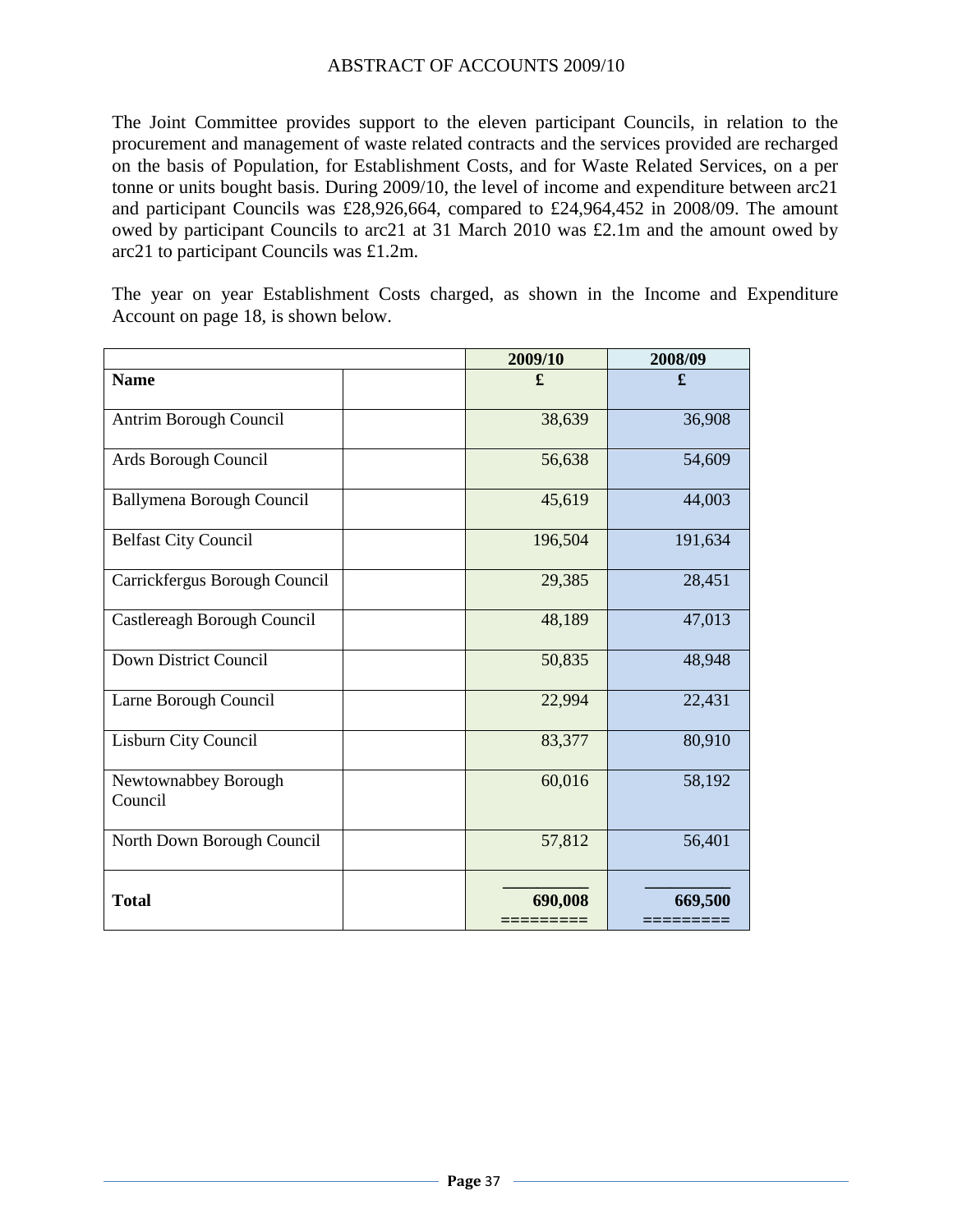ABSTRACT OF ACCOUNTS 2009/10

The Joint Committee provides support to the eleven participant Councils, in relation to the procurement and management of waste related contracts and the services provided are recharged on the basis of Population, for Establishment Costs, and for Waste Related Services, on a per tonne or units bought basis. During 2009/10, the level of income and expenditure between arc21 and participant Councils was £28,926,664, compared to £24,964,452 in 2008/09. The amount owed by participant Councils to arc21 at 31 March 2010 was £2.1m and the amount owed by arc21 to participant Councils was £1.2m.

The year on year Establishment Costs charged, as shown in the Income and Expenditure Account on page 18, is shown below.

| | | 2009/10 | 2008/09 |
|---|---|---|---|
| **Name** | | **£** | **£** |
| Antrim Borough Council | | 38,639 | 36,908 |
| Ards Borough Council | | 56,638 | 54,609 |
| Ballymena Borough Council | | 45,619 | 44,003 |
| Belfast City Council | | 196,504 | 191,634 |
| Carrickfergus Borough Council | | 29,385 | 28,451 |
| Castlereagh Borough Council | | 48,189 | 47,013 |
| Down District Council | | 50,835 | 48,948 |
| Larne Borough Council | | 22,994 | 22,431 |
| Lisburn City Council | | 83,377 | 80,910 |
| Newtownabbey Borough Council | | 60,016 | 58,192 |
| North Down Borough Council | | 57,812 | 56,401 |
| **Total** | | **690,008** | **669,500** |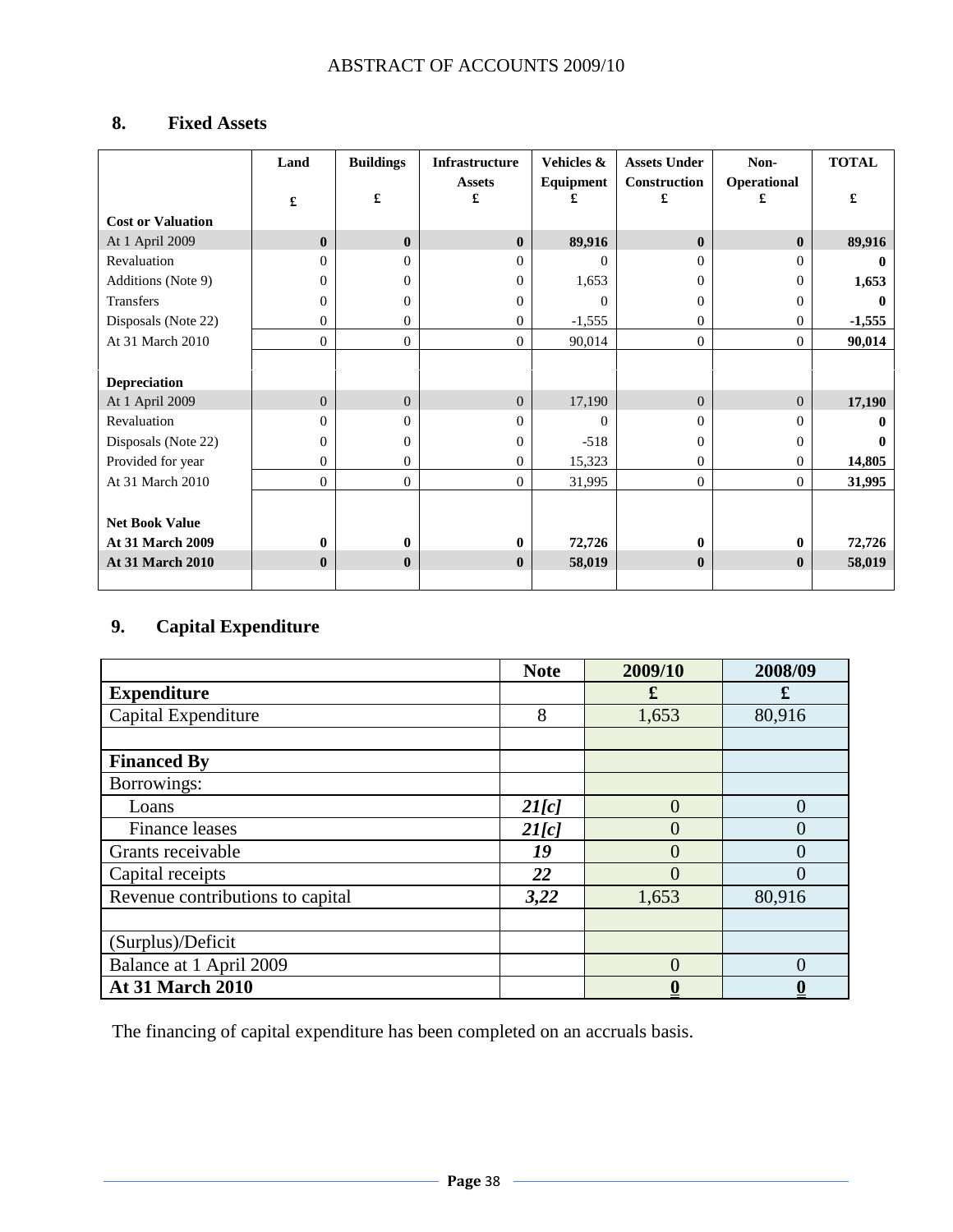ABSTRACT OF ACCOUNTS 2009/10

## 8. Fixed Assets

| | Land<br>£ | Buildings<br>£ | Infrastructure Assets<br>£ | Vehicles & Equipment<br>£ | Assets Under Construction<br>£ | Non-Operational<br>£ | TOTAL<br>£ |
|---|---|---|---|---|---|---|---|
| **Cost or Valuation** | | | | | | | |
| At 1 April 2009 | **0** | **0** | **0** | **89,916** | **0** | **0** | **89,916** |
| Revaluation | 0 | 0 | 0 | 0 | 0 | 0 | **0** |
| Additions (Note 9) | 0 | 0 | 0 | 1,653 | 0 | 0 | **1,653** |
| Transfers | 0 | 0 | 0 | 0 | 0 | 0 | **0** |
| Disposals (Note 22) | 0 | 0 | 0 | -1,555 | 0 | 0 | **-1,555** |
| At 31 March 2010 | 0 | 0 | 0 | 90,014 | 0 | 0 | **90,014** |
| | | | | | | | |
| **Depreciation** | | | | | | | |
| At 1 April 2009 | 0 | 0 | 0 | 17,190 | 0 | 0 | **17,190** |
| Revaluation | 0 | 0 | 0 | 0 | 0 | 0 | **0** |
| Disposals (Note 22) | 0 | 0 | 0 | -518 | 0 | 0 | **0** |
| Provided for year | 0 | 0 | 0 | 15,323 | 0 | 0 | **14,805** |
| At 31 March 2010 | 0 | 0 | 0 | 31,995 | 0 | 0 | **31,995** |
| | | | | | | | |
| **Net Book Value** | | | | | | | |
| **At 31 March 2009** | **0** | **0** | **0** | **72,726** | **0** | **0** | **72,726** |
| **At 31 March 2010** | **0** | **0** | **0** | **58,019** | **0** | **0** | **58,019** |

## 9. Capital Expenditure

| | Note | 2009/10 | 2008/09 |
|---|---|---|---|
| **Expenditure** | | **£** | **£** |
| Capital Expenditure | 8 | 1,653 | 80,916 |
| | | | |
| **Financed By** | | | |
| Borrowings: | | | |
| Loans | ***21[c]*** | 0 | 0 |
| Finance leases | ***21[c]*** | 0 | 0 |
| Grants receivable | ***19*** | 0 | 0 |
| Capital receipts | ***22*** | 0 | 0 |
| Revenue contributions to capital | ***3,22*** | 1,653 | 80,916 |
| | | | |
| (Surplus)/Deficit | | | |
| Balance at 1 April 2009 | | 0 | 0 |
| **At 31 March 2010** | | **0** | **0** |

The financing of capital expenditure has been completed on an accruals basis.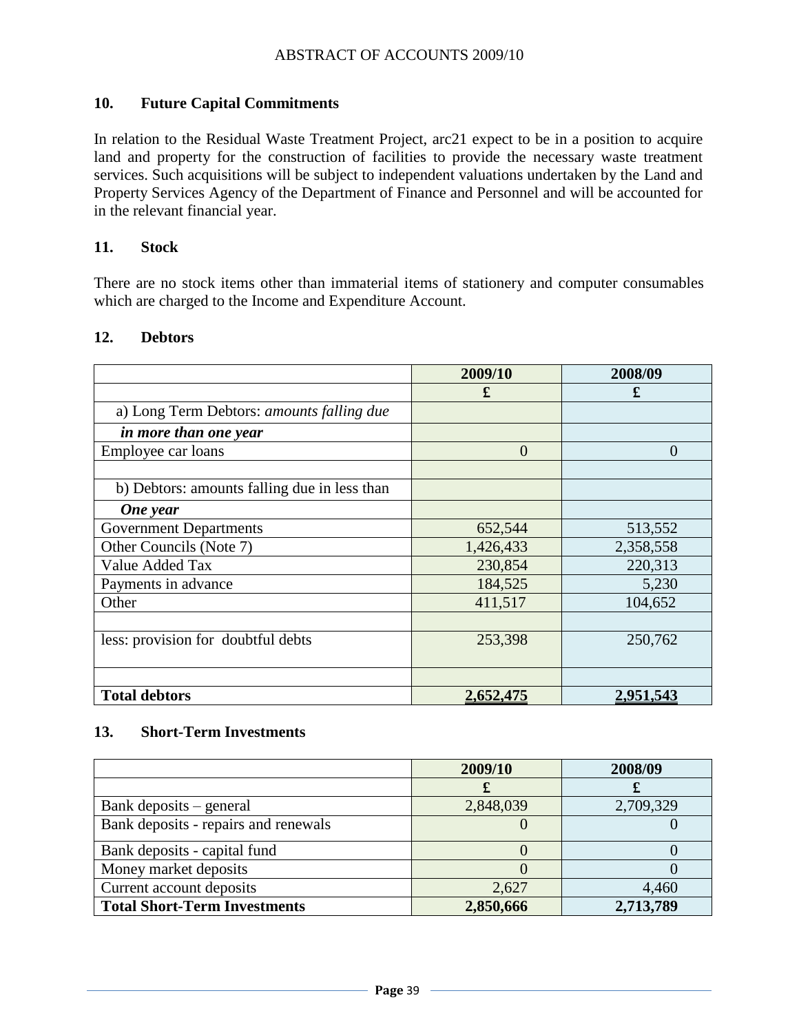## 10. Future Capital Commitments

In relation to the Residual Waste Treatment Project, arc21 expect to be in a position to acquire land and property for the construction of facilities to provide the necessary waste treatment services. Such acquisitions will be subject to independent valuations undertaken by the Land and Property Services Agency of the Department of Finance and Personnel and will be accounted for in the relevant financial year.

## 11. Stock

There are no stock items other than immaterial items of stationery and computer consumables which are charged to the Income and Expenditure Account.

## 12. Debtors

| | 2009/10 | 2008/09 |
|---|---|---|
| | £ | £ |
| a) Long Term Debtors: *amounts falling due* | | |
| ***in more than one year*** | | |
| Employee car loans | 0 | 0 |
| | | |
| b) Debtors: amounts falling due in less than | | |
| ***One year*** | | |
| Government Departments | 652,544 | 513,552 |
| Other Councils (Note 7) | 1,426,433 | 2,358,558 |
| Value Added Tax | 230,854 | 220,313 |
| Payments in advance | 184,525 | 5,230 |
| Other | 411,517 | 104,652 |
| | | |
| less: provision for doubtful debts | 253,398 | 250,762 |
| | | |
| **Total debtors** | **2,652,475** | **2,951,543** |

## 13. Short-Term Investments

| | 2009/10 | 2008/09 |
|---|---|---|
| | £ | £ |
| Bank deposits – general | 2,848,039 | 2,709,329 |
| Bank deposits - repairs and renewals | 0 | 0 |
| Bank deposits - capital fund | 0 | 0 |
| Money market deposits | 0 | 0 |
| Current account deposits | 2,627 | 4,460 |
| **Total Short-Term Investments** | **2,850,666** | **2,713,789** |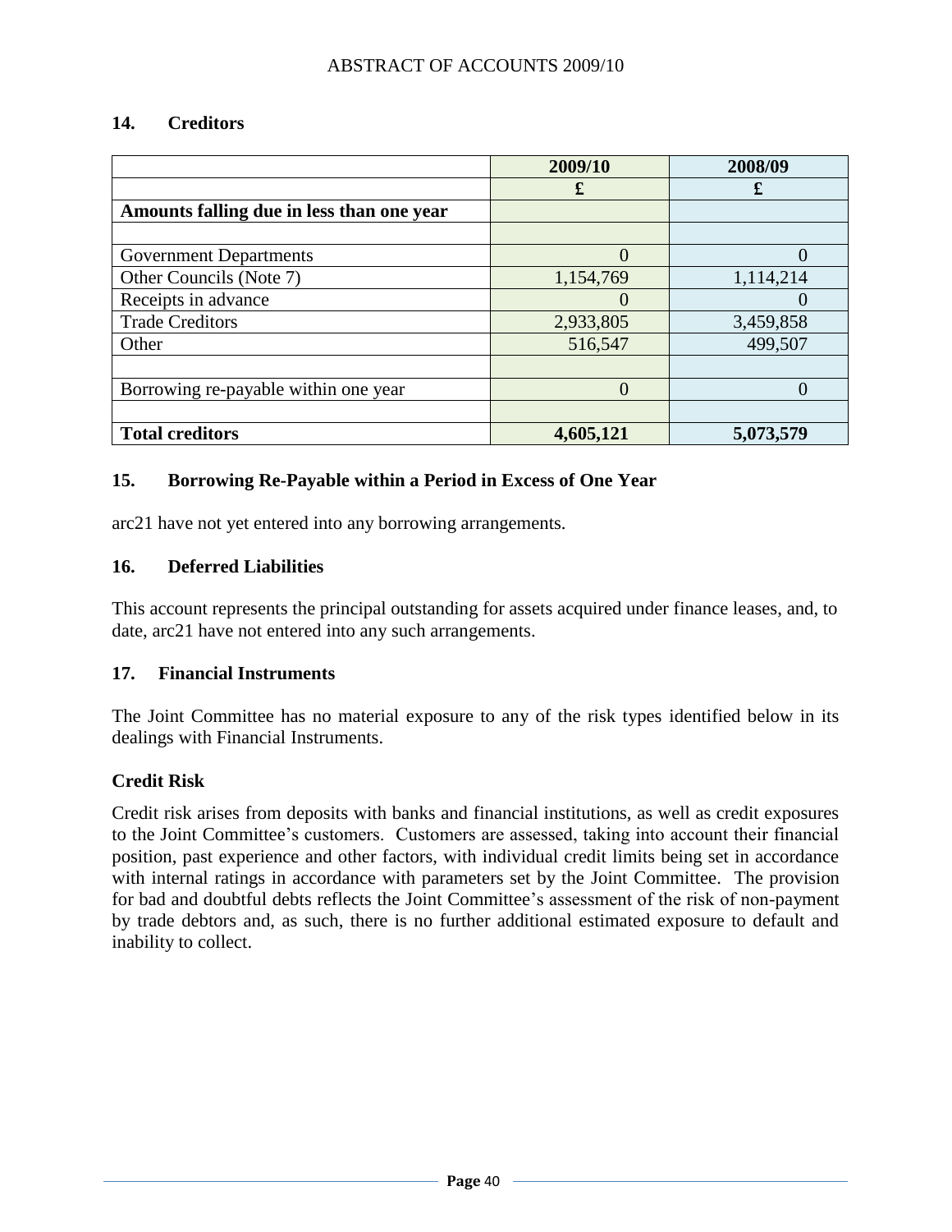## 14. Creditors

| | 2009/10 | 2008/09 |
|---|---|---|
| | £ | £ |
| **Amounts falling due in less than one year** | | |
| | | |
| Government Departments | 0 | 0 |
| Other Councils (Note 7) | 1,154,769 | 1,114,214 |
| Receipts in advance | 0 | 0 |
| Trade Creditors | 2,933,805 | 3,459,858 |
| Other | 516,547 | 499,507 |
| | | |
| Borrowing re-payable within one year | 0 | 0 |
| | | |
| **Total creditors** | **4,605,121** | **5,073,579** |

## 15. Borrowing Re-Payable within a Period in Excess of One Year

arc21 have not yet entered into any borrowing arrangements.

## 16. Deferred Liabilities

This account represents the principal outstanding for assets acquired under finance leases, and, to date, arc21 have not entered into any such arrangements.

## 17. Financial Instruments

The Joint Committee has no material exposure to any of the risk types identified below in its dealings with Financial Instruments.

### Credit Risk

Credit risk arises from deposits with banks and financial institutions, as well as credit exposures to the Joint Committee's customers. Customers are assessed, taking into account their financial position, past experience and other factors, with individual credit limits being set in accordance with internal ratings in accordance with parameters set by the Joint Committee. The provision for bad and doubtful debts reflects the Joint Committee's assessment of the risk of non-payment by trade debtors and, as such, there is no further additional estimated exposure to default and inability to collect.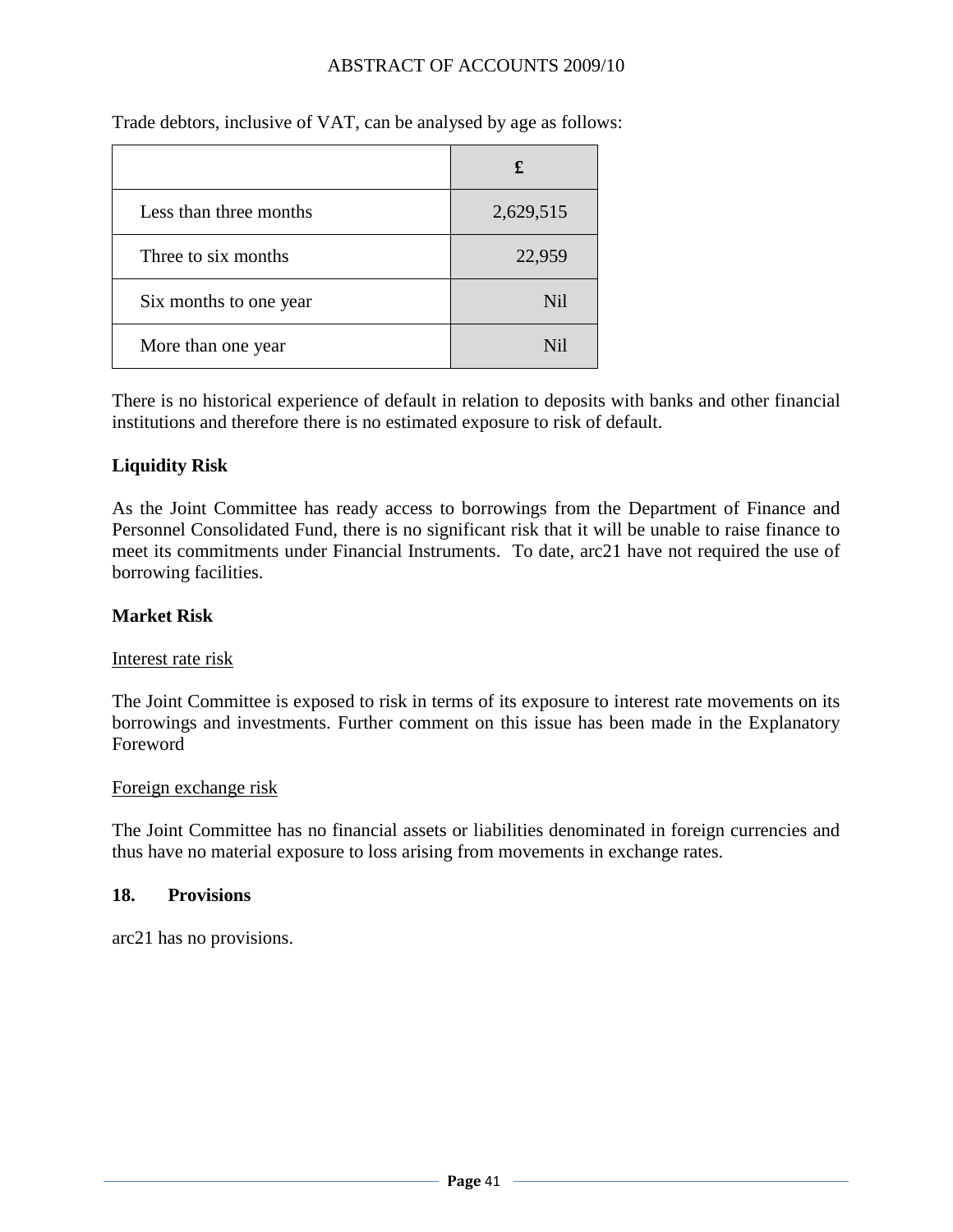Trade debtors, inclusive of VAT, can be analysed by age as follows:

| | £ |
|---|---|
| Less than three months | 2,629,515 |
| Three to six months | 22,959 |
| Six months to one year | Nil |
| More than one year | Nil |

There is no historical experience of default in relation to deposits with banks and other financial institutions and therefore there is no estimated exposure to risk of default.

**Liquidity Risk**

As the Joint Committee has ready access to borrowings from the Department of Finance and Personnel Consolidated Fund, there is no significant risk that it will be unable to raise finance to meet its commitments under Financial Instruments. To date, arc21 have not required the use of borrowing facilities.

**Market Risk**

Interest rate risk

The Joint Committee is exposed to risk in terms of its exposure to interest rate movements on its borrowings and investments. Further comment on this issue has been made in the Explanatory Foreword

Foreign exchange risk

The Joint Committee has no financial assets or liabilities denominated in foreign currencies and thus have no material exposure to loss arising from movements in exchange rates.

**18. Provisions**

arc21 has no provisions.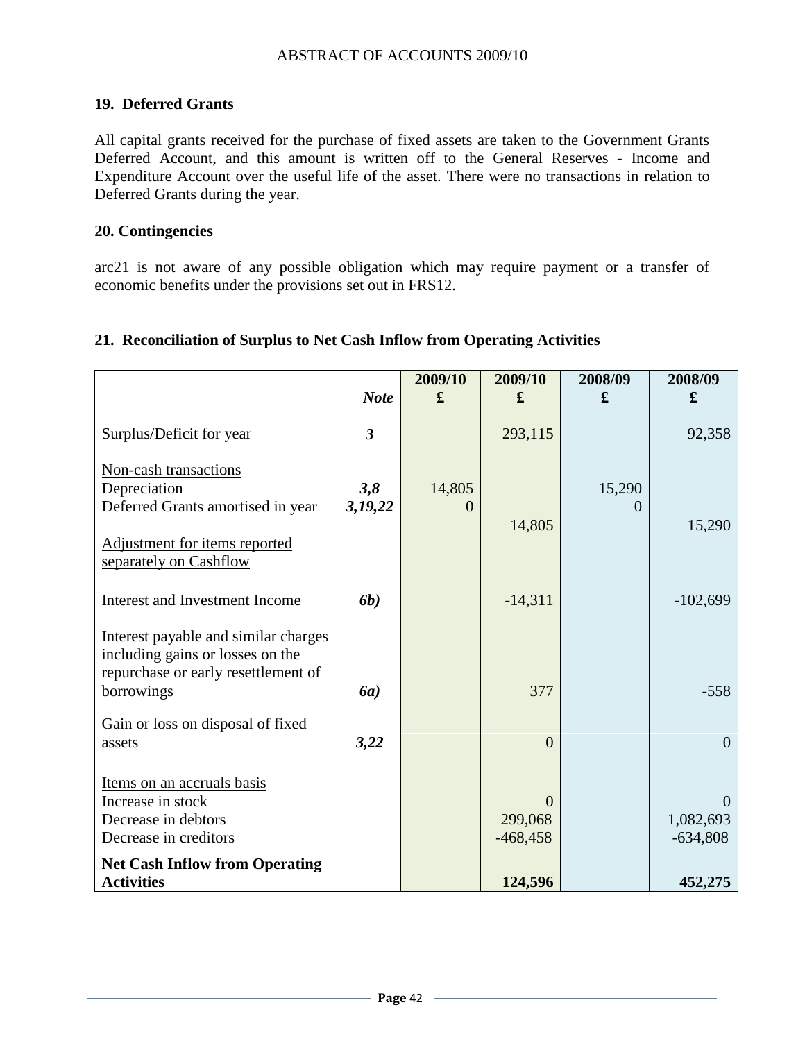## 19. Deferred Grants

All capital grants received for the purchase of fixed assets are taken to the Government Grants Deferred Account, and this amount is written off to the General Reserves - Income and Expenditure Account over the useful life of the asset. There were no transactions in relation to Deferred Grants during the year.

## 20. Contingencies

arc21 is not aware of any possible obligation which may require payment or a transfer of economic benefits under the provisions set out in FRS12.

## 21. Reconciliation of Surplus to Net Cash Inflow from Operating Activities

| | *Note* | 2009/10 £ | 2009/10 £ | 2008/09 £ | 2008/09 £ |
|---|---|---|---|---|---|
| Surplus/Deficit for year | *3* | | 293,115 | | 92,358 |
| Non-cash transactions | | | | | |
| Depreciation | *3,8* | 14,805 | | 15,290 | |
| Deferred Grants amortised in year | *3,19,22* | 0 | | 0 | |
| | | | 14,805 | | 15,290 |
| Adjustment for items reported separately on Cashflow | | | | | |
| Interest and Investment Income | *6b)* | | -14,311 | | -102,699 |
| Interest payable and similar charges including gains or losses on the repurchase or early resettlement of borrowings | *6a)* | | 377 | | -558 |
| Gain or loss on disposal of fixed assets | *3,22* | | 0 | | 0 |
| Items on an accruals basis | | | | | |
| Increase in stock | | | 0 | | 0 |
| Decrease in debtors | | | 299,068 | | 1,082,693 |
| Decrease in creditors | | | -468,458 | | -634,808 |
| **Net Cash Inflow from Operating Activities** | | | **124,596** | | **452,275** |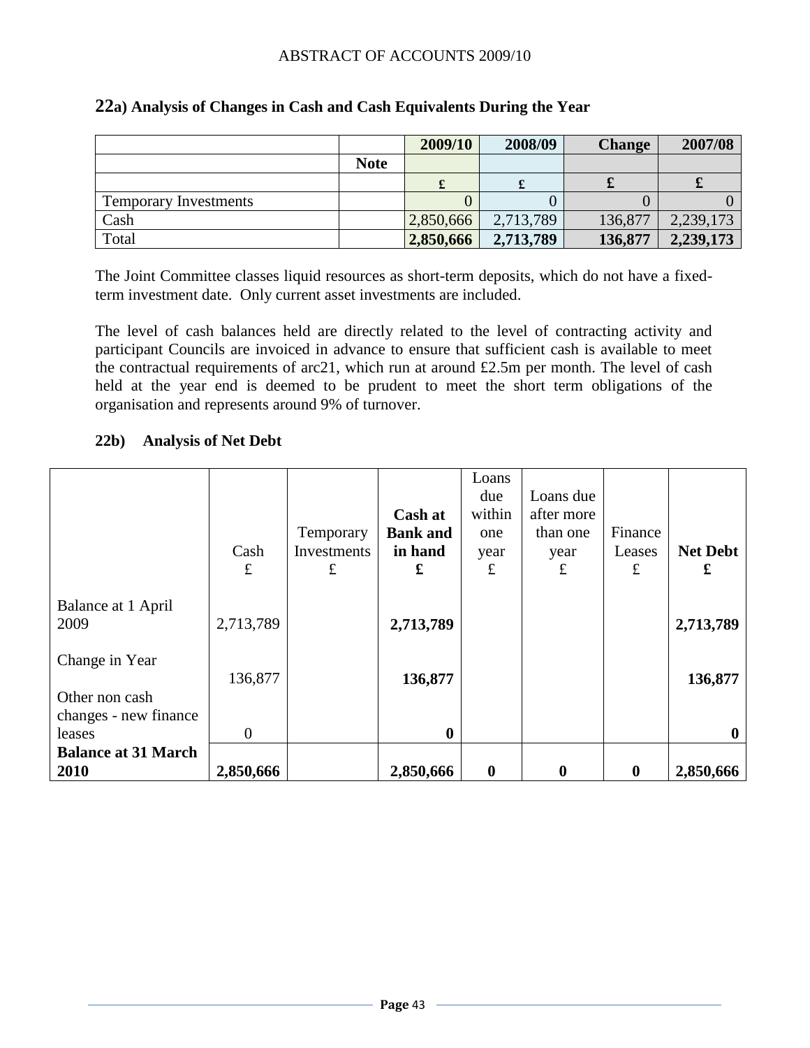## 22a) Analysis of Changes in Cash and Cash Equivalents During the Year

| | | 2009/10 | 2008/09 | Change | 2007/08 |
|---|---|---|---|---|---|
| | Note | | | | |
| | | £ | £ | £ | £ |
| Temporary Investments | | 0 | 0 | 0 | 0 |
| Cash | | 2,850,666 | 2,713,789 | 136,877 | 2,239,173 |
| Total | | **2,850,666** | **2,713,789** | **136,877** | **2,239,173** |

The Joint Committee classes liquid resources as short-term deposits, which do not have a fixed-term investment date. Only current asset investments are included.

The level of cash balances held are directly related to the level of contracting activity and participant Councils are invoiced in advance to ensure that sufficient cash is available to meet the contractual requirements of arc21, which run at around £2.5m per month. The level of cash held at the year end is deemed to be prudent to meet the short term obligations of the organisation and represents around 9% of turnover.

## 22b) Analysis of Net Debt

| | Cash £ | Temporary Investments £ | **Cash at Bank and in hand £** | Loans due within one year £ | Loans due after more than one year £ | Finance Leases £ | **Net Debt £** |
|---|---|---|---|---|---|---|---|
| Balance at 1 April 2009 | 2,713,789 | | **2,713,789** | | | | **2,713,789** |
| Change in Year | 136,877 | | **136,877** | | | | **136,877** |
| Other non cash changes - new finance leases | 0 | | **0** | | | | **0** |
| **Balance at 31 March 2010** | **2,850,666** | | **2,850,666** | **0** | **0** | **0** | **2,850,666** |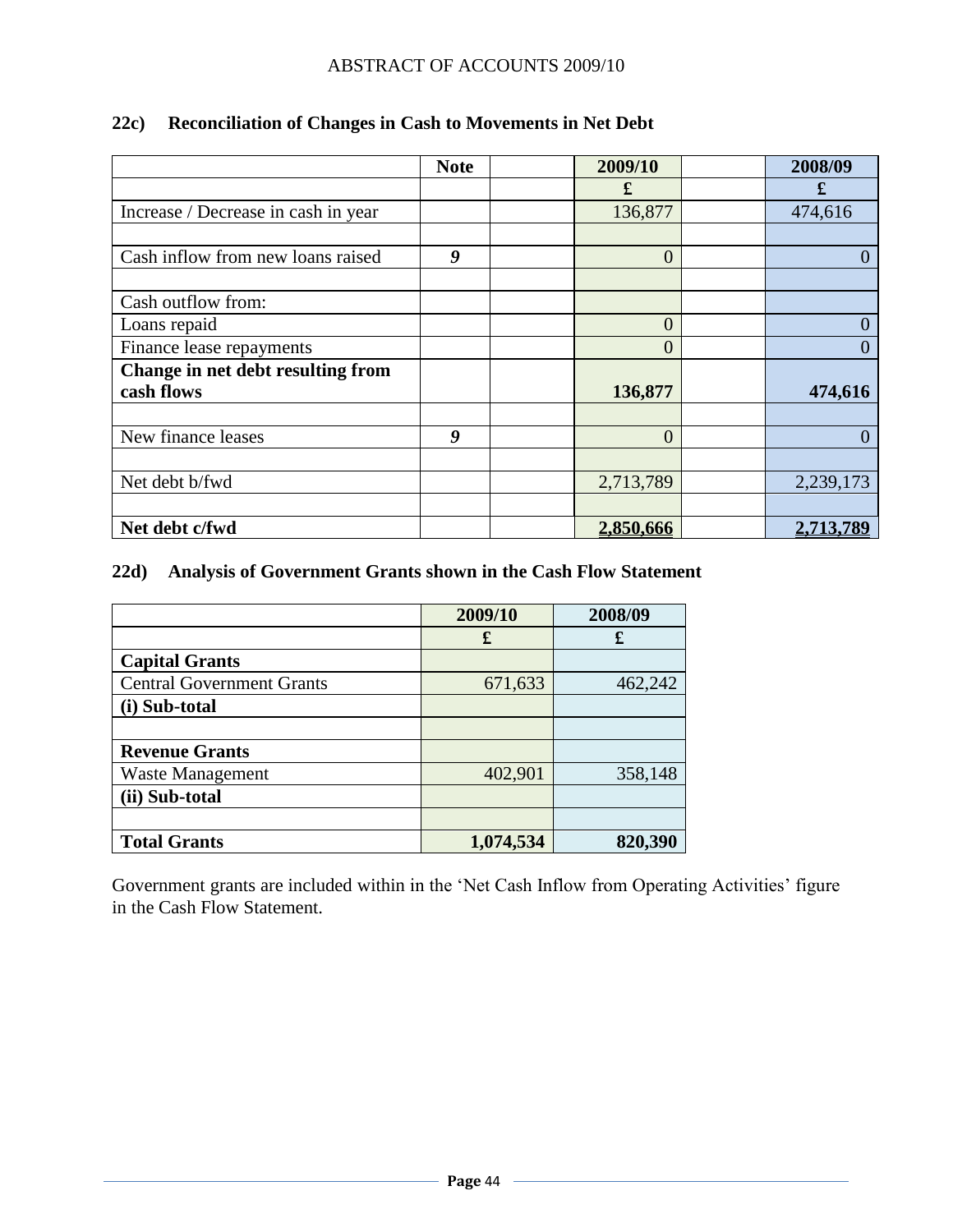## 22c) Reconciliation of Changes in Cash to Movements in Net Debt

| | Note | | 2009/10 | | 2008/09 |
|---|---|---|---|---|---|
| | | | £ | | £ |
| Increase / Decrease in cash in year | | | 136,877 | | 474,616 |
| | | | | | |
| Cash inflow from new loans raised | *9* | | 0 | | 0 |
| | | | | | |
| Cash outflow from: | | | | | |
| Loans repaid | | | 0 | | 0 |
| Finance lease repayments | | | 0 | | 0 |
| **Change in net debt resulting from cash flows** | | | **136,877** | | **474,616** |
| | | | | | |
| New finance leases | *9* | | 0 | | 0 |
| | | | | | |
| Net debt b/fwd | | | 2,713,789 | | 2,239,173 |
| | | | | | |
| **Net debt c/fwd** | | | **2,850,666** | | **2,713,789** |

## 22d) Analysis of Government Grants shown in the Cash Flow Statement

| | 2009/10 | 2008/09 |
|---|---|---|
| | £ | £ |
| **Capital Grants** | | |
| Central Government Grants | 671,633 | 462,242 |
| **(i) Sub-total** | | |
| | | |
| **Revenue Grants** | | |
| Waste Management | 402,901 | 358,148 |
| **(ii) Sub-total** | | |
| | | |
| **Total Grants** | **1,074,534** | **820,390** |

Government grants are included within in the 'Net Cash Inflow from Operating Activities' figure in the Cash Flow Statement.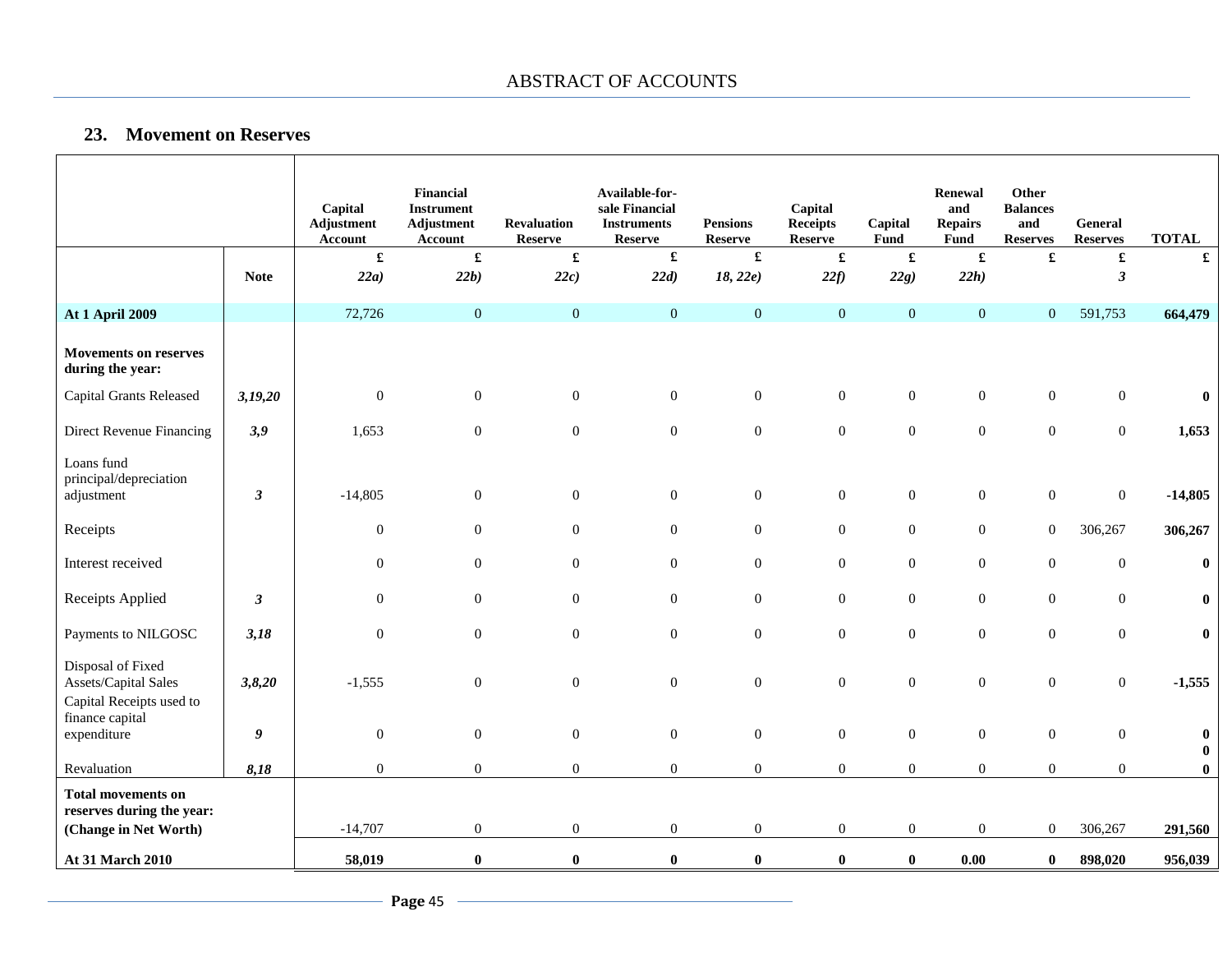## 23. Movement on Reserves

| | | Capital Adjustment Account | Financial Instrument Adjustment Account | Revaluation Reserve | Available-for-sale Financial Instruments Reserve | Pensions Reserve | Capital Receipts Reserve | Capital Fund | Renewal and Repairs Fund | Other Balances and Reserves | General Reserves | TOTAL |
|---|---|---|---|---|---|---|---|---|---|---|---|---|
| | | £ | £ | £ | £ | £ | £ | £ | £ | £ | £ | £ |
| | **Note** | *22a)* | *22b)* | *22c)* | *22d)* | *18, 22e)* | *22f)* | *22g)* | *22h)* | | *3* | |
| **At 1 April 2009** | | 72,726 | 0 | 0 | 0 | 0 | 0 | 0 | 0 | 0 | 591,753 | **664,479** |
| **Movements on reserves during the year:** | | | | | | | | | | | | |
| Capital Grants Released | ***3,19,20*** | 0 | 0 | 0 | 0 | 0 | 0 | 0 | 0 | 0 | 0 | **0** |
| Direct Revenue Financing | ***3,9*** | 1,653 | 0 | 0 | 0 | 0 | 0 | 0 | 0 | 0 | 0 | **1,653** |
| Loans fund principal/depreciation adjustment | ***3*** | -14,805 | 0 | 0 | 0 | 0 | 0 | 0 | 0 | 0 | 0 | **-14,805** |
| Receipts | | 0 | 0 | 0 | 0 | 0 | 0 | 0 | 0 | 0 | 306,267 | **306,267** |
| Interest received | | 0 | 0 | 0 | 0 | 0 | 0 | 0 | 0 | 0 | 0 | **0** |
| Receipts Applied | ***3*** | 0 | 0 | 0 | 0 | 0 | 0 | 0 | 0 | 0 | 0 | **0** |
| Payments to NILGOSC | ***3,18*** | 0 | 0 | 0 | 0 | 0 | 0 | 0 | 0 | 0 | 0 | **0** |
| Disposal of Fixed Assets/Capital Sales | ***3,8,20*** | -1,555 | 0 | 0 | 0 | 0 | 0 | 0 | 0 | 0 | 0 | **-1,555** |
| Capital Receipts used to finance capital expenditure | ***9*** | 0 | 0 | 0 | 0 | 0 | 0 | 0 | 0 | 0 | 0 | **0** |
| | | | | | | | | | | | | **0** |
| Revaluation | ***8,18*** | 0 | 0 | 0 | 0 | 0 | 0 | 0 | 0 | 0 | 0 | **0** |
| **Total movements on reserves during the year: (Change in Net Worth)** | | -14,707 | 0 | 0 | 0 | 0 | 0 | 0 | 0 | 0 | 306,267 | **291,560** |
| **At 31 March 2010** | | **58,019** | **0** | **0** | **0** | **0** | **0** | **0** | **0.00** | **0** | **898,020** | **956,039** |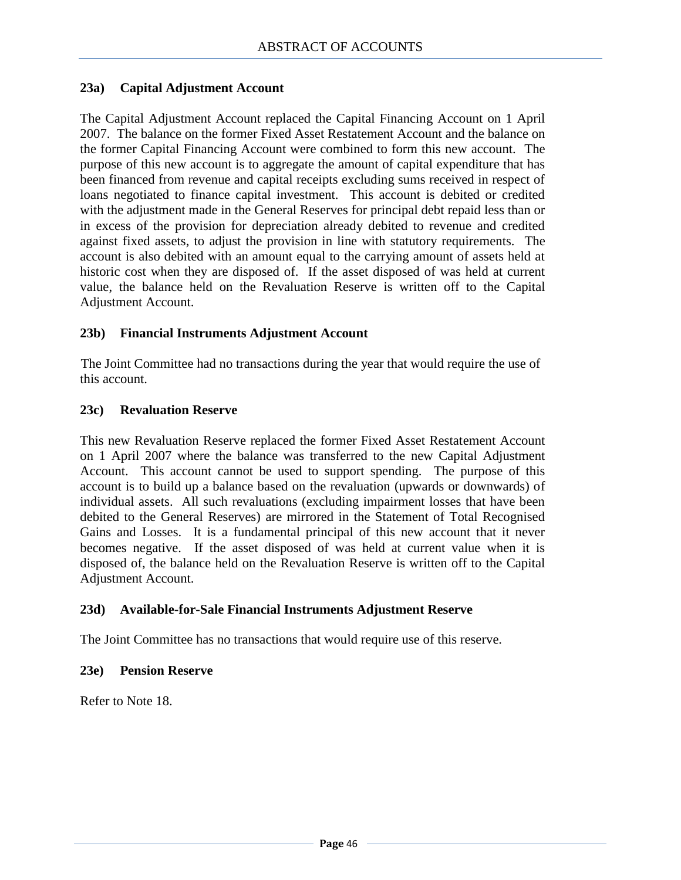### 23a) Capital Adjustment Account

The Capital Adjustment Account replaced the Capital Financing Account on 1 April 2007. The balance on the former Fixed Asset Restatement Account and the balance on the former Capital Financing Account were combined to form this new account. The purpose of this new account is to aggregate the amount of capital expenditure that has been financed from revenue and capital receipts excluding sums received in respect of loans negotiated to finance capital investment. This account is debited or credited with the adjustment made in the General Reserves for principal debt repaid less than or in excess of the provision for depreciation already debited to revenue and credited against fixed assets, to adjust the provision in line with statutory requirements. The account is also debited with an amount equal to the carrying amount of assets held at historic cost when they are disposed of. If the asset disposed of was held at current value, the balance held on the Revaluation Reserve is written off to the Capital Adjustment Account.

### 23b) Financial Instruments Adjustment Account

The Joint Committee had no transactions during the year that would require the use of this account.

### 23c) Revaluation Reserve

This new Revaluation Reserve replaced the former Fixed Asset Restatement Account on 1 April 2007 where the balance was transferred to the new Capital Adjustment Account. This account cannot be used to support spending. The purpose of this account is to build up a balance based on the revaluation (upwards or downwards) of individual assets. All such revaluations (excluding impairment losses that have been debited to the General Reserves) are mirrored in the Statement of Total Recognised Gains and Losses. It is a fundamental principal of this new account that it never becomes negative. If the asset disposed of was held at current value when it is disposed of, the balance held on the Revaluation Reserve is written off to the Capital Adjustment Account.

### 23d) Available-for-Sale Financial Instruments Adjustment Reserve

The Joint Committee has no transactions that would require use of this reserve.

### 23e) Pension Reserve

Refer to Note 18.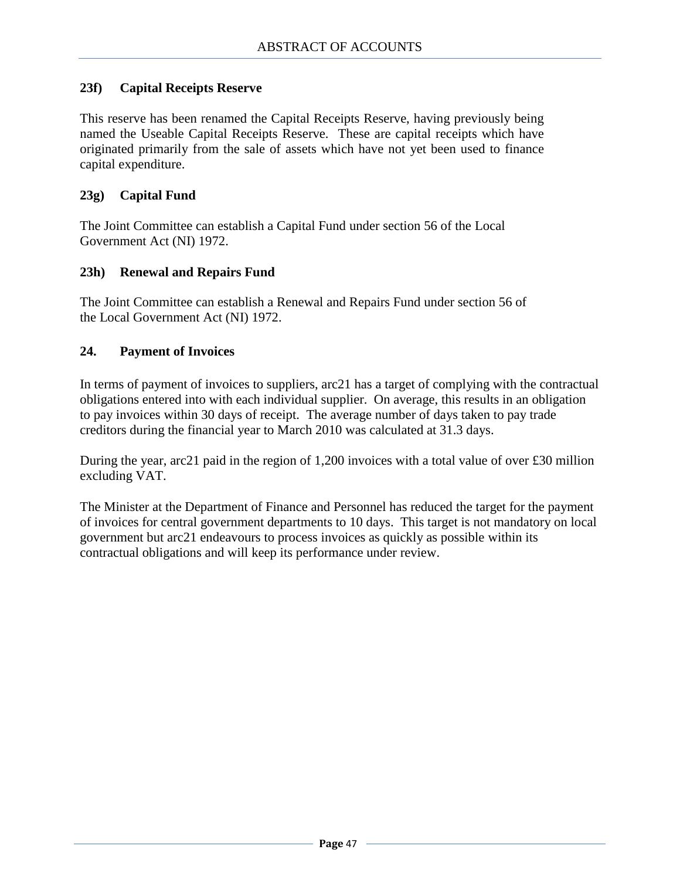### 23f) Capital Receipts Reserve

This reserve has been renamed the Capital Receipts Reserve, having previously being named the Useable Capital Receipts Reserve. These are capital receipts which have originated primarily from the sale of assets which have not yet been used to finance capital expenditure.

### 23g) Capital Fund

The Joint Committee can establish a Capital Fund under section 56 of the Local Government Act (NI) 1972.

### 23h) Renewal and Repairs Fund

The Joint Committee can establish a Renewal and Repairs Fund under section 56 of the Local Government Act (NI) 1972.

## 24. Payment of Invoices

In terms of payment of invoices to suppliers, arc21 has a target of complying with the contractual obligations entered into with each individual supplier. On average, this results in an obligation to pay invoices within 30 days of receipt. The average number of days taken to pay trade creditors during the financial year to March 2010 was calculated at 31.3 days.

During the year, arc21 paid in the region of 1,200 invoices with a total value of over £30 million excluding VAT.

The Minister at the Department of Finance and Personnel has reduced the target for the payment of invoices for central government departments to 10 days. This target is not mandatory on local government but arc21 endeavours to process invoices as quickly as possible within its contractual obligations and will keep its performance under review.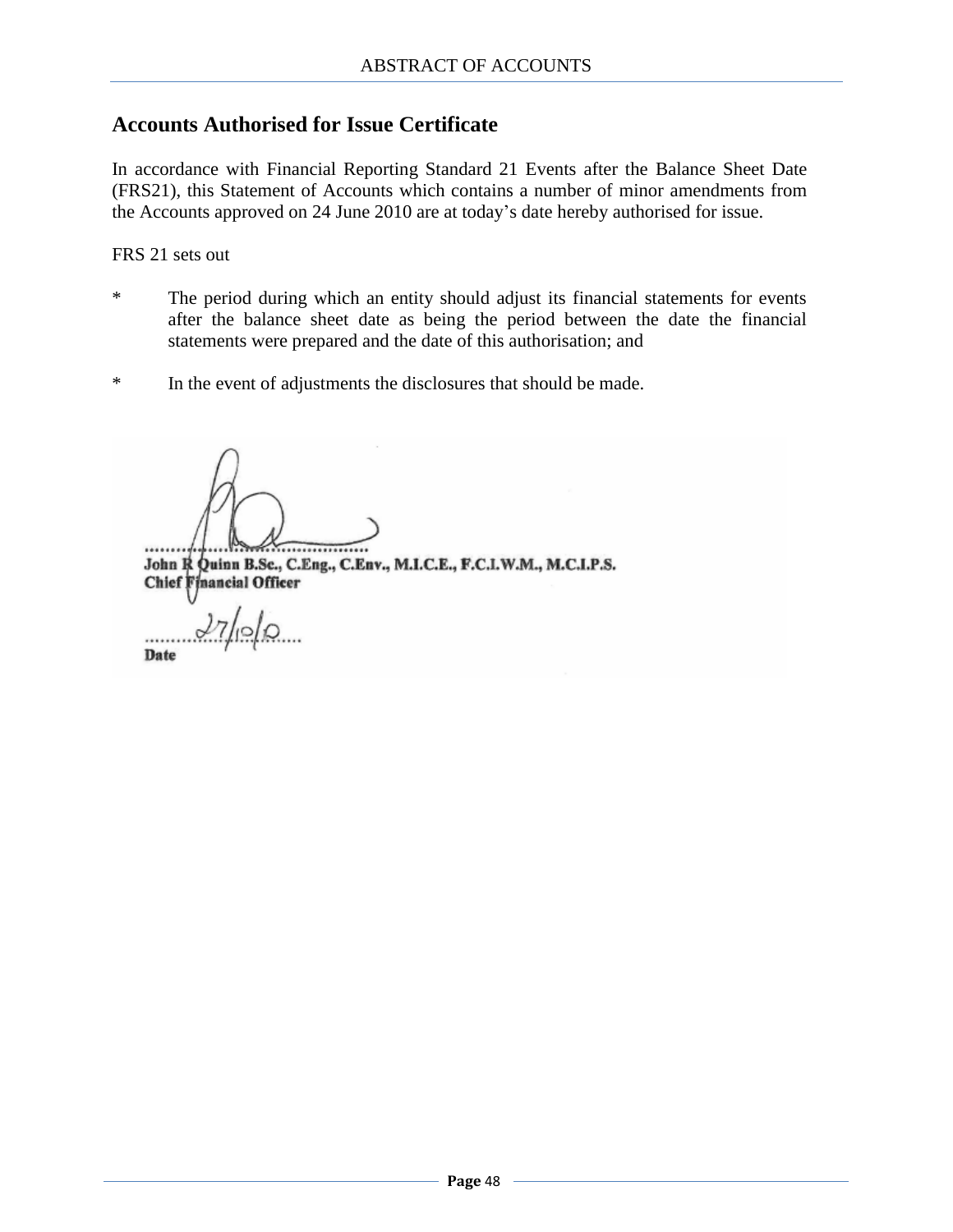## Accounts Authorised for Issue Certificate

In accordance with Financial Reporting Standard 21 Events after the Balance Sheet Date (FRS21), this Statement of Accounts which contains a number of minor amendments from the Accounts approved on 24 June 2010 are at today's date hereby authorised for issue.

FRS 21 sets out

* The period during which an entity should adjust its financial statements for events after the balance sheet date as being the period between the date the financial statements were prepared and the date of this authorisation; and

* In the event of adjustments the disclosures that should be made.

..........................................

**John R Quinn B.Sc., C.Eng., C.Env., M.I.C.E., F.C.I.W.M., M.C.I.P.S.**
**Chief Financial Officer**

.......27/10/10.......
**Date**